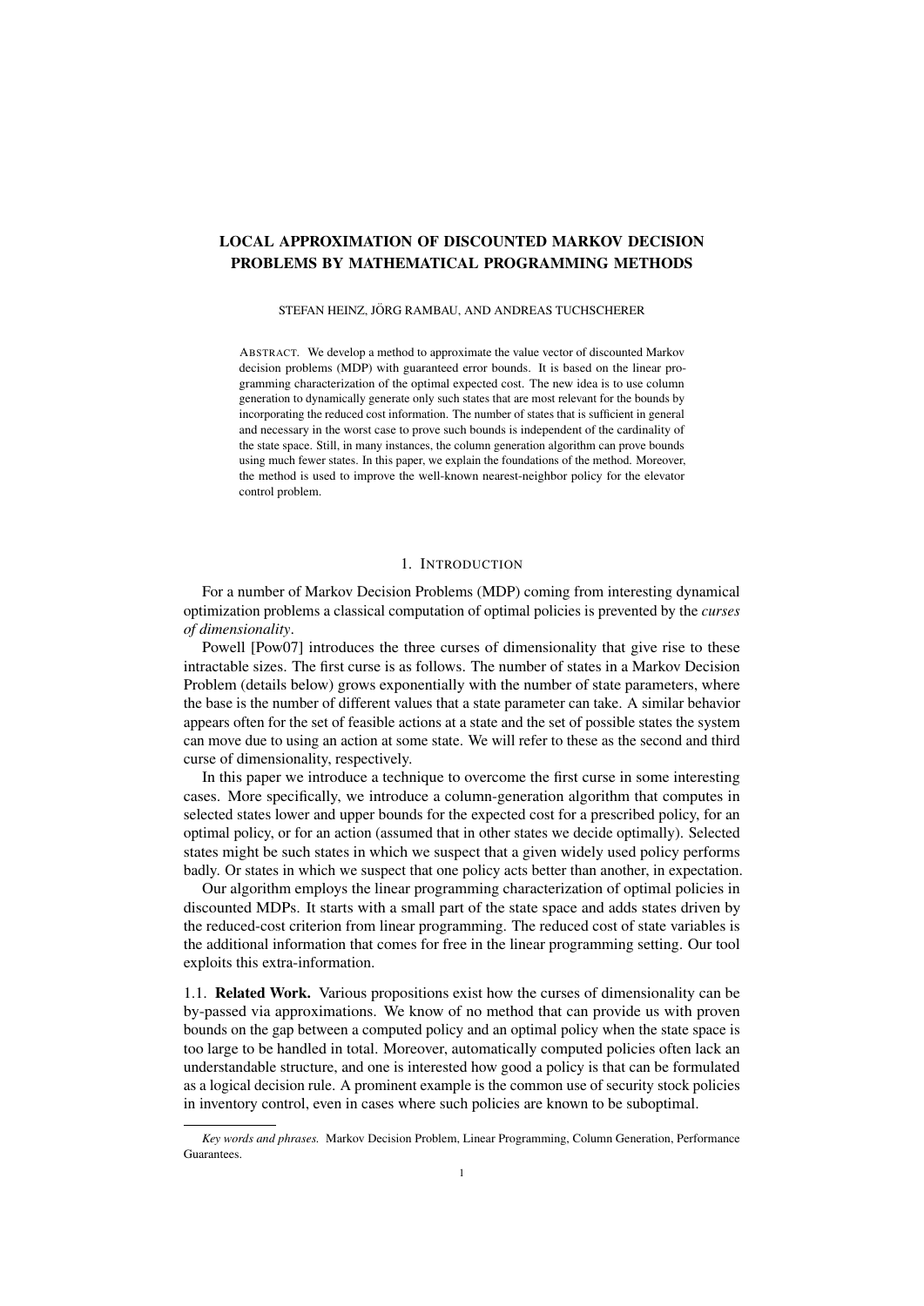# LOCAL APPROXIMATION OF DISCOUNTED MARKOV DECISION PROBLEMS BY MATHEMATICAL PROGRAMMING METHODS

STEFAN HEINZ, JÖRG RAMBAU, AND ANDREAS TUCHSCHERER

ABSTRACT. We develop a method to approximate the value vector of discounted Markov decision problems (MDP) with guaranteed error bounds. It is based on the linear programming characterization of the optimal expected cost. The new idea is to use column generation to dynamically generate only such states that are most relevant for the bounds by incorporating the reduced cost information. The number of states that is sufficient in general and necessary in the worst case to prove such bounds is independent of the cardinality of the state space. Still, in many instances, the column generation algorithm can prove bounds using much fewer states. In this paper, we explain the foundations of the method. Moreover, the method is used to improve the well-known nearest-neighbor policy for the elevator control problem.

## 1. INTRODUCTION

For a number of Markov Decision Problems (MDP) coming from interesting dynamical optimization problems a classical computation of optimal policies is prevented by the *curses of dimensionality*.

Powell [Pow07] introduces the three curses of dimensionality that give rise to these intractable sizes. The first curse is as follows. The number of states in a Markov Decision Problem (details below) grows exponentially with the number of state parameters, where the base is the number of different values that a state parameter can take. A similar behavior appears often for the set of feasible actions at a state and the set of possible states the system can move due to using an action at some state. We will refer to these as the second and third curse of dimensionality, respectively.

In this paper we introduce a technique to overcome the first curse in some interesting cases. More specifically, we introduce a column-generation algorithm that computes in selected states lower and upper bounds for the expected cost for a prescribed policy, for an optimal policy, or for an action (assumed that in other states we decide optimally). Selected states might be such states in which we suspect that a given widely used policy performs badly. Or states in which we suspect that one policy acts better than another, in expectation.

Our algorithm employs the linear programming characterization of optimal policies in discounted MDPs. It starts with a small part of the state space and adds states driven by the reduced-cost criterion from linear programming. The reduced cost of state variables is the additional information that comes for free in the linear programming setting. Our tool exploits this extra-information.

### 1.1. Related Work.

Various propositions exist how the curses of dimensionality can be by-passed via approximations. We know of no method that can provide us with proven bounds on the gap between a computed policy and an optimal policy when the state space is too large to be handled in total. Moreover, automatically computed policies often lack an understandable structure, and one is interested how good a policy is that can be formulated as a logical decision rule. A prominent example is the common use of security stock policies in inventory control, even in cases where such policies are known to be suboptimal.

*Key words and phrases.* Markov Decision Problem, Linear Programming, Column Generation, Performance Guarantees.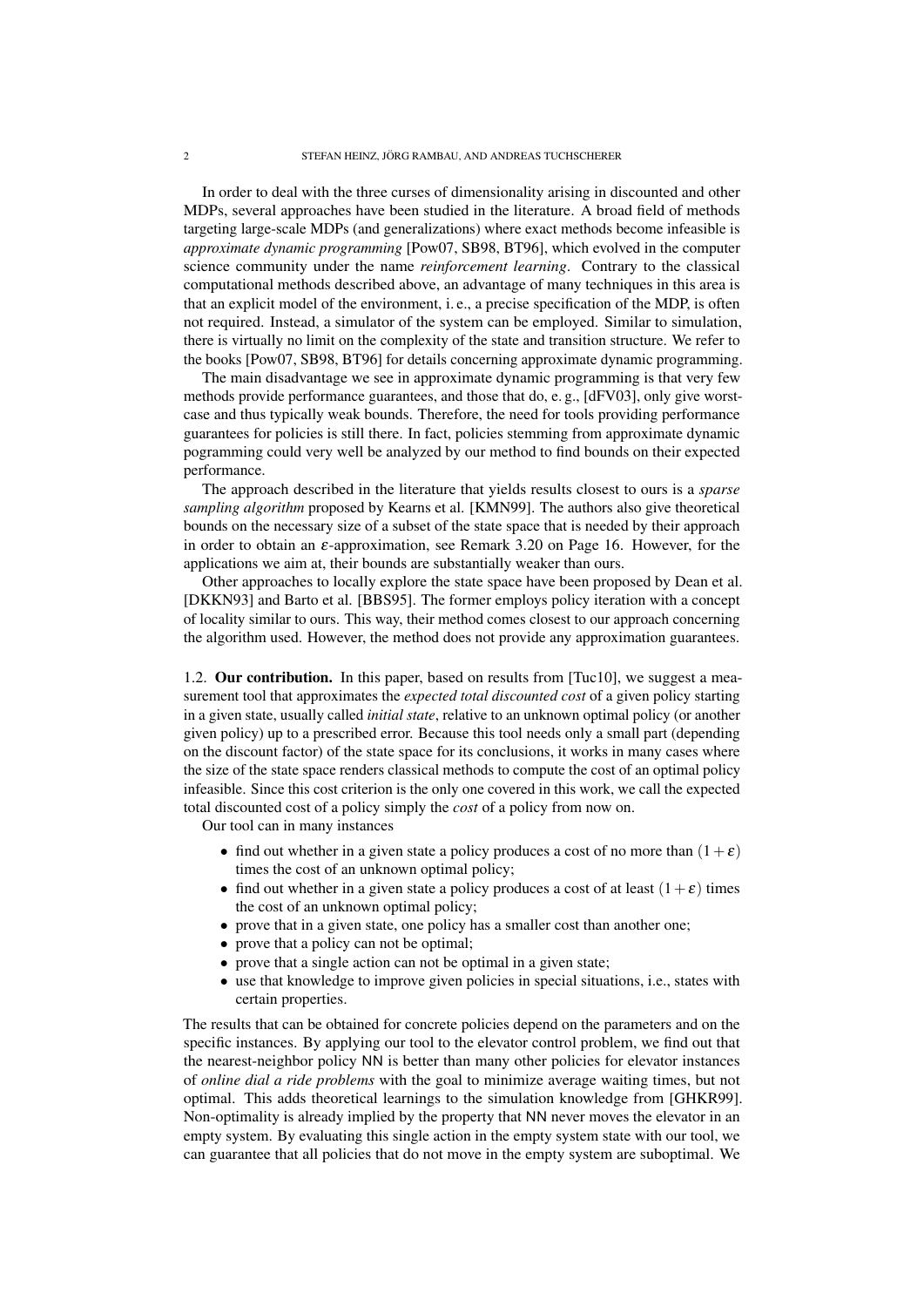In order to deal with the three curses of dimensionality arising in discounted and other MDPs, several approaches have been studied in the literature. A broad field of methods targeting large-scale MDPs (and generalizations) where exact methods become infeasible is *approximate dynamic programming* [Pow07, SB98, BT96], which evolved in the computer science community under the name *reinforcement learning*. Contrary to the classical computational methods described above, an advantage of many techniques in this area is that an explicit model of the environment, i. e., a precise specification of the MDP, is often not required. Instead, a simulator of the system can be employed. Similar to simulation, there is virtually no limit on the complexity of the state and transition structure. We refer to the books [Pow07, SB98, BT96] for details concerning approximate dynamic programming.

The main disadvantage we see in approximate dynamic programming is that very few methods provide performance guarantees, and those that do, e. g., [dFV03], only give worst-case and thus typically weak bounds. Therefore, the need for tools providing performance guarantees for policies is still there. In fact, policies stemming from approximate dynamic pogramming could very well be analyzed by our method to find bounds on their expected performance.

The approach described in the literature that yields results closest to ours is a *sparse sampling algorithm* proposed by Kearns et al. [KMN99]. The authors also give theoretical bounds on the necessary size of a subset of the state space that is needed by their approach in order to obtain an $\varepsilon$-approximation, see Remark 3.20 on Page 16. However, for the applications we aim at, their bounds are substantially weaker than ours.

Other approaches to locally explore the state space have been proposed by Dean et al. [DKKN93] and Barto et al. [BBS95]. The former employs policy iteration with a concept of locality similar to ours. This way, their method comes closest to our approach concerning the algorithm used. However, the method does not provide any approximation guarantees.

## 1.2. Our contribution.

In this paper, based on results from [Tuc10], we suggest a measurement tool that approximates the *expected total discounted cost* of a given policy starting in a given state, usually called *initial state*, relative to an unknown optimal policy (or another given policy) up to a prescribed error. Because this tool needs only a small part (depending on the discount factor) of the state space for its conclusions, it works in many cases where the size of the state space renders classical methods to compute the cost of an optimal policy infeasible. Since this cost criterion is the only one covered in this work, we call the expected total discounted cost of a policy simply the *cost* of a policy from now on.

Our tool can in many instances

- find out whether in a given state a policy produces a cost of no more than $(1+\varepsilon)$ times the cost of an unknown optimal policy;
- find out whether in a given state a policy produces a cost of at least $(1+\varepsilon)$ times the cost of an unknown optimal policy;
- prove that in a given state, one policy has a smaller cost than another one;
- prove that a policy can not be optimal;
- prove that a single action can not be optimal in a given state;
- use that knowledge to improve given policies in special situations, i.e., states with certain properties.

The results that can be obtained for concrete policies depend on the parameters and on the specific instances. By applying our tool to the elevator control problem, we find out that the nearest-neighbor policy NN is better than many other policies for elevator instances of *online dial a ride problems* with the goal to minimize average waiting times, but not optimal. This adds theoretical learnings to the simulation knowledge from [GHKR99]. Non-optimality is already implied by the property that NN never moves the elevator in an empty system. By evaluating this single action in the empty system state with our tool, we can guarantee that all policies that do not move in the empty system are suboptimal. We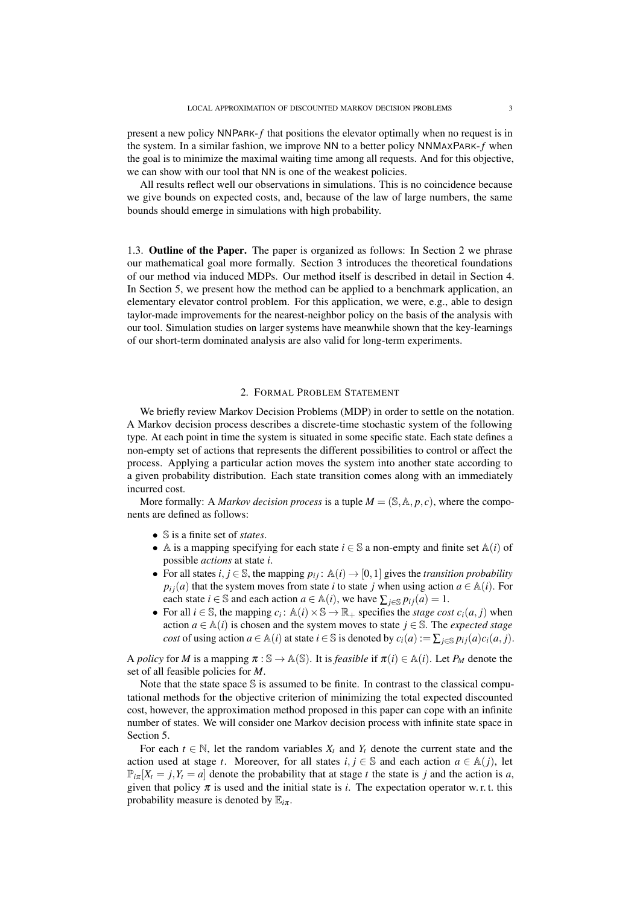present a new policy NNPARK-$f$ that positions the elevator optimally when no request is in the system. In a similar fashion, we improve NN to a better policy NNMAXPARK-$f$ when the goal is to minimize the maximal waiting time among all requests. And for this objective, we can show with our tool that NN is one of the weakest policies.

All results reflect well our observations in simulations. This is no coincidence because we give bounds on expected costs, and, because of the law of large numbers, the same bounds should emerge in simulations with high probability.

### 1.3. Outline of the Paper.

The paper is organized as follows: In Section 2 we phrase our mathematical goal more formally. Section 3 introduces the theoretical foundations of our method via induced MDPs. Our method itself is described in detail in Section 4. In Section 5, we present how the method can be applied to a benchmark application, an elementary elevator control problem. For this application, we were, e.g., able to design taylor-made improvements for the nearest-neighbor policy on the basis of the analysis with our tool. Simulation studies on larger systems have meanwhile shown that the key-learnings of our short-term dominated analysis are also valid for long-term experiments.

## 2. FORMAL PROBLEM STATEMENT

We briefly review Markov Decision Problems (MDP) in order to settle on the notation. A Markov decision process describes a discrete-time stochastic system of the following type. At each point in time the system is situated in some specific state. Each state defines a non-empty set of actions that represents the different possibilities to control or affect the process. Applying a particular action moves the system into another state according to a given probability distribution. Each state transition comes along with an immediately incurred cost.

More formally: A *Markov decision process* is a tuple $M = (\mathbb{S}, \mathbb{A}, p, c)$, where the components are defined as follows:

- $\mathbb{S}$ is a finite set of *states*.
- $\mathbb{A}$ is a mapping specifying for each state $i \in \mathbb{S}$ a non-empty and finite set $\mathbb{A}(i)$ of possible *actions* at state $i$.
- For all states $i, j \in \mathbb{S}$, the mapping $p_{ij} \colon \mathbb{A}(i) \to [0,1]$ gives the *transition probability* $p_{ij}(a)$ that the system moves from state $i$ to state $j$ when using action $a \in \mathbb{A}(i)$. For each state $i \in \mathbb{S}$ and each action $a \in \mathbb{A}(i)$, we have $\sum_{j \in \mathbb{S}} p_{ij}(a) = 1$.
- For all $i \in \mathbb{S}$, the mapping $c_i \colon \mathbb{A}(i) \times \mathbb{S} \to \mathbb{R}_+$ specifies the *stage cost* $c_i(a, j)$ when action $a \in \mathbb{A}(i)$ is chosen and the system moves to state $j \in \mathbb{S}$. The *expected stage cost* of using action $a \in \mathbb{A}(i)$ at state $i \in \mathbb{S}$ is denoted by $c_i(a) := \sum_{j \in \mathbb{S}} p_{ij}(a) c_i(a, j)$.

A *policy* for $M$ is a mapping $\pi : \mathbb{S} \to \mathbb{A}(\mathbb{S})$. It is *feasible* if $\pi(i) \in \mathbb{A}(i)$. Let $P_M$ denote the set of all feasible policies for $M$.

Note that the state space $\mathbb{S}$ is assumed to be finite. In contrast to the classical computational methods for the objective criterion of minimizing the total expected discounted cost, however, the approximation method proposed in this paper can cope with an infinite number of states. We will consider one Markov decision process with infinite state space in Section 5.

For each $t \in \mathbb{N}$, let the random variables $X_t$ and $Y_t$ denote the current state and the action used at stage $t$. Moreover, for all states $i, j \in \mathbb{S}$ and each action $a \in \mathbb{A}(j)$, let $\mathbb{P}_{i\pi}[X_t = j, Y_t = a]$ denote the probability that at stage $t$ the state is $j$ and the action is $a$, given that policy $\pi$ is used and the initial state is $i$. The expectation operator w. r. t. this probability measure is denoted by $\mathbb{E}_{i\pi}$.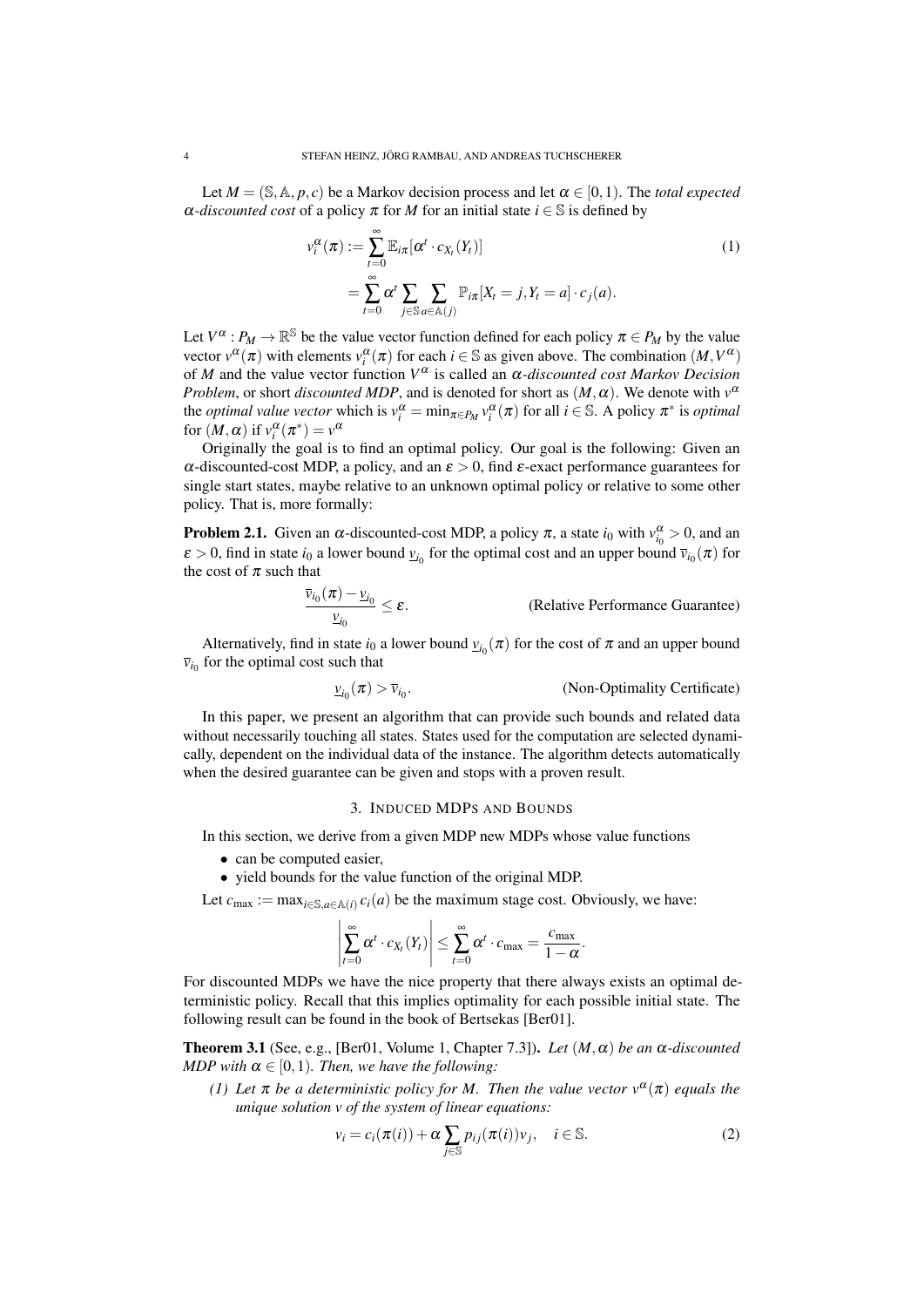Let $M = (\mathbb{S}, \mathbb{A}, p, c)$ be a Markov decision process and let $\alpha \in [0,1)$. The *total expected $\alpha$-discounted cost* of a policy $\pi$ for $M$ for an initial state $i \in \mathbb{S}$ is defined by

$$
\begin{aligned}
v_i^\alpha(\pi) &:= \sum_{t=0}^{\infty} \mathbb{E}_{i\pi}[\alpha^t \cdot c_{X_t}(Y_t)] \qquad (1)\\
&= \sum_{t=0}^{\infty} \alpha^t \sum_{j \in \mathbb{S}} \sum_{a \in \mathbb{A}(j)} \mathbb{P}_{i\pi}[X_t = j, Y_t = a] \cdot c_j(a).
\end{aligned}
$$

Let $V^\alpha : P_M \to \mathbb{R}^{\mathbb{S}}$ be the value vector function defined for each policy $\pi \in P_M$ by the value vector $v^\alpha(\pi)$ with elements $v_i^\alpha(\pi)$ for each $i \in \mathbb{S}$ as given above. The combination $(M, V^\alpha)$ of $M$ and the value vector function $V^\alpha$ is called an *$\alpha$-discounted cost Markov Decision Problem*, or short *discounted MDP*, and is denoted for short as $(M, \alpha)$. We denote with $v^\alpha$ the *optimal value vector* which is $v_i^\alpha = \min_{\pi \in P_M} v_i^\alpha(\pi)$ for all $i \in \mathbb{S}$. A policy $\pi^*$ is *optimal* for $(M, \alpha)$ if $v_i^\alpha(\pi^*) = v^\alpha$

Originally the goal is to find an optimal policy. Our goal is the following: Given an $\alpha$-discounted-cost MDP, a policy, and an $\varepsilon > 0$, find $\varepsilon$-exact performance guarantees for single start states, maybe relative to an unknown optimal policy or relative to some other policy. That is, more formally:

**Problem 2.1.** Given an $\alpha$-discounted-cost MDP, a policy $\pi$, a state $i_0$ with $v_{i_0}^\alpha > 0$, and an $\varepsilon > 0$, find in state $i_0$ a lower bound $\underline{v}_{i_0}$ for the optimal cost and an upper bound $\overline{v}_{i_0}(\pi)$ for the cost of $\pi$ such that

$$
\frac{\overline{v}_{i_0}(\pi) - \underline{v}_{i_0}}{\underline{v}_{i_0}} \leq \varepsilon. \qquad \text{(Relative Performance Guarantee)}
$$

Alternatively, find in state $i_0$ a lower bound $\underline{v}_{i_0}(\pi)$ for the cost of $\pi$ and an upper bound $\overline{v}_{i_0}$ for the optimal cost such that

$$
\underline{v}_{i_0}(\pi) > \overline{v}_{i_0}. \qquad \text{(Non-Optimality Certificate)}
$$

In this paper, we present an algorithm that can provide such bounds and related data without necessarily touching all states. States used for the computation are selected dynamically, dependent on the individual data of the instance. The algorithm detects automatically when the desired guarantee can be given and stops with a proven result.

## 3. Induced MDPs and Bounds

In this section, we derive from a given MDP new MDPs whose value functions

- can be computed easier,
- yield bounds for the value function of the original MDP.

Let $c_{\max} := \max_{i \in \mathbb{S}, a \in \mathbb{A}(i)} c_i(a)$ be the maximum stage cost. Obviously, we have:

$$
\left| \sum_{t=0}^{\infty} \alpha^t \cdot c_{X_t}(Y_t) \right| \leq \sum_{t=0}^{\infty} \alpha^t \cdot c_{\max} = \frac{c_{\max}}{1-\alpha}.
$$

For discounted MDPs we have the nice property that there always exists an optimal deterministic policy. Recall that this implies optimality for each possible initial state. The following result can be found in the book of Bertsekas [Ber01].

**Theorem 3.1** (See, e.g., [Ber01, Volume 1, Chapter 7.3]). *Let $(M, \alpha)$ be an $\alpha$-discounted MDP with $\alpha \in [0,1)$. Then, we have the following:*

*(1) Let $\pi$ be a deterministic policy for $M$. Then the value vector $v^\alpha(\pi)$ equals the unique solution $v$ of the system of linear equations:*

$$
v_i = c_i(\pi(i)) + \alpha \sum_{j \in \mathbb{S}} p_{ij}(\pi(i)) v_j, \quad i \in \mathbb{S}. \qquad (2)
$$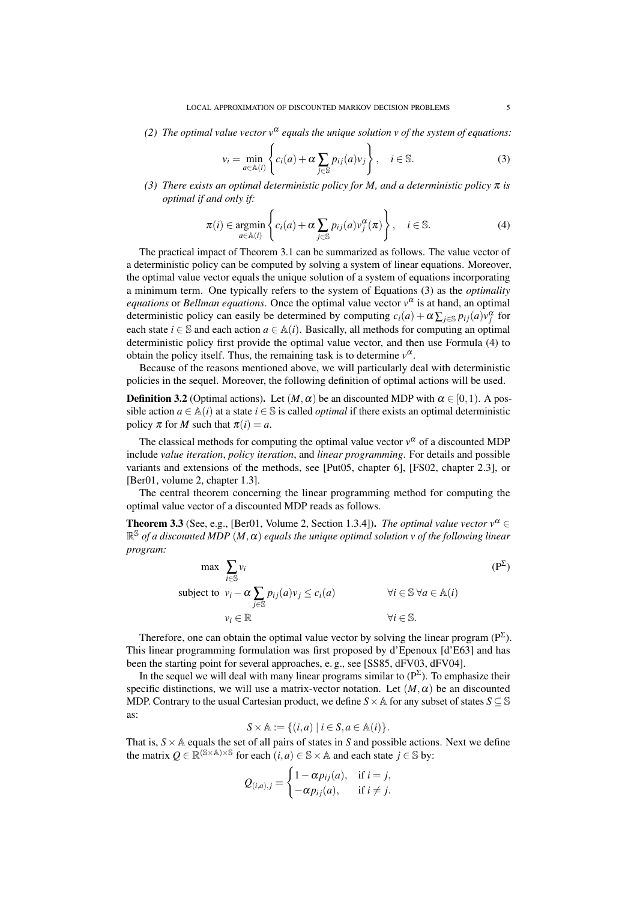*(2) The optimal value vector $v^\alpha$ equals the unique solution $v$ of the system of equations:*

$$v_i = \min_{a \in \mathbb{A}(i)} \left\{ c_i(a) + \alpha \sum_{j \in \mathbb{S}} p_{ij}(a) v_j \right\}, \quad i \in \mathbb{S}. \tag{3}$$

*(3) There exists an optimal deterministic policy for $M$, and a deterministic policy $\pi$ is optimal if and only if:*

$$\pi(i) \in \operatorname*{argmin}_{a \in \mathbb{A}(i)} \left\{ c_i(a) + \alpha \sum_{j \in \mathbb{S}} p_{ij}(a) v_j^\alpha(\pi) \right\}, \quad i \in \mathbb{S}. \tag{4}$$

The practical impact of Theorem 3.1 can be summarized as follows. The value vector of a deterministic policy can be computed by solving a system of linear equations. Moreover, the optimal value vector equals the unique solution of a system of equations incorporating a minimum term. One typically refers to the system of Equations (3) as the *optimality equations* or *Bellman equations*. Once the optimal value vector $v^\alpha$ is at hand, an optimal deterministic policy can easily be determined by computing $c_i(a) + \alpha \sum_{j \in \mathbb{S}} p_{ij}(a) v_j^\alpha$ for each state $i \in \mathbb{S}$ and each action $a \in \mathbb{A}(i)$. Basically, all methods for computing an optimal deterministic policy first provide the optimal value vector, and then use Formula (4) to obtain the policy itself. Thus, the remaining task is to determine $v^\alpha$.

Because of the reasons mentioned above, we will particularly deal with deterministic policies in the sequel. Moreover, the following definition of optimal actions will be used.

**Definition 3.2** (Optimal actions). Let $(M, \alpha)$ be an discounted MDP with $\alpha \in [0,1)$. A possible action $a \in \mathbb{A}(i)$ at a state $i \in \mathbb{S}$ is called *optimal* if there exists an optimal deterministic policy $\pi$ for $M$ such that $\pi(i) = a$.

The classical methods for computing the optimal value vector $v^\alpha$ of a discounted MDP include *value iteration*, *policy iteration*, and *linear programming*. For details and possible variants and extensions of the methods, see [Put05, chapter 6], [FS02, chapter 2.3], or [Ber01, volume 2, chapter 1.3].

The central theorem concerning the linear programming method for computing the optimal value vector of a discounted MDP reads as follows.

**Theorem 3.3** (See, e.g., [Ber01, Volume 2, Section 1.3.4]). *The optimal value vector $v^\alpha \in \mathbb{R}^{\mathbb{S}}$ of a discounted MDP $(M, \alpha)$ equals the unique optimal solution $v$ of the following linear program:*

$$\begin{aligned}
\max \quad & \sum_{i \in \mathbb{S}} v_i && (\mathrm{P}^\Sigma) \\
\text{subject to} \quad & v_i - \alpha \sum_{j \in \mathbb{S}} p_{ij}(a) v_j \leq c_i(a) && \forall i \in \mathbb{S}\ \forall a \in \mathbb{A}(i) \\
& v_i \in \mathbb{R} && \forall i \in \mathbb{S}.
\end{aligned}$$

Therefore, one can obtain the optimal value vector by solving the linear program ($\mathrm{P}^\Sigma$). This linear programming formulation was first proposed by d'Epenoux [d'E63] and has been the starting point for several approaches, e. g., see [SS85, dFV03, dFV04].

In the sequel we will deal with many linear programs similar to ($\mathrm{P}^\Sigma$). To emphasize their specific distinctions, we will use a matrix-vector notation. Let $(M, \alpha)$ be an discounted MDP. Contrary to the usual Cartesian product, we define $S \times \mathbb{A}$ for any subset of states $S \subseteq \mathbb{S}$ as:

$$S \times \mathbb{A} := \{(i,a) \mid i \in S, a \in \mathbb{A}(i)\}.$$

That is, $S \times \mathbb{A}$ equals the set of all pairs of states in $S$ and possible actions. Next we define the matrix $Q \in \mathbb{R}^{(\mathbb{S} \times \mathbb{A}) \times \mathbb{S}}$ for each $(i,a) \in \mathbb{S} \times \mathbb{A}$ and each state $j \in \mathbb{S}$ by:

$$Q_{(i,a),j} = \begin{cases} 1 - \alpha p_{ij}(a), & \text{if } i = j, \\ -\alpha p_{ij}(a), & \text{if } i \neq j. \end{cases}$$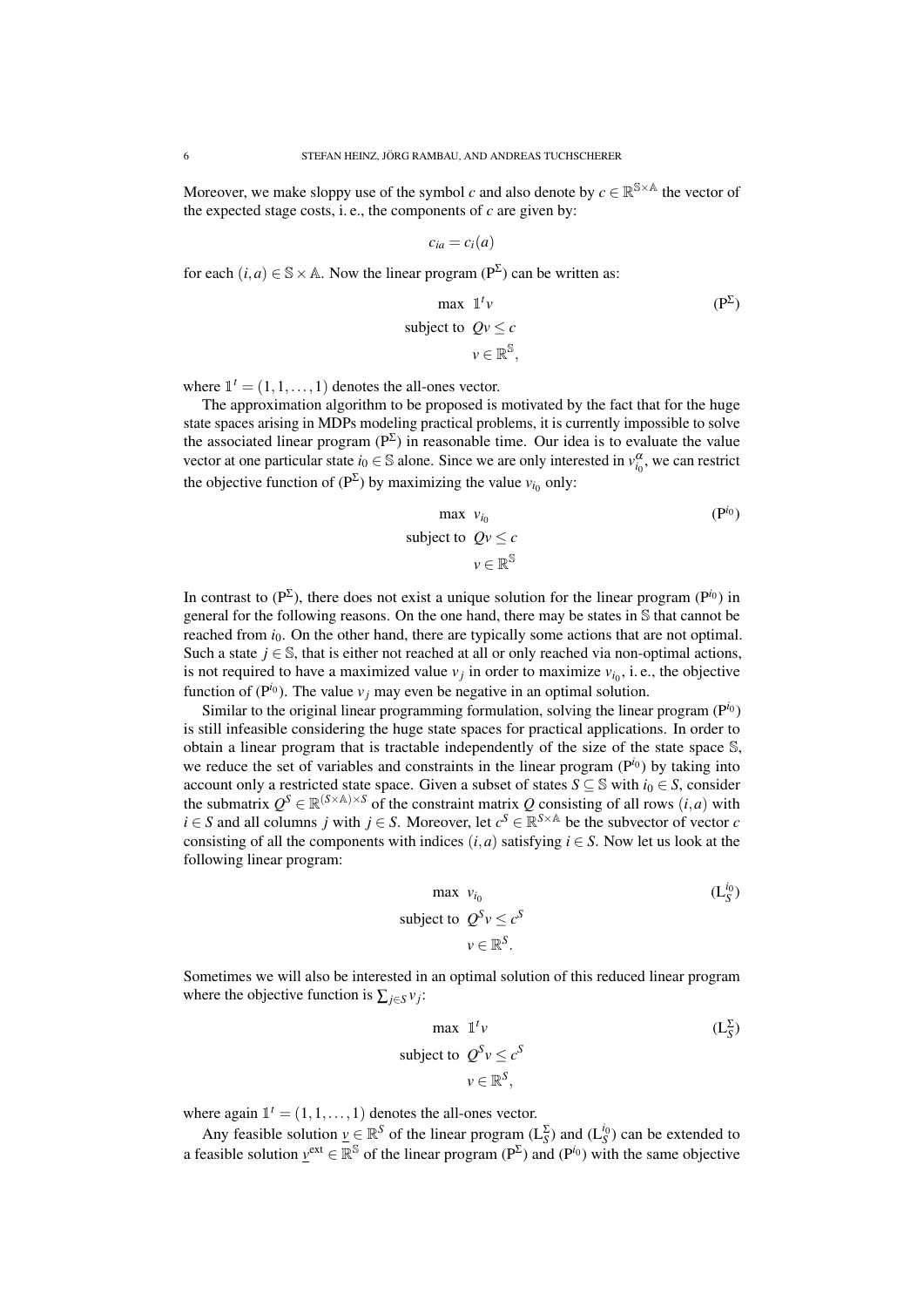Moreover, we make sloppy use of the symbol $c$ and also denote by $c \in \mathbb{R}^{\mathbb{S}\times\mathbb{A}}$ the vector of the expected stage costs, i. e., the components of $c$ are given by:

$$c_{ia} = c_i(a)$$

for each $(i,a) \in \mathbb{S}\times\mathbb{A}$. Now the linear program ($\mathrm{P}^{\Sigma}$) can be written as:

$$\begin{aligned} \max\ & \mathbb{1}^t v && (\mathrm{P}^{\Sigma}) \\ \text{subject to}\ & Qv \le c \\ & v \in \mathbb{R}^{\mathbb{S}}, \end{aligned}$$

where $\mathbb{1}^t = (1,1,\dots,1)$ denotes the all-ones vector.

The approximation algorithm to be proposed is motivated by the fact that for the huge state spaces arising in MDPs modeling practical problems, it is currently impossible to solve the associated linear program ($\mathrm{P}^{\Sigma}$) in reasonable time. Our idea is to evaluate the value vector at one particular state $i_0 \in \mathbb{S}$ alone. Since we are only interested in $v^{\alpha}_{i_0}$, we can restrict the objective function of ($\mathrm{P}^{\Sigma}$) by maximizing the value $v_{i_0}$ only:

$$\begin{aligned} \max\ & v_{i_0} && (\mathrm{P}^{i_0}) \\ \text{subject to}\ & Qv \le c \\ & v \in \mathbb{R}^{\mathbb{S}} \end{aligned}$$

In contrast to ($\mathrm{P}^{\Sigma}$), there does not exist a unique solution for the linear program ($\mathrm{P}^{i_0}$) in general for the following reasons. On the one hand, there may be states in $\mathbb{S}$ that cannot be reached from $i_0$. On the other hand, there are typically some actions that are not optimal. Such a state $j \in \mathbb{S}$, that is either not reached at all or only reached via non-optimal actions, is not required to have a maximized value $v_j$ in order to maximize $v_{i_0}$, i. e., the objective function of ($\mathrm{P}^{i_0}$). The value $v_j$ may even be negative in an optimal solution.

Similar to the original linear programming formulation, solving the linear program ($\mathrm{P}^{i_0}$) is still infeasible considering the huge state spaces for practical applications. In order to obtain a linear program that is tractable independently of the size of the state space $\mathbb{S}$, we reduce the set of variables and constraints in the linear program ($\mathrm{P}^{i_0}$) by taking into account only a restricted state space. Given a subset of states $S \subseteq \mathbb{S}$ with $i_0 \in S$, consider the submatrix $Q^S \in \mathbb{R}^{(S\times\mathbb{A})\times S}$ of the constraint matrix $Q$ consisting of all rows $(i,a)$ with $i \in S$ and all columns $j$ with $j \in S$. Moreover, let $c^S \in \mathbb{R}^{S\times\mathbb{A}}$ be the subvector of vector $c$ consisting of all the components with indices $(i,a)$ satisfying $i \in S$. Now let us look at the following linear program:

$$\begin{aligned} \max\ & v_{i_0} && (\mathrm{L}^{i_0}_S) \\ \text{subject to}\ & Q^S v \le c^S \\ & v \in \mathbb{R}^{S}. \end{aligned}$$

Sometimes we will also be interested in an optimal solution of this reduced linear program where the objective function is $\sum_{j\in S} v_j$:

$$\begin{aligned} \max\ & \mathbb{1}^t v && (\mathrm{L}^{\Sigma}_S) \\ \text{subject to}\ & Q^S v \le c^S \\ & v \in \mathbb{R}^{S}, \end{aligned}$$

where again $\mathbb{1}^t = (1,1,\dots,1)$ denotes the all-ones vector.

Any feasible solution $\underline{v} \in \mathbb{R}^S$ of the linear program ($\mathrm{L}^{\Sigma}_S$) and ($\mathrm{L}^{i_0}_S$) can be extended to a feasible solution $\underline{v}^{\text{ext}} \in \mathbb{R}^{\mathbb{S}}$ of the linear program ($\mathrm{P}^{\Sigma}$) and ($\mathrm{P}^{i_0}$) with the same objective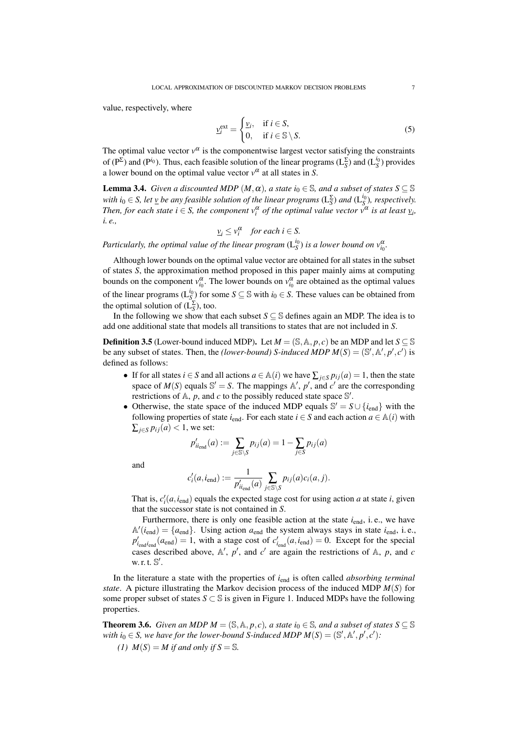value, respectively, where

$$\underline{v}_i^{\text{ext}} = \begin{cases} \underline{v}_i, & \text{if } i \in S, \\ 0, & \text{if } i \in \mathbb{S} \setminus S. \end{cases} \tag{5}$$

The optimal value vector $v^\alpha$ is the componentwise largest vector satisfying the constraints of ($\mathrm{P}^\Sigma$) and ($\mathrm{P}^{i_0}$). Thus, each feasible solution of the linear programs ($\mathrm{L}_S^\Sigma$) and ($\mathrm{L}_S^{i_0}$) provides a lower bound on the optimal value vector $v^\alpha$ at all states in $S$.

**Lemma 3.4.** *Given a discounted MDP $(M,\alpha)$, a state $i_0 \in \mathbb{S}$, and a subset of states $S \subseteq \mathbb{S}$ with $i_0 \in S$, let $\underline{v}$ be any feasible solution of the linear programs ($\mathrm{L}_S^\Sigma$) and ($\mathrm{L}_S^{i_0}$), respectively. Then, for each state $i \in S$, the component $v_i^\alpha$ of the optimal value vector $v^\alpha$ is at least $\underline{v}_i$, i. e.,*

$$\underline{v}_i \leq v_i^\alpha \quad \textit{for each } i \in S.$$

*Particularly, the optimal value of the linear program ($\mathrm{L}_S^{i_0}$) is a lower bound on $v_{i_0}^\alpha$.*

Although lower bounds on the optimal value vector are obtained for all states in the subset of states $S$, the approximation method proposed in this paper mainly aims at computing bounds on the component $v_{i_0}^\alpha$. The lower bounds on $v_{i_0}^\alpha$ are obtained as the optimal values of the linear programs ($\mathrm{L}_S^{i_0}$) for some $S \subseteq \mathbb{S}$ with $i_0 \in S$. These values can be obtained from the optimal solution of ($\mathrm{L}_S^\Sigma$), too.

In the following we show that each subset $S \subseteq \mathbb{S}$ defines again an MDP. The idea is to add one additional state that models all transitions to states that are not included in $S$.

**Definition 3.5** (Lower-bound induced MDP). Let $M = (\mathbb{S}, \mathbb{A}, p, c)$ be an MDP and let $S \subseteq \mathbb{S}$ be any subset of states. Then, the *(lower-bound) S-induced MDP* $M(S) = (\mathbb{S}', \mathbb{A}', p', c')$ is defined as follows:

- If for all states $i \in S$ and all actions $a \in \mathbb{A}(i)$ we have $\sum_{j \in S} p_{ij}(a) = 1$, then the state space of $M(S)$ equals $\mathbb{S}' = S$. The mappings $\mathbb{A}'$, $p'$, and $c'$ are the corresponding restrictions of $\mathbb{A}$, $p$, and $c$ to the possibly reduced state space $\mathbb{S}'$.
- Otherwise, the state space of the induced MDP equals $\mathbb{S}' = S \cup \{i_{\text{end}}\}$ with the following properties of state $i_{\text{end}}$. For each state $i \in S$ and each action $a \in \mathbb{A}(i)$ with $\sum_{j \in S} p_{ij}(a) < 1$, we set:

$$p'_{ii_{\text{end}}}(a) := \sum_{j \in \mathbb{S} \setminus S} p_{ij}(a) = 1 - \sum_{j \in S} p_{ij}(a)$$

and

$$c'_i(a, i_{\text{end}}) := \frac{1}{p'_{ii_{\text{end}}}(a)} \sum_{j \in \mathbb{S} \setminus S} p_{ij}(a) c_i(a, j).$$

That is, $c'_i(a, i_{\text{end}})$ equals the expected stage cost for using action $a$ at state $i$, given that the successor state is not contained in $S$.

Furthermore, there is only one feasible action at the state $i_{\text{end}}$, i. e., we have $\mathbb{A}'(i_{\text{end}}) = \{a_{\text{end}}\}$. Using action $a_{\text{end}}$ the system always stays in state $i_{\text{end}}$, i. e., $p'_{i_{\text{end}} i_{\text{end}}}(a_{\text{end}}) = 1$, with a stage cost of $c'_{i_{\text{end}}}(a, i_{\text{end}}) = 0$. Except for the special cases described above, $\mathbb{A}'$, $p'$, and $c'$ are again the restrictions of $\mathbb{A}$, $p$, and $c$ w. r. t. $\mathbb{S}'$.

In the literature a state with the properties of $i_{\text{end}}$ is often called *absorbing terminal state*. A picture illustrating the Markov decision process of the induced MDP $M(S)$ for some proper subset of states $S \subset \mathbb{S}$ is given in Figure 1. Induced MDPs have the following properties.

**Theorem 3.6.** *Given an MDP $M = (\mathbb{S}, \mathbb{A}, p, c)$, a state $i_0 \in \mathbb{S}$, and a subset of states $S \subseteq \mathbb{S}$ with $i_0 \in S$, we have for the lower-bound S-induced MDP $M(S) = (\mathbb{S}', \mathbb{A}', p', c')$:*

*(1) $M(S) = M$ if and only if $S = \mathbb{S}$.*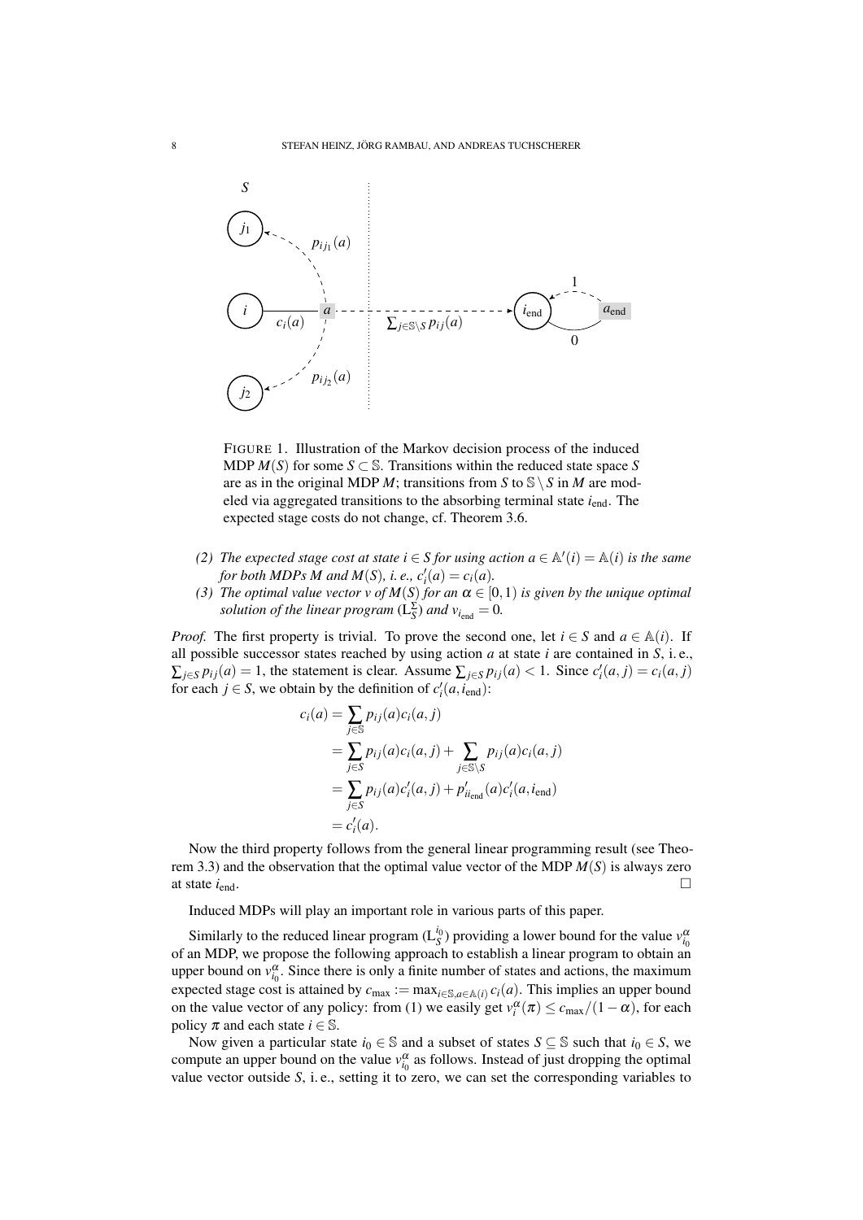FIGURE 1. Illustration of the Markov decision process of the induced MDP $M(S)$ for some $S \subset \mathbb{S}$. Transitions within the reduced state space $S$ are as in the original MDP $M$; transitions from $S$ to $\mathbb{S} \setminus S$ in $M$ are modeled via aggregated transitions to the absorbing terminal state $i_{\text{end}}$. The expected stage costs do not change, cf. Theorem 3.6.

*(2) The expected stage cost at state $i \in S$ for using action $a \in \mathbb{A}'(i) = \mathbb{A}(i)$ is the same for both MDPs $M$ and $M(S)$, i. e., $c'_i(a) = c_i(a)$.*

*(3) The optimal value vector $v$ of $M(S)$ for an $\alpha \in [0,1)$ is given by the unique optimal solution of the linear program $(\mathrm{L}_S^{\Sigma})$ and $v_{i_{\text{end}}} = 0$.*

*Proof.* The first property is trivial. To prove the second one, let $i \in S$ and $a \in \mathbb{A}(i)$. If all possible successor states reached by using action $a$ at state $i$ are contained in $S$, i. e., $\sum_{j \in S} p_{ij}(a) = 1$, the statement is clear. Assume $\sum_{j \in S} p_{ij}(a) < 1$. Since $c'_i(a,j) = c_i(a,j)$ for each $j \in S$, we obtain by the definition of $c'_i(a, i_{\text{end}})$:

$$
\begin{aligned}
c_i(a) &= \sum_{j \in \mathbb{S}} p_{ij}(a) c_i(a,j) \\
&= \sum_{j \in S} p_{ij}(a) c_i(a,j) + \sum_{j \in \mathbb{S} \setminus S} p_{ij}(a) c_i(a,j) \\
&= \sum_{j \in S} p_{ij}(a) c'_i(a,j) + p'_{i i_{\text{end}}}(a) c'_i(a, i_{\text{end}}) \\
&= c'_i(a).
\end{aligned}
$$

Now the third property follows from the general linear programming result (see Theorem 3.3) and the observation that the optimal value vector of the MDP $M(S)$ is always zero at state $i_{\text{end}}$. □

Induced MDPs will play an important role in various parts of this paper.

Similarly to the reduced linear program $(\mathrm{L}_S^{i_0})$ providing a lower bound for the value $v_{i_0}^{\alpha}$ of an MDP, we propose the following approach to establish a linear program to obtain an upper bound on $v_{i_0}^{\alpha}$. Since there is only a finite number of states and actions, the maximum expected stage cost is attained by $c_{\max} := \max_{i \in \mathbb{S}, a \in \mathbb{A}(i)} c_i(a)$. This implies an upper bound on the value vector of any policy: from (1) we easily get $v_i^{\alpha}(\pi) \le c_{\max}/(1-\alpha)$, for each policy $\pi$ and each state $i \in \mathbb{S}$.

Now given a particular state $i_0 \in \mathbb{S}$ and a subset of states $S \subseteq \mathbb{S}$ such that $i_0 \in S$, we compute an upper bound on the value $v_{i_0}^{\alpha}$ as follows. Instead of just dropping the optimal value vector outside $S$, i. e., setting it to zero, we can set the corresponding variables to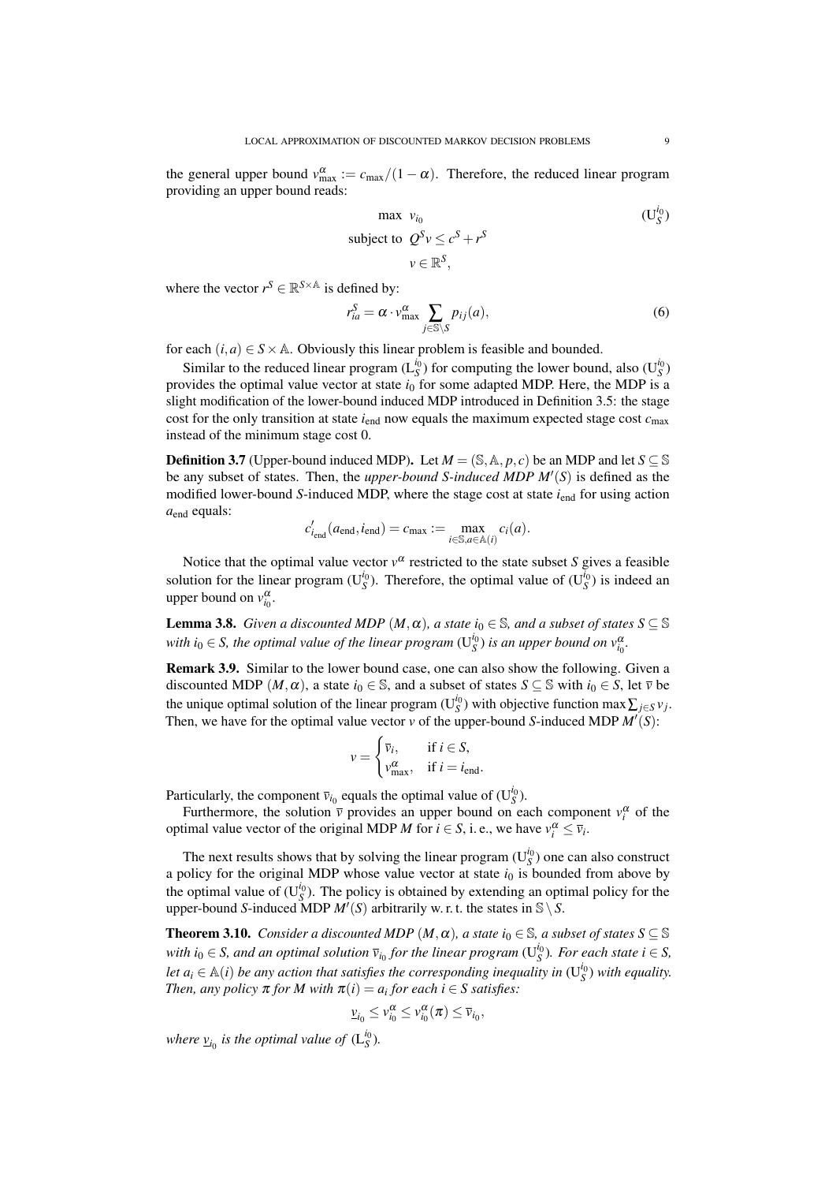the general upper bound $v^\alpha_{\max} := c_{\max}/(1-\alpha)$. Therefore, the reduced linear program providing an upper bound reads:

$$
\begin{aligned}
\max\ & v_{i_0} && (\mathrm{U}_S^{i_0})\\
\text{subject to }\ & Q^S v \le c^S + r^S\\
& v \in \mathbb{R}^S,
\end{aligned}
$$

where the vector $r^S \in \mathbb{R}^{S\times\mathbb{A}}$ is defined by:

$$
r^S_{ia} = \alpha \cdot v^\alpha_{\max} \sum_{j\in\mathbb{S}\setminus S} p_{ij}(a), \tag{6}
$$

for each $(i,a) \in S\times\mathbb{A}$. Obviously this linear problem is feasible and bounded.

Similar to the reduced linear program $(\mathrm{L}_S^{i_0})$ for computing the lower bound, also $(\mathrm{U}_S^{i_0})$ provides the optimal value vector at state $i_0$ for some adapted MDP. Here, the MDP is a slight modification of the lower-bound induced MDP introduced in Definition 3.5: the stage cost for the only transition at state $i_{\text{end}}$ now equals the maximum expected stage cost $c_{\max}$ instead of the minimum stage cost 0.

**Definition 3.7** (Upper-bound induced MDP)**.** Let $M = (\mathbb{S},\mathbb{A},p,c)$ be an MDP and let $S\subseteq\mathbb{S}$ be any subset of states. Then, the *upper-bound S-induced MDP $M'(S)$* is defined as the modified lower-bound $S$-induced MDP, where the stage cost at state $i_{\text{end}}$ for using action $a_{\text{end}}$ equals:

$$
c'_{i_{\text{end}}}(a_{\text{end}}, i_{\text{end}}) = c_{\max} := \max_{i\in\mathbb{S},a\in\mathbb{A}(i)} c_i(a).
$$

Notice that the optimal value vector $v^\alpha$ restricted to the state subset $S$ gives a feasible solution for the linear program $(\mathrm{U}_S^{i_0})$. Therefore, the optimal value of $(\mathrm{U}_S^{i_0})$ is indeed an upper bound on $v^\alpha_{i_0}$.

**Lemma 3.8.** *Given a discounted MDP $(M,\alpha)$, a state $i_0\in\mathbb{S}$, and a subset of states $S\subseteq\mathbb{S}$ with $i_0\in S$, the optimal value of the linear program $(\mathrm{U}_S^{i_0})$ is an upper bound on $v^\alpha_{i_0}$.*

**Remark 3.9.** Similar to the lower bound case, one can also show the following. Given a discounted MDP $(M,\alpha)$, a state $i_0\in\mathbb{S}$, and a subset of states $S\subseteq\mathbb{S}$ with $i_0\in S$, let $\bar{v}$ be the unique optimal solution of the linear program $(\mathrm{U}_S^{i_0})$ with objective function $\max\sum_{j\in S} v_j$. Then, we have for the optimal value vector $v$ of the upper-bound $S$-induced MDP $M'(S)$:

$$
v = \begin{cases} \bar{v}_i, & \text{if } i\in S,\\ v^\alpha_{\max}, & \text{if } i = i_{\text{end}}. \end{cases}
$$

Particularly, the component $\bar{v}_{i_0}$ equals the optimal value of $(\mathrm{U}_S^{i_0})$.

Furthermore, the solution $\bar{v}$ provides an upper bound on each component $v^\alpha_i$ of the optimal value vector of the original MDP $M$ for $i\in S$, i. e., we have $v^\alpha_i \le \bar{v}_i$.

The next results shows that by solving the linear program $(\mathrm{U}_S^{i_0})$ one can also construct a policy for the original MDP whose value vector at state $i_0$ is bounded from above by the optimal value of $(\mathrm{U}_S^{i_0})$. The policy is obtained by extending an optimal policy for the upper-bound $S$-induced MDP $M'(S)$ arbitrarily w. r. t. the states in $\mathbb{S}\setminus S$.

**Theorem 3.10.** *Consider a discounted MDP $(M,\alpha)$, a state $i_0\in\mathbb{S}$, a subset of states $S\subseteq\mathbb{S}$ with $i_0\in S$, and an optimal solution $\bar{v}_{i_0}$ for the linear program $(\mathrm{U}_S^{i_0})$. For each state $i\in S$, let $a_i\in\mathbb{A}(i)$ be any action that satisfies the corresponding inequality in $(\mathrm{U}_S^{i_0})$ with equality. Then, any policy $\pi$ for $M$ with $\pi(i) = a_i$ for each $i\in S$ satisfies:*

$$
\underline{v}_{i_0} \le v^\alpha_{i_0} \le v^\alpha_{i_0}(\pi) \le \bar{v}_{i_0},
$$

*where $\underline{v}_{i_0}$ is the optimal value of $(\mathrm{L}_S^{i_0})$.*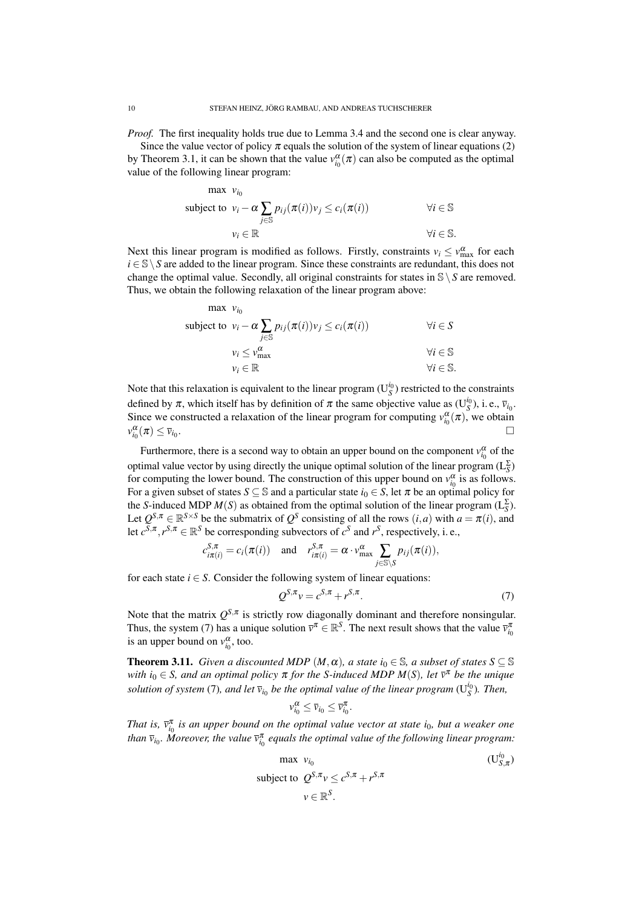*Proof.* The first inequality holds true due to Lemma 3.4 and the second one is clear anyway.

Since the value vector of policy $\pi$ equals the solution of the system of linear equations (2) by Theorem 3.1, it can be shown that the value $v^{\alpha}_{i_0}(\pi)$ can also be computed as the optimal value of the following linear program:

$$
\begin{aligned}
\max\ & v_{i_0} \\
\text{subject to}\ & v_i - \alpha \sum_{j \in \mathbb{S}} p_{ij}(\pi(i)) v_j \le c_i(\pi(i)) && \forall i \in \mathbb{S} \\
& v_i \in \mathbb{R} && \forall i \in \mathbb{S}.
\end{aligned}
$$

Next this linear program is modified as follows. Firstly, constraints $v_i \le v^{\alpha}_{\max}$ for each $i \in \mathbb{S} \setminus S$ are added to the linear program. Since these constraints are redundant, this does not change the optimal value. Secondly, all original constraints for states in $\mathbb{S} \setminus S$ are removed. Thus, we obtain the following relaxation of the linear program above:

$$
\begin{aligned}
\max\ & v_{i_0} \\
\text{subject to}\ & v_i - \alpha \sum_{j \in \mathbb{S}} p_{ij}(\pi(i)) v_j \le c_i(\pi(i)) && \forall i \in S \\
& v_i \le v^{\alpha}_{\max} && \forall i \in \mathbb{S} \\
& v_i \in \mathbb{R} && \forall i \in \mathbb{S}.
\end{aligned}
$$

Note that this relaxation is equivalent to the linear program $(\mathrm{U}^{i_0}_S)$ restricted to the constraints defined by $\pi$, which itself has by definition of $\pi$ the same objective value as $(\mathrm{U}^{i_0}_S)$, i. e., $\overline{v}_{i_0}$. Since we constructed a relaxation of the linear program for computing $v^{\alpha}_{i_0}(\pi)$, we obtain $v^{\alpha}_{i_0}(\pi) \le \overline{v}_{i_0}$. □

Furthermore, there is a second way to obtain an upper bound on the component $v^{\alpha}_{i_0}$ of the optimal value vector by using directly the unique optimal solution of the linear program $(\mathrm{L}^{\Sigma}_S)$ for computing the lower bound. The construction of this upper bound on $v^{\alpha}_{i_0}$ is as follows. For a given subset of states $S \subseteq \mathbb{S}$ and a particular state $i_0 \in S$, let $\pi$ be an optimal policy for the $S$-induced MDP $M(S)$ as obtained from the optimal solution of the linear program $(\mathrm{L}^{\Sigma}_S)$. Let $Q^{S,\pi} \in \mathbb{R}^{S \times S}$ be the submatrix of $Q^S$ consisting of all the rows $(i,a)$ with $a = \pi(i)$, and let $c^{S,\pi}, r^{S,\pi} \in \mathbb{R}^S$ be corresponding subvectors of $c^S$ and $r^S$, respectively, i. e.,

$$
c^{S,\pi}_{i\pi(i)} = c_i(\pi(i)) \quad \text{and} \quad r^{S,\pi}_{i\pi(i)} = \alpha \cdot v^{\alpha}_{\max} \sum_{j \in \mathbb{S} \setminus S} p_{ij}(\pi(i)),
$$

for each state $i \in S$. Consider the following system of linear equations:

$$
Q^{S,\pi} v = c^{S,\pi} + r^{S,\pi}. \tag{7}
$$

Note that the matrix $Q^{S,\pi}$ is strictly row diagonally dominant and therefore nonsingular. Thus, the system (7) has a unique solution $\overline{v}^{\pi} \in \mathbb{R}^S$. The next result shows that the value $\overline{v}^{\pi}_{i_0}$ is an upper bound on $v^{\alpha}_{i_0}$, too.

**Theorem 3.11.** *Given a discounted MDP $(M, \alpha)$, a state $i_0 \in \mathbb{S}$, a subset of states $S \subseteq \mathbb{S}$ with $i_0 \in S$, and an optimal policy $\pi$ for the $S$-induced MDP $M(S)$, let $\overline{v}^{\pi}$ be the unique solution of system* (7)*, and let $\overline{v}_{i_0}$ be the optimal value of the linear program $(\mathrm{U}^{i_0}_S)$. Then,*

$$
v^{\alpha}_{i_0} \le \overline{v}_{i_0} \le \overline{v}^{\pi}_{i_0}.
$$

*That is, $\overline{v}^{\pi}_{i_0}$ is an upper bound on the optimal value vector at state $i_0$, but a weaker one than $\overline{v}_{i_0}$. Moreover, the value $\overline{v}^{\pi}_{i_0}$ equals the optimal value of the following linear program:*

$$
\begin{aligned}
\max\ & v_{i_0} && (\mathrm{U}^{i_0}_{S,\pi}) \\
\text{subject to}\ & Q^{S,\pi} v \le c^{S,\pi} + r^{S,\pi} \\
& v \in \mathbb{R}^S.
\end{aligned}
$$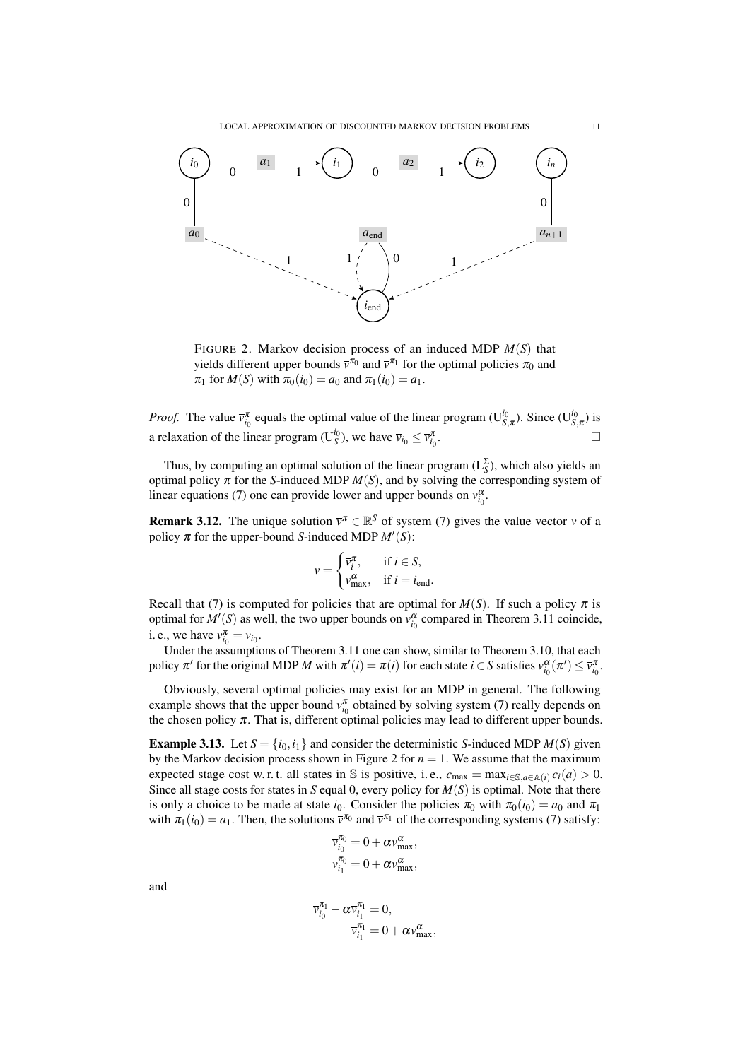FIGURE 2. Markov decision process of an induced MDP $M(S)$ that yields different upper bounds $\bar{v}^{\pi_0}$ and $\bar{v}^{\pi_1}$ for the optimal policies $\pi_0$ and $\pi_1$ for $M(S)$ with $\pi_0(i_0) = a_0$ and $\pi_1(i_0) = a_1$.

*Proof.* The value $\bar{v}^{\pi}_{i_0}$ equals the optimal value of the linear program $(\mathrm{U}^{i_0}_{S,\pi})$. Since $(\mathrm{U}^{i_0}_{S,\pi})$ is a relaxation of the linear program $(\mathrm{U}^{i_0}_{S})$, we have $\bar{v}_{i_0} \leq \bar{v}^{\pi}_{i_0}$. □

Thus, by computing an optimal solution of the linear program $(\mathrm{L}^{\Sigma}_{S})$, which also yields an optimal policy $\pi$ for the *S*-induced MDP $M(S)$, and by solving the corresponding system of linear equations (7) one can provide lower and upper bounds on $v^{\alpha}_{i_0}$.

**Remark 3.12.** The unique solution $\bar{v}^{\pi} \in \mathbb{R}^S$ of system (7) gives the value vector $v$ of a policy $\pi$ for the upper-bound *S*-induced MDP $M'(S)$:

$$v = \begin{cases} \bar{v}^{\pi}_i, & \text{if } i \in S, \\ v^{\alpha}_{\max}, & \text{if } i = i_{\text{end}}. \end{cases}$$

Recall that (7) is computed for policies that are optimal for $M(S)$. If such a policy $\pi$ is optimal for $M'(S)$ as well, the two upper bounds on $v^{\alpha}_{i_0}$ compared in Theorem 3.11 coincide, i. e., we have $\bar{v}^{\pi}_{i_0} = \bar{v}_{i_0}$.

Under the assumptions of Theorem 3.11 one can show, similar to Theorem 3.10, that each policy $\pi'$ for the original MDP $M$ with $\pi'(i) = \pi(i)$ for each state $i \in S$ satisfies $v^{\alpha}_{i_0}(\pi') \leq \bar{v}^{\pi}_{i_0}$.

Obviously, several optimal policies may exist for an MDP in general. The following example shows that the upper bound $\bar{v}^{\pi}_{i_0}$ obtained by solving system (7) really depends on the chosen policy $\pi$. That is, different optimal policies may lead to different upper bounds.

**Example 3.13.** Let $S = \{i_0, i_1\}$ and consider the deterministic *S*-induced MDP $M(S)$ given by the Markov decision process shown in Figure 2 for $n = 1$. We assume that the maximum expected stage cost w. r. t. all states in $\mathbb{S}$ is positive, i. e., $c_{\max} = \max_{i \in \mathbb{S}, a \in \mathbb{A}(i)} c_i(a) > 0$. Since all stage costs for states in *S* equal 0, every policy for $M(S)$ is optimal. Note that there is only a choice to be made at state $i_0$. Consider the policies $\pi_0$ with $\pi_0(i_0) = a_0$ and $\pi_1$ with $\pi_1(i_0) = a_1$. Then, the solutions $\bar{v}^{\pi_0}$ and $\bar{v}^{\pi_1}$ of the corresponding systems (7) satisfy:

$$\bar{v}^{\pi_0}_{i_0} = 0 + \alpha v^{\alpha}_{\max},$$
$$\bar{v}^{\pi_0}_{i_1} = 0 + \alpha v^{\alpha}_{\max},$$

and

$$\bar{v}^{\pi_1}_{i_0} - \alpha \bar{v}^{\pi_1}_{i_1} = 0,$$
$$\bar{v}^{\pi_1}_{i_1} = 0 + \alpha v^{\alpha}_{\max},$$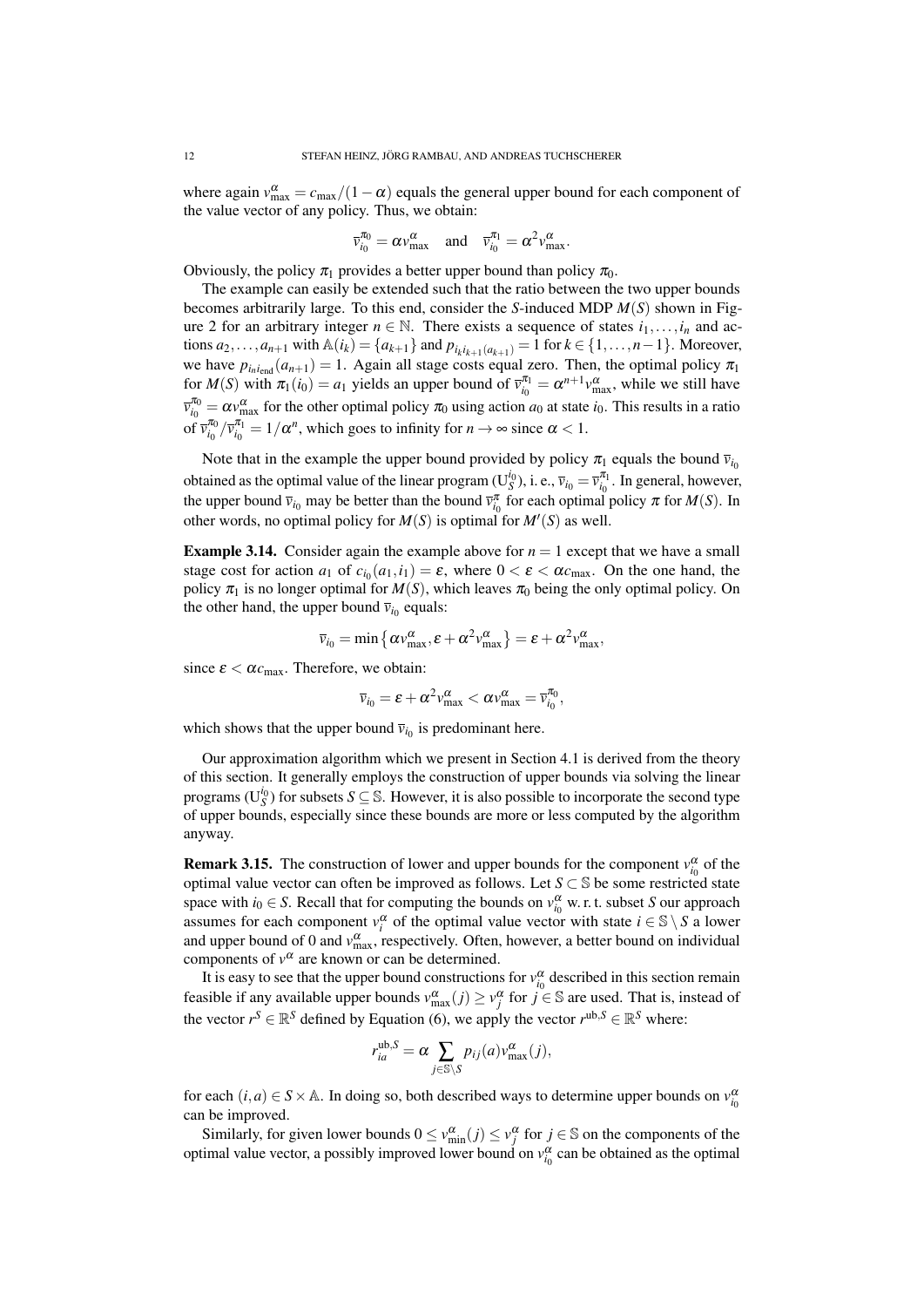where again $v^{\alpha}_{\max} = c_{\max}/(1-\alpha)$ equals the general upper bound for each component of the value vector of any policy. Thus, we obtain:

$$\overline{v}^{\pi_0}_{i_0} = \alpha v^{\alpha}_{\max} \quad \text{and} \quad \overline{v}^{\pi_1}_{i_0} = \alpha^2 v^{\alpha}_{\max}.$$

Obviously, the policy $\pi_1$ provides a better upper bound than policy $\pi_0$.

The example can easily be extended such that the ratio between the two upper bounds becomes arbitrarily large. To this end, consider the $S$-induced MDP $M(S)$ shown in Figure 2 for an arbitrary integer $n \in \mathbb{N}$. There exists a sequence of states $i_1, \ldots, i_n$ and actions $a_2, \ldots, a_{n+1}$ with $\mathbb{A}(i_k) = \{a_{k+1}\}$ and $p_{i_k i_{k+1}}(a_{k+1}) = 1$ for $k \in \{1, \ldots, n-1\}$. Moreover, we have $p_{i_n i_{\text{end}}}(a_{n+1}) = 1$. Again all stage costs equal zero. Then, the optimal policy $\pi_1$ for $M(S)$ with $\pi_1(i_0) = a_1$ yields an upper bound of $\overline{v}^{\pi_1}_{i_0} = \alpha^{n+1} v^{\alpha}_{\max}$, while we still have $\overline{v}^{\pi_0}_{i_0} = \alpha v^{\alpha}_{\max}$ for the other optimal policy $\pi_0$ using action $a_0$ at state $i_0$. This results in a ratio of $\overline{v}^{\pi_0}_{i_0} / \overline{v}^{\pi_1}_{i_0} = 1/\alpha^n$, which goes to infinity for $n \to \infty$ since $\alpha < 1$.

Note that in the example the upper bound provided by policy $\pi_1$ equals the bound $\overline{v}_{i_0}$ obtained as the optimal value of the linear program ($\text{U}^{i_0}_S$), i. e., $\overline{v}_{i_0} = \overline{v}^{\pi_1}_{i_0}$. In general, however, the upper bound $\overline{v}_{i_0}$ may be better than the bound $\overline{v}^{\pi}_{i_0}$ for each optimal policy $\pi$ for $M(S)$. In other words, no optimal policy for $M(S)$ is optimal for $M'(S)$ as well.

**Example 3.14.** Consider again the example above for $n = 1$ except that we have a small stage cost for action $a_1$ of $c_{i_0}(a_1, i_1) = \varepsilon$, where $0 < \varepsilon < \alpha c_{\max}$. On the one hand, the policy $\pi_1$ is no longer optimal for $M(S)$, which leaves $\pi_0$ being the only optimal policy. On the other hand, the upper bound $\overline{v}_{i_0}$ equals:

$$\overline{v}_{i_0} = \min\left\{ \alpha v^{\alpha}_{\max}, \varepsilon + \alpha^2 v^{\alpha}_{\max} \right\} = \varepsilon + \alpha^2 v^{\alpha}_{\max},$$

since $\varepsilon < \alpha c_{\max}$. Therefore, we obtain:

$$\overline{v}_{i_0} = \varepsilon + \alpha^2 v^{\alpha}_{\max} < \alpha v^{\alpha}_{\max} = \overline{v}^{\pi_0}_{i_0},$$

which shows that the upper bound $\overline{v}_{i_0}$ is predominant here.

Our approximation algorithm which we present in Section 4.1 is derived from the theory of this section. It generally employs the construction of upper bounds via solving the linear programs ($\text{U}^{i_0}_S$) for subsets $S \subseteq \mathbb{S}$. However, it is also possible to incorporate the second type of upper bounds, especially since these bounds are more or less computed by the algorithm anyway.

**Remark 3.15.** The construction of lower and upper bounds for the component $v^{\alpha}_{i_0}$ of the optimal value vector can often be improved as follows. Let $S \subset \mathbb{S}$ be some restricted state space with $i_0 \in S$. Recall that for computing the bounds on $v^{\alpha}_{i_0}$ w. r. t. subset $S$ our approach assumes for each component $v^{\alpha}_i$ of the optimal value vector with state $i \in \mathbb{S} \setminus S$ a lower and upper bound of 0 and $v^{\alpha}_{\max}$, respectively. Often, however, a better bound on individual components of $v^{\alpha}$ are known or can be determined.

It is easy to see that the upper bound constructions for $v^{\alpha}_{i_0}$ described in this section remain feasible if any available upper bounds $v^{\alpha}_{\max}(j) \geq v^{\alpha}_j$ for $j \in \mathbb{S}$ are used. That is, instead of the vector $r^S \in \mathbb{R}^S$ defined by Equation (6), we apply the vector $r^{\text{ub},S} \in \mathbb{R}^S$ where:

$$r^{\text{ub},S}_{ia} = \alpha \sum_{j \in \mathbb{S} \setminus S} p_{ij}(a) v^{\alpha}_{\max}(j),$$

for each $(i, a) \in S \times \mathbb{A}$. In doing so, both described ways to determine upper bounds on $v^{\alpha}_{i_0}$ can be improved.

Similarly, for given lower bounds $0 \leq v^{\alpha}_{\min}(j) \leq v^{\alpha}_j$ for $j \in \mathbb{S}$ on the components of the optimal value vector, a possibly improved lower bound on $v^{\alpha}_{i_0}$ can be obtained as the optimal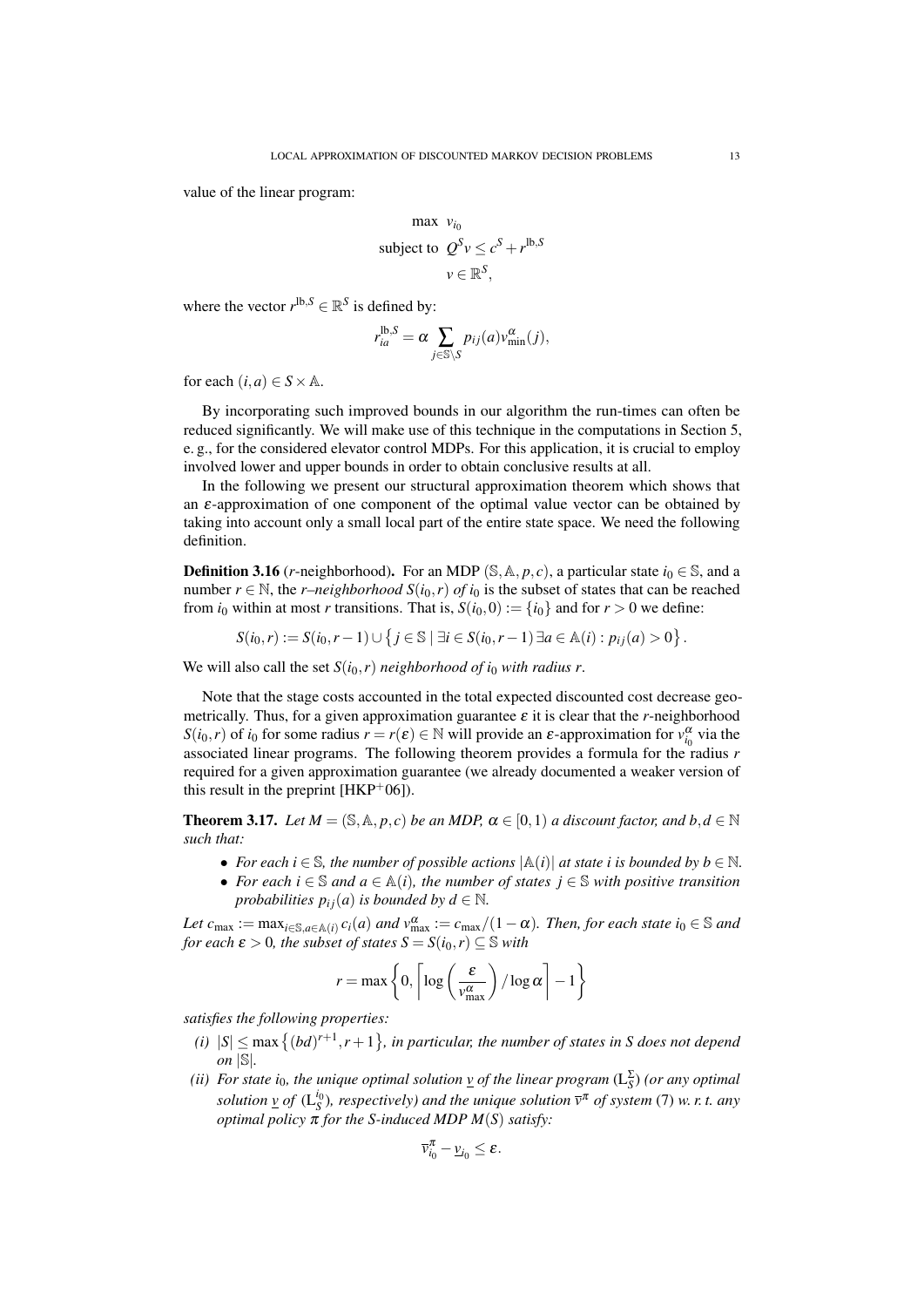value of the linear program:

$$\begin{aligned}
\max\ & v_{i_0} \\
\text{subject to}\ & Q^S v \leq c^S + r^{\text{lb},S} \\
& v \in \mathbb{R}^S,
\end{aligned}$$

where the vector $r^{\text{lb},S} \in \mathbb{R}^S$ is defined by:

$$r^{\text{lb},S}_{ia} = \alpha \sum_{j \in \mathbb{S} \setminus S} p_{ij}(a) v^{\alpha}_{\min}(j),$$

for each $(i,a) \in S \times \mathbb{A}$.

By incorporating such improved bounds in our algorithm the run-times can often be reduced significantly. We will make use of this technique in the computations in Section 5, e. g., for the considered elevator control MDPs. For this application, it is crucial to employ involved lower and upper bounds in order to obtain conclusive results at all.

In the following we present our structural approximation theorem which shows that an $\varepsilon$-approximation of one component of the optimal value vector can be obtained by taking into account only a small local part of the entire state space. We need the following definition.

**Definition 3.16** (*r*-neighborhood)**.** For an MDP $(\mathbb{S}, \mathbb{A}, p, c)$, a particular state $i_0 \in \mathbb{S}$, and a number $r \in \mathbb{N}$, the *r–neighborhood $S(i_0, r)$ of $i_0$* is the subset of states that can be reached from $i_0$ within at most $r$ transitions. That is, $S(i_0, 0) := \{i_0\}$ and for $r > 0$ we define:

$$S(i_0, r) := S(i_0, r-1) \cup \left\{ j \in \mathbb{S} \mid \exists i \in S(i_0, r-1)\, \exists a \in \mathbb{A}(i) : p_{ij}(a) > 0 \right\}.$$

We will also call the set $S(i_0, r)$ *neighborhood of $i_0$ with radius $r$*.

Note that the stage costs accounted in the total expected discounted cost decrease geometrically. Thus, for a given approximation guarantee $\varepsilon$ it is clear that the $r$-neighborhood $S(i_0, r)$ of $i_0$ for some radius $r = r(\varepsilon) \in \mathbb{N}$ will provide an $\varepsilon$-approximation for $v^{\alpha}_{i_0}$ via the associated linear programs. The following theorem provides a formula for the radius $r$ required for a given approximation guarantee (we already documented a weaker version of this result in the preprint [HKP+06]).

**Theorem 3.17.** *Let $M = (\mathbb{S}, \mathbb{A}, p, c)$ be an MDP, $\alpha \in [0,1)$ a discount factor, and $b, d \in \mathbb{N}$ such that:*

- *For each $i \in \mathbb{S}$, the number of possible actions $|\mathbb{A}(i)|$ at state $i$ is bounded by $b \in \mathbb{N}$.*
- *For each $i \in \mathbb{S}$ and $a \in \mathbb{A}(i)$, the number of states $j \in \mathbb{S}$ with positive transition probabilities $p_{ij}(a)$ is bounded by $d \in \mathbb{N}$.*

*Let $c_{\max} := \max_{i \in \mathbb{S}, a \in \mathbb{A}(i)} c_i(a)$ and $v^{\alpha}_{\max} := c_{\max}/(1-\alpha)$. Then, for each state $i_0 \in \mathbb{S}$ and for each $\varepsilon > 0$, the subset of states $S = S(i_0, r) \subseteq \mathbb{S}$ with*

$$r = \max\left\{0, \left\lceil \log\left(\frac{\varepsilon}{v^{\alpha}_{\max}}\right) / \log \alpha \right\rceil - 1 \right\}$$

*satisfies the following properties:*

*(i)* $|S| \leq \max\left\{(bd)^{r+1}, r+1\right\}$*, in particular, the number of states in $S$ does not depend on $|\mathbb{S}|$.*

*(ii) For state $i_0$, the unique optimal solution $\underline{v}$ of the linear program ($\mathrm{L}^{\Sigma}_S$) (or any optimal solution $\underline{v}$ of ($\mathrm{L}^{i_0}_S$), respectively) and the unique solution $\overline{v}^{\pi}$ of system* (7) *w. r. t. any optimal policy $\pi$ for the $S$-induced MDP $M(S)$ satisfy:*

$$\overline{v}^{\pi}_{i_0} - \underline{v}_{i_0} \leq \varepsilon.$$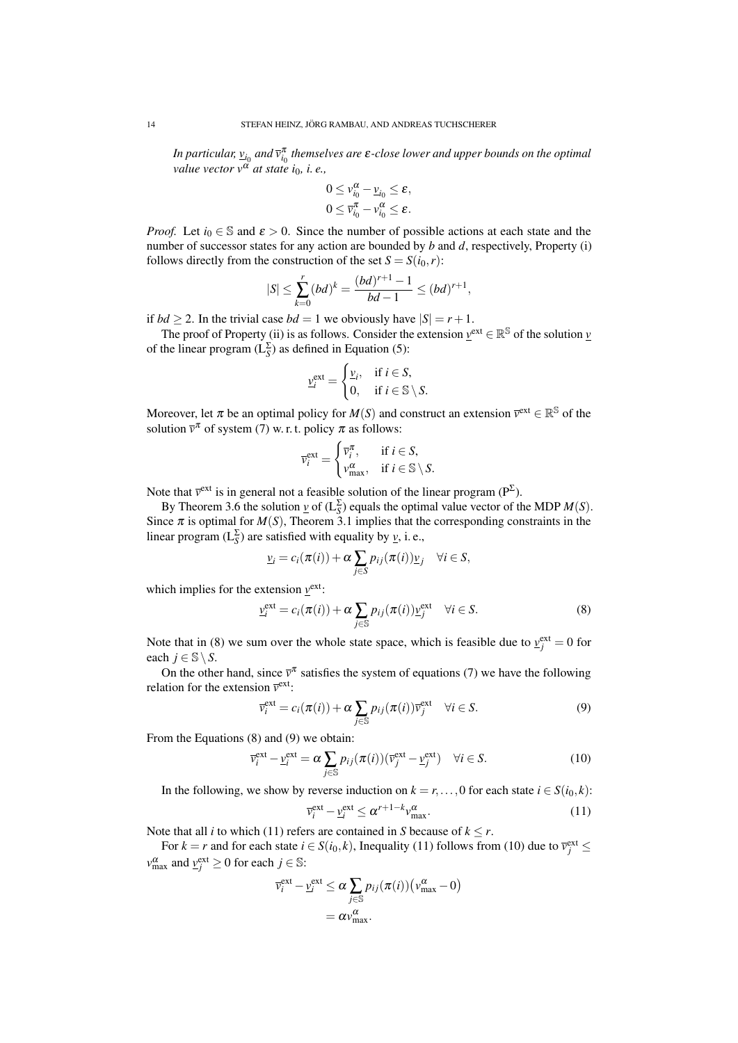*In particular, $\underline{v}_{i_0}$ and $\overline{v}^{\pi}_{i_0}$ themselves are $\varepsilon$-close lower and upper bounds on the optimal value vector $v^{\alpha}$ at state $i_0$, i. e.,*

$$0 \leq v^{\alpha}_{i_0} - \underline{v}_{i_0} \leq \varepsilon,$$
$$0 \leq \overline{v}^{\pi}_{i_0} - v^{\alpha}_{i_0} \leq \varepsilon.$$

*Proof.* Let $i_0 \in \mathbb{S}$ and $\varepsilon > 0$. Since the number of possible actions at each state and the number of successor states for any action are bounded by $b$ and $d$, respectively, Property (i) follows directly from the construction of the set $S = S(i_0, r)$:

$$|S| \leq \sum_{k=0}^{r} (bd)^k = \frac{(bd)^{r+1} - 1}{bd - 1} \leq (bd)^{r+1},$$

if $bd \geq 2$. In the trivial case $bd = 1$ we obviously have $|S| = r + 1$.

The proof of Property (ii) is as follows. Consider the extension $\underline{v}^{\text{ext}} \in \mathbb{R}^{\mathbb{S}}$ of the solution $\underline{v}$ of the linear program ($\text{L}^{\Sigma}_{S}$) as defined in Equation (5):

$$\underline{v}^{\text{ext}}_i = \begin{cases} \underline{v}_i, & \text{if } i \in S, \\ 0, & \text{if } i \in \mathbb{S} \setminus S. \end{cases}$$

Moreover, let $\pi$ be an optimal policy for $M(S)$ and construct an extension $\overline{v}^{\text{ext}} \in \mathbb{R}^{\mathbb{S}}$ of the solution $\overline{v}^{\pi}$ of system (7) w. r. t. policy $\pi$ as follows:

$$\overline{v}^{\text{ext}}_i = \begin{cases} \overline{v}^{\pi}_i, & \text{if } i \in S, \\ v^{\alpha}_{\max}, & \text{if } i \in \mathbb{S} \setminus S. \end{cases}$$

Note that $\overline{v}^{\text{ext}}$ is in general not a feasible solution of the linear program ($\text{P}^{\Sigma}$).

By Theorem 3.6 the solution $\underline{v}$ of ($\text{L}^{\Sigma}_{S}$) equals the optimal value vector of the MDP $M(S)$. Since $\pi$ is optimal for $M(S)$, Theorem 3.1 implies that the corresponding constraints in the linear program ($\text{L}^{\Sigma}_{S}$) are satisfied with equality by $\underline{v}$, i. e.,

$$\underline{v}_i = c_i(\pi(i)) + \alpha \sum_{j \in S} p_{ij}(\pi(i)) \underline{v}_j \quad \forall i \in S,$$

which implies for the extension $\underline{v}^{\text{ext}}$:

$$\underline{v}^{\text{ext}}_i = c_i(\pi(i)) + \alpha \sum_{j \in \mathbb{S}} p_{ij}(\pi(i)) \underline{v}^{\text{ext}}_j \quad \forall i \in S. \tag{8}$$

Note that in (8) we sum over the whole state space, which is feasible due to $\underline{v}^{\text{ext}}_j = 0$ for each $j \in \mathbb{S} \setminus S$.

On the other hand, since $\overline{v}^{\pi}$ satisfies the system of equations (7) we have the following relation for the extension $\overline{v}^{\text{ext}}$:

$$\overline{v}^{\text{ext}}_i = c_i(\pi(i)) + \alpha \sum_{j \in \mathbb{S}} p_{ij}(\pi(i)) \overline{v}^{\text{ext}}_j \quad \forall i \in S. \tag{9}$$

From the Equations (8) and (9) we obtain:

$$\overline{v}^{\text{ext}}_i - \underline{v}^{\text{ext}}_i = \alpha \sum_{j \in \mathbb{S}} p_{ij}(\pi(i)) (\overline{v}^{\text{ext}}_j - \underline{v}^{\text{ext}}_j) \quad \forall i \in S. \tag{10}$$

In the following, we show by reverse induction on $k = r, \ldots, 0$ for each state $i \in S(i_0, k)$:

$$\overline{v}^{\text{ext}}_i - \underline{v}^{\text{ext}}_i \leq \alpha^{r+1-k} v^{\alpha}_{\max}. \tag{11}$$

Note that all $i$ to which (11) refers are contained in $S$ because of $k \leq r$.

For $k = r$ and for each state $i \in S(i_0, k)$, Inequality (11) follows from (10) due to $\overline{v}^{\text{ext}}_j \leq v^{\alpha}_{\max}$ and $\underline{v}^{\text{ext}}_j \geq 0$ for each $j \in \mathbb{S}$:

$$\begin{aligned} \overline{v}^{\text{ext}}_i - \underline{v}^{\text{ext}}_i &\leq \alpha \sum_{j \in \mathbb{S}} p_{ij}(\pi(i)) \big( v^{\alpha}_{\max} - 0 \big) \\ &= \alpha v^{\alpha}_{\max}. \end{aligned}$$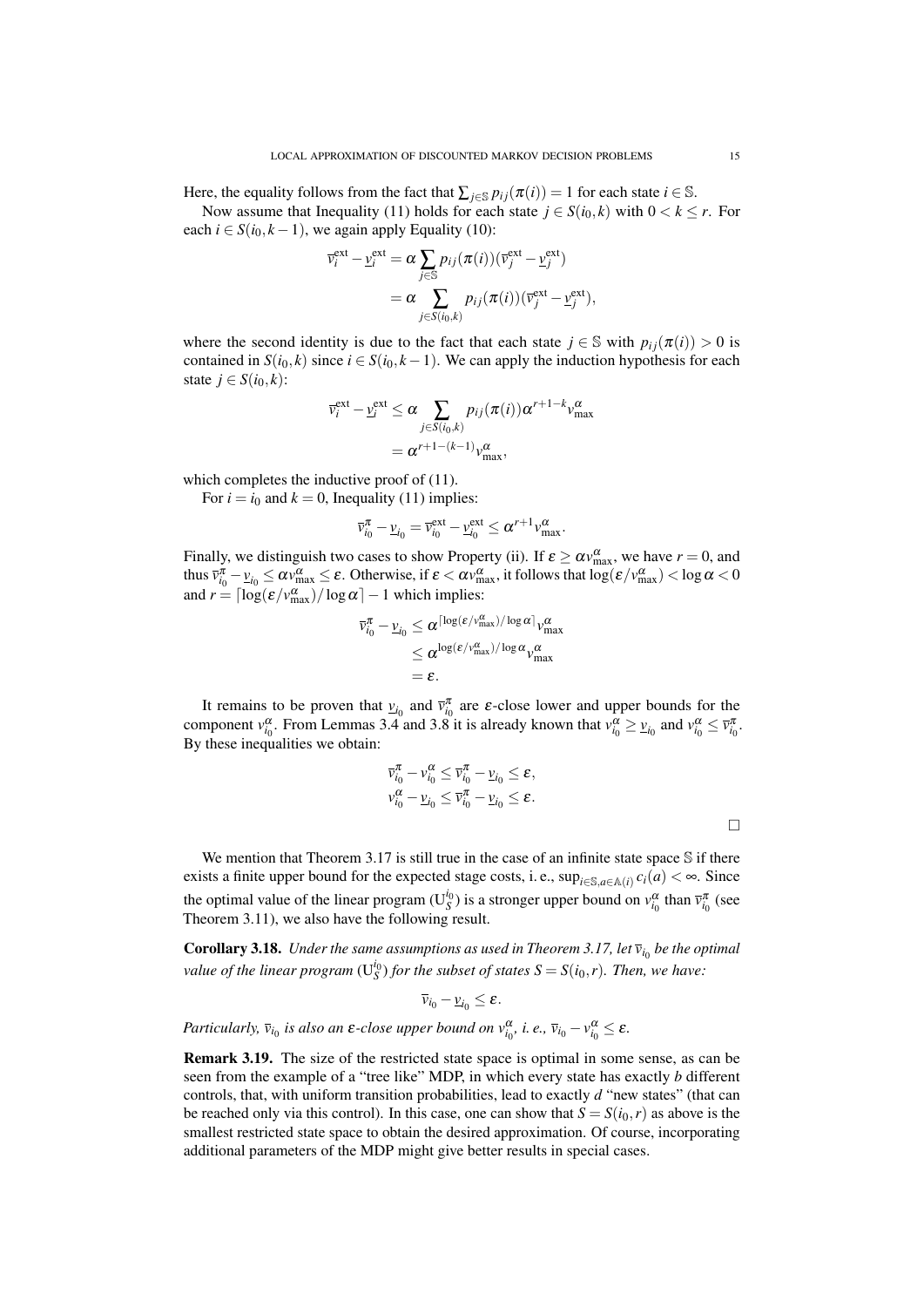Here, the equality follows from the fact that $\sum_{j\in\mathbb{S}} p_{ij}(\pi(i)) = 1$ for each state $i \in \mathbb{S}$.

Now assume that Inequality (11) holds for each state $j \in S(i_0,k)$ with $0 < k \leq r$. For each $i \in S(i_0, k-1)$, we again apply Equality (10):

$$
\begin{aligned}
\overline{v}_i^{\text{ext}} - \underline{v}_i^{\text{ext}} &= \alpha \sum_{j\in\mathbb{S}} p_{ij}(\pi(i))(\overline{v}_j^{\text{ext}} - \underline{v}_j^{\text{ext}}) \\
&= \alpha \sum_{j\in S(i_0,k)} p_{ij}(\pi(i))(\overline{v}_j^{\text{ext}} - \underline{v}_j^{\text{ext}}),
\end{aligned}
$$

where the second identity is due to the fact that each state $j \in \mathbb{S}$ with $p_{ij}(\pi(i)) > 0$ is contained in $S(i_0,k)$ since $i \in S(i_0,k-1)$. We can apply the induction hypothesis for each state $j \in S(i_0,k)$:

$$
\begin{aligned}
\overline{v}_i^{\text{ext}} - \underline{v}_i^{\text{ext}} &\leq \alpha \sum_{j\in S(i_0,k)} p_{ij}(\pi(i))\alpha^{r+1-k} v_{\max}^{\alpha} \\
&= \alpha^{r+1-(k-1)} v_{\max}^{\alpha},
\end{aligned}
$$

which completes the inductive proof of (11).

For $i = i_0$ and $k = 0$, Inequality (11) implies:

$$
\overline{v}_{i_0}^{\pi} - \underline{v}_{i_0} = \overline{v}_{i_0}^{\text{ext}} - \underline{v}_{i_0}^{\text{ext}} \leq \alpha^{r+1} v_{\max}^{\alpha}.
$$

Finally, we distinguish two cases to show Property (ii). If $\varepsilon \geq \alpha v_{\max}^{\alpha}$, we have $r = 0$, and thus $\overline{v}_{i_0}^{\pi} - \underline{v}_{i_0} \leq \alpha v_{\max}^{\alpha} \leq \varepsilon$. Otherwise, if $\varepsilon < \alpha v_{\max}^{\alpha}$, it follows that $\log(\varepsilon / v_{\max}^{\alpha}) < \log \alpha < 0$ and $r = \lceil \log(\varepsilon / v_{\max}^{\alpha}) / \log \alpha \rceil - 1$ which implies:

$$
\begin{aligned}
\overline{v}_{i_0}^{\pi} - \underline{v}_{i_0} &\leq \alpha^{\lceil \log(\varepsilon / v_{\max}^{\alpha}) / \log \alpha \rceil} v_{\max}^{\alpha} \\
&\leq \alpha^{\log(\varepsilon / v_{\max}^{\alpha}) / \log \alpha} v_{\max}^{\alpha} \\
&= \varepsilon.
\end{aligned}
$$

It remains to be proven that $\underline{v}_{i_0}$ and $\overline{v}_{i_0}^{\pi}$ are $\varepsilon$-close lower and upper bounds for the component $v_{i_0}^{\alpha}$. From Lemmas 3.4 and 3.8 it is already known that $v_{i_0}^{\alpha} \geq \underline{v}_{i_0}$ and $v_{i_0}^{\alpha} \leq \overline{v}_{i_0}^{\pi}$. By these inequalities we obtain:

$$
\begin{aligned}
\overline{v}_{i_0}^{\pi} - v_{i_0}^{\alpha} &\leq \overline{v}_{i_0}^{\pi} - \underline{v}_{i_0} \leq \varepsilon, \\
v_{i_0}^{\alpha} - \underline{v}_{i_0} &\leq \overline{v}_{i_0}^{\pi} - \underline{v}_{i_0} \leq \varepsilon.
\end{aligned}
$$

□

We mention that Theorem 3.17 is still true in the case of an infinite state space $\mathbb{S}$ if there exists a finite upper bound for the expected stage costs, i. e., $\sup_{i\in\mathbb{S},a\in\mathbb{A}(i)} c_i(a) < \infty$. Since the optimal value of the linear program $(\mathrm{U}_S^{i_0})$ is a stronger upper bound on $v_{i_0}^{\alpha}$ than $\overline{v}_{i_0}^{\pi}$ (see Theorem 3.11), we also have the following result.

**Corollary 3.18.** *Under the same assumptions as used in Theorem 3.17, let $\overline{v}_{i_0}$ be the optimal value of the linear program $(\mathrm{U}_S^{i_0})$ for the subset of states $S = S(i_0, r)$. Then, we have:*

$$
\overline{v}_{i_0} - \underline{v}_{i_0} \leq \varepsilon.
$$

*Particularly, $\overline{v}_{i_0}$ is also an $\varepsilon$-close upper bound on $v_{i_0}^{\alpha}$, i. e., $\overline{v}_{i_0} - v_{i_0}^{\alpha} \leq \varepsilon$.*

**Remark 3.19.** The size of the restricted state space is optimal in some sense, as can be seen from the example of a "tree like" MDP, in which every state has exactly $b$ different controls, that, with uniform transition probabilities, lead to exactly $d$ "new states" (that can be reached only via this control). In this case, one can show that $S = S(i_0, r)$ as above is the smallest restricted state space to obtain the desired approximation. Of course, incorporating additional parameters of the MDP might give better results in special cases.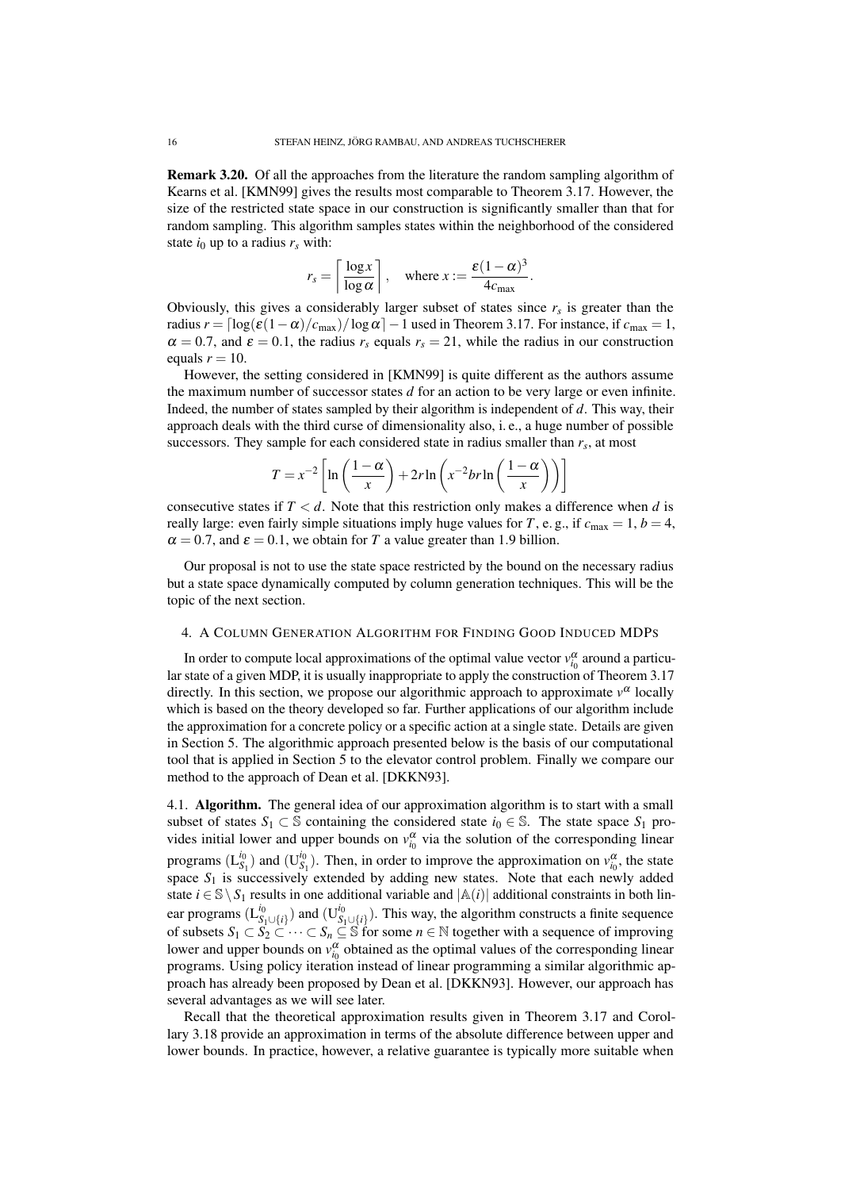**Remark 3.20.** Of all the approaches from the literature the random sampling algorithm of Kearns et al. [KMN99] gives the results most comparable to Theorem 3.17. However, the size of the restricted state space in our construction is significantly smaller than that for random sampling. This algorithm samples states within the neighborhood of the considered state $i_0$ up to a radius $r_s$ with:

$$r_s = \left\lceil \frac{\log x}{\log \alpha} \right\rceil, \quad \text{where } x := \frac{\varepsilon(1-\alpha)^3}{4c_{\max}}.$$

Obviously, this gives a considerably larger subset of states since $r_s$ is greater than the radius $r = \lceil \log(\varepsilon(1-\alpha)/c_{\max})/\log\alpha \rceil - 1$ used in Theorem 3.17. For instance, if $c_{\max} = 1$, $\alpha = 0.7$, and $\varepsilon = 0.1$, the radius $r_s$ equals $r_s = 21$, while the radius in our construction equals $r = 10$.

However, the setting considered in [KMN99] is quite different as the authors assume the maximum number of successor states $d$ for an action to be very large or even infinite. Indeed, the number of states sampled by their algorithm is independent of $d$. This way, their approach deals with the third curse of dimensionality also, i. e., a huge number of possible successors. They sample for each considered state in radius smaller than $r_s$, at most

$$T = x^{-2}\left[\ln\left(\frac{1-\alpha}{x}\right) + 2r\ln\left(x^{-2}br\ln\left(\frac{1-\alpha}{x}\right)\right)\right]$$

consecutive states if $T < d$. Note that this restriction only makes a difference when $d$ is really large: even fairly simple situations imply huge values for $T$, e. g., if $c_{\max} = 1$, $b = 4$, $\alpha = 0.7$, and $\varepsilon = 0.1$, we obtain for $T$ a value greater than 1.9 billion.

Our proposal is not to use the state space restricted by the bound on the necessary radius but a state space dynamically computed by column generation techniques. This will be the topic of the next section.

## 4. A Column Generation Algorithm for Finding Good Induced MDPs

In order to compute local approximations of the optimal value vector $v^{\alpha}_{i_0}$ around a particular state of a given MDP, it is usually inappropriate to apply the construction of Theorem 3.17 directly. In this section, we propose our algorithmic approach to approximate $v^{\alpha}$ locally which is based on the theory developed so far. Further applications of our algorithm include the approximation for a concrete policy or a specific action at a single state. Details are given in Section 5. The algorithmic approach presented below is the basis of our computational tool that is applied in Section 5 to the elevator control problem. Finally we compare our method to the approach of Dean et al. [DKKN93].

4.1. **Algorithm.** The general idea of our approximation algorithm is to start with a small subset of states $S_1 \subset \mathbb{S}$ containing the considered state $i_0 \in \mathbb{S}$. The state space $S_1$ provides initial lower and upper bounds on $v^{\alpha}_{i_0}$ via the solution of the corresponding linear programs $(\mathrm{L}^{i_0}_{S_1})$ and $(\mathrm{U}^{i_0}_{S_1})$. Then, in order to improve the approximation on $v^{\alpha}_{i_0}$, the state space $S_1$ is successively extended by adding new states. Note that each newly added state $i \in \mathbb{S} \setminus S_1$ results in one additional variable and $|\mathbb{A}(i)|$ additional constraints in both linear programs $(\mathrm{L}^{i_0}_{S_1\cup\{i\}})$ and $(\mathrm{U}^{i_0}_{S_1\cup\{i\}})$. This way, the algorithm constructs a finite sequence of subsets $S_1 \subset S_2 \subset \cdots \subset S_n \subseteq \mathbb{S}$ for some $n \in \mathbb{N}$ together with a sequence of improving lower and upper bounds on $v^{\alpha}_{i_0}$ obtained as the optimal values of the corresponding linear programs. Using policy iteration instead of linear programming a similar algorithmic approach has already been proposed by Dean et al. [DKKN93]. However, our approach has several advantages as we will see later.

Recall that the theoretical approximation results given in Theorem 3.17 and Corollary 3.18 provide an approximation in terms of the absolute difference between upper and lower bounds. In practice, however, a relative guarantee is typically more suitable when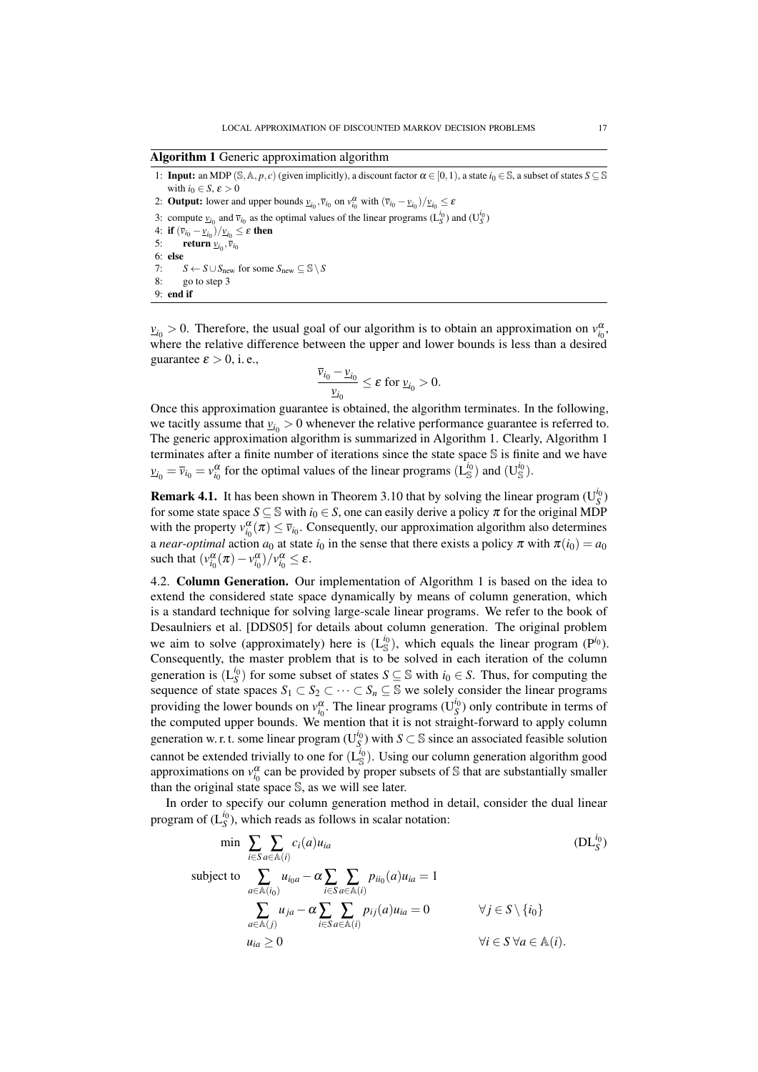**Algorithm 1** Generic approximation algorithm

1: **Input:** an MDP $(\mathbb{S}, \mathbb{A}, p, c)$ (given implicitly), a discount factor $\alpha \in [0,1)$, a state $i_0 \in \mathbb{S}$, a subset of states $S \subseteq \mathbb{S}$ with $i_0 \in S$, $\varepsilon > 0$

2: **Output:** lower and upper bounds $\underline{v}_{i_0}, \overline{v}_{i_0}$ on $v^\alpha_{i_0}$ with $(\overline{v}_{i_0} - \underline{v}_{i_0})/\underline{v}_{i_0} \leq \varepsilon$

3: compute $\underline{v}_{i_0}$ and $\overline{v}_{i_0}$ as the optimal values of the linear programs $(\mathrm{L}^{i_0}_S)$ and $(\mathrm{U}^{i_0}_S)$

4: **if** $(\overline{v}_{i_0} - \underline{v}_{i_0})/\underline{v}_{i_0} \leq \varepsilon$ **then**

5: **return** $\underline{v}_{i_0}, \overline{v}_{i_0}$

6: **else**

7: $S \leftarrow S \cup S_{\text{new}}$ for some $S_{\text{new}} \subseteq \mathbb{S} \setminus S$

8: go to step 3

9: **end if**

$\underline{v}_{i_0} > 0$. Therefore, the usual goal of our algorithm is to obtain an approximation on $v^\alpha_{i_0}$, where the relative difference between the upper and lower bounds is less than a desired guarantee $\varepsilon > 0$, i. e.,

$$\frac{\overline{v}_{i_0} - \underline{v}_{i_0}}{\underline{v}_{i_0}} \leq \varepsilon \text{ for } \underline{v}_{i_0} > 0.$$

Once this approximation guarantee is obtained, the algorithm terminates. In the following, we tacitly assume that $\underline{v}_{i_0} > 0$ whenever the relative performance guarantee is referred to. The generic approximation algorithm is summarized in Algorithm 1. Clearly, Algorithm 1 terminates after a finite number of iterations since the state space $\mathbb{S}$ is finite and we have $\underline{v}_{i_0} = \overline{v}_{i_0} = v^\alpha_{i_0}$ for the optimal values of the linear programs $(\mathrm{L}^{i_0}_{\mathbb{S}})$ and $(\mathrm{U}^{i_0}_{\mathbb{S}})$.

**Remark 4.1.** It has been shown in Theorem 3.10 that by solving the linear program $(\mathrm{U}^{i_0}_S)$ for some state space $S \subseteq \mathbb{S}$ with $i_0 \in S$, one can easily derive a policy $\pi$ for the original MDP with the property $v^\alpha_{i_0}(\pi) \leq \overline{v}_{i_0}$. Consequently, our approximation algorithm also determines a *near-optimal* action $a_0$ at state $i_0$ in the sense that there exists a policy $\pi$ with $\pi(i_0) = a_0$ such that $(v^\alpha_{i_0}(\pi) - v^\alpha_{i_0})/v^\alpha_{i_0} \leq \varepsilon$.

4.2. **Column Generation.** Our implementation of Algorithm 1 is based on the idea to extend the considered state space dynamically by means of column generation, which is a standard technique for solving large-scale linear programs. We refer to the book of Desaulniers et al. [DDS05] for details about column generation. The original problem we aim to solve (approximately) here is $(\mathrm{L}^{i_0}_{\mathbb{S}})$, which equals the linear program $(\mathrm{P}^{i_0})$. Consequently, the master problem that is to be solved in each iteration of the column generation is $(\mathrm{L}^{i_0}_S)$ for some subset of states $S \subseteq \mathbb{S}$ with $i_0 \in S$. Thus, for computing the sequence of state spaces $S_1 \subset S_2 \subset \cdots \subset S_n \subseteq \mathbb{S}$ we solely consider the linear programs providing the lower bounds on $v^\alpha_{i_0}$. The linear programs $(\mathrm{U}^{i_0}_S)$ only contribute in terms of the computed upper bounds. We mention that it is not straight-forward to apply column generation w. r. t. some linear program $(\mathrm{U}^{i_0}_S)$ with $S \subset \mathbb{S}$ since an associated feasible solution cannot be extended trivially to one for $(\mathrm{L}^{i_0}_{\mathbb{S}})$. Using our column generation algorithm good approximations on $v^\alpha_{i_0}$ can be provided by proper subsets of $\mathbb{S}$ that are substantially smaller than the original state space $\mathbb{S}$, as we will see later.

In order to specify our column generation method in detail, consider the dual linear program of $(\mathrm{L}^{i_0}_S)$, which reads as follows in scalar notation:

$$\begin{aligned}
\min \quad & \sum_{i \in S} \sum_{a \in \mathbb{A}(i)} c_i(a) u_{ia} && (\mathrm{DL}^{i_0}_S) \\
\text{subject to} \quad & \sum_{a \in \mathbb{A}(i_0)} u_{i_0 a} - \alpha \sum_{i \in S} \sum_{a \in \mathbb{A}(i)} p_{i i_0}(a) u_{ia} = 1 && \\
& \sum_{a \in \mathbb{A}(j)} u_{ja} - \alpha \sum_{i \in S} \sum_{a \in \mathbb{A}(i)} p_{ij}(a) u_{ia} = 0 && \forall j \in S \setminus \{i_0\} \\
& u_{ia} \geq 0 && \forall i \in S \, \forall a \in \mathbb{A}(i).
\end{aligned}$$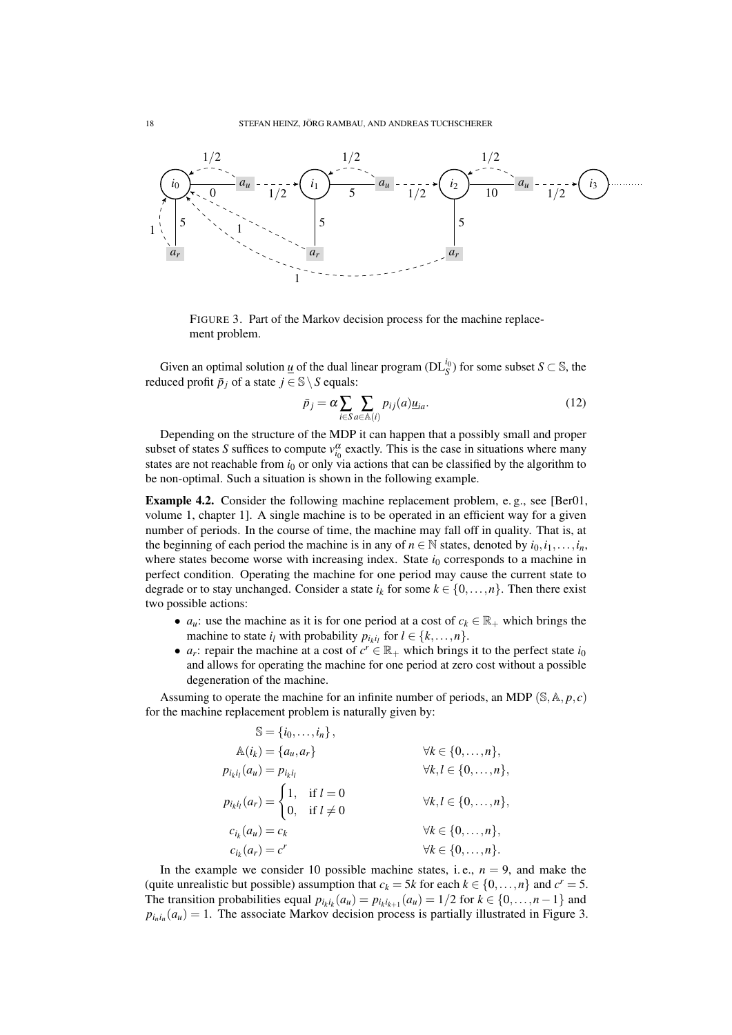FIGURE 3. Part of the Markov decision process for the machine replacement problem.

Given an optimal solution $\underline{u}$ of the dual linear program $(\mathrm{DL}_S^{i_0})$ for some subset $S \subset \mathbb{S}$, the reduced profit $\bar{p}_j$ of a state $j \in \mathbb{S} \setminus S$ equals:

$$\bar{p}_j = \alpha \sum_{i \in S} \sum_{a \in \mathbb{A}(i)} p_{ij}(a) \underline{u}_{ia}. \tag{12}$$

Depending on the structure of the MDP it can happen that a possibly small and proper subset of states $S$ suffices to compute $v_{i_0}^{\alpha}$ exactly. This is the case in situations where many states are not reachable from $i_0$ or only via actions that can be classified by the algorithm to be non-optimal. Such a situation is shown in the following example.

**Example 4.2.** Consider the following machine replacement problem, e. g., see [Ber01, volume 1, chapter 1]. A single machine is to be operated in an efficient way for a given number of periods. In the course of time, the machine may fall off in quality. That is, at the beginning of each period the machine is in any of $n \in \mathbb{N}$ states, denoted by $i_0, i_1, \dots, i_n$, where states become worse with increasing index. State $i_0$ corresponds to a machine in perfect condition. Operating the machine for one period may cause the current state to degrade or to stay unchanged. Consider a state $i_k$ for some $k \in \{0, \dots, n\}$. Then there exist two possible actions:

- $a_u$: use the machine as it is for one period at a cost of $c_k \in \mathbb{R}_+$ which brings the machine to state $i_l$ with probability $p_{i_k i_l}$ for $l \in \{k, \dots, n\}$.
- $a_r$: repair the machine at a cost of $c^r \in \mathbb{R}_+$ which brings it to the perfect state $i_0$ and allows for operating the machine for one period at zero cost without a possible degeneration of the machine.

Assuming to operate the machine for an infinite number of periods, an MDP $(\mathbb{S}, \mathbb{A}, p, c)$ for the machine replacement problem is naturally given by:

$$\begin{aligned}
\mathbb{S} &= \{i_0, \dots, i_n\}, & & \\
\mathbb{A}(i_k) &= \{a_u, a_r\} & & \forall k \in \{0, \dots, n\}, \\
p_{i_k i_l}(a_u) &= p_{i_k i_l} & & \forall k, l \in \{0, \dots, n\}, \\
p_{i_k i_l}(a_r) &= \begin{cases} 1, & \text{if } l = 0 \\ 0, & \text{if } l \neq 0 \end{cases} & & \forall k, l \in \{0, \dots, n\}, \\
c_{i_k}(a_u) &= c_k & & \forall k \in \{0, \dots, n\}, \\
c_{i_k}(a_r) &= c^r & & \forall k \in \{0, \dots, n\}.
\end{aligned}$$

In the example we consider 10 possible machine states, i. e., $n = 9$, and make the (quite unrealistic but possible) assumption that $c_k = 5k$ for each $k \in \{0, \dots, n\}$ and $c^r = 5$. The transition probabilities equal $p_{i_k i_k}(a_u) = p_{i_k i_{k+1}}(a_u) = 1/2$ for $k \in \{0, \dots, n-1\}$ and $p_{i_n i_n}(a_u) = 1$. The associate Markov decision process is partially illustrated in Figure 3.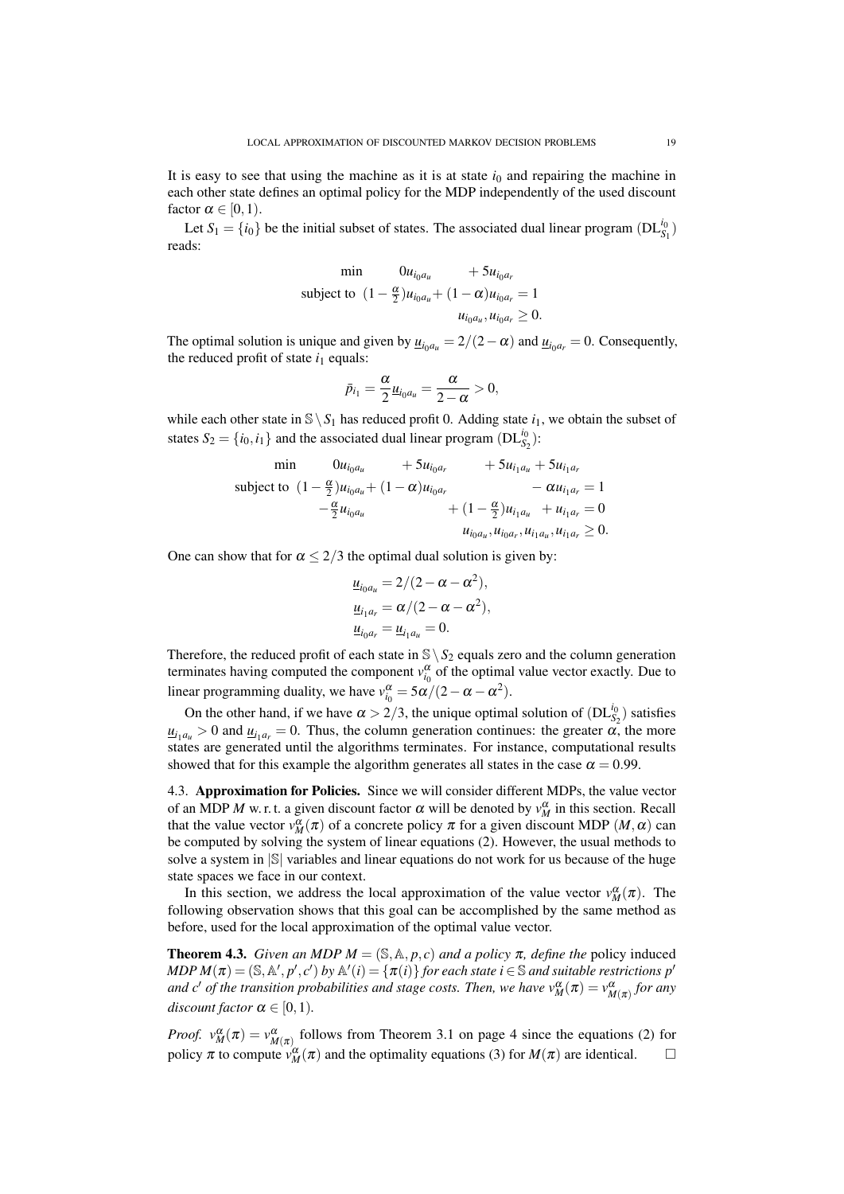It is easy to see that using the machine as it is at state $i_0$ and repairing the machine in each other state defines an optimal policy for the MDP independently of the used discount factor $\alpha \in [0,1)$.

Let $S_1 = \{i_0\}$ be the initial subset of states. The associated dual linear program $(\mathrm{DL}_{S_1}^{i_0})$ reads:

$$
\begin{aligned}
\min \quad & 0u_{i_0a_u} + 5u_{i_0a_r} \\
\text{subject to} \quad & (1-\tfrac{\alpha}{2})u_{i_0a_u} + (1-\alpha)u_{i_0a_r} = 1 \\
& u_{i_0a_u}, u_{i_0a_r} \geq 0.
\end{aligned}
$$

The optimal solution is unique and given by $\underline{u}_{i_0a_u} = 2/(2-\alpha)$ and $\underline{u}_{i_0a_r} = 0$. Consequently, the reduced profit of state $i_1$ equals:

$$
\bar{p}_{i_1} = \frac{\alpha}{2}\underline{u}_{i_0a_u} = \frac{\alpha}{2-\alpha} > 0,
$$

while each other state in $\mathbb{S} \setminus S_1$ has reduced profit 0. Adding state $i_1$, we obtain the subset of states $S_2 = \{i_0, i_1\}$ and the associated dual linear program $(\mathrm{DL}_{S_2}^{i_0})$:

$$
\begin{aligned}
\min \quad & 0u_{i_0a_u} + 5u_{i_0a_r} + 5u_{i_1a_u} + 5u_{i_1a_r} \\
\text{subject to} \quad & (1-\tfrac{\alpha}{2})u_{i_0a_u} + (1-\alpha)u_{i_0a_r} - \alpha u_{i_1a_r} = 1 \\
& -\tfrac{\alpha}{2}u_{i_0a_u} + (1-\tfrac{\alpha}{2})u_{i_1a_u} + u_{i_1a_r} = 0 \\
& u_{i_0a_u}, u_{i_0a_r}, u_{i_1a_u}, u_{i_1a_r} \geq 0.
\end{aligned}
$$

One can show that for $\alpha \leq 2/3$ the optimal dual solution is given by:

$$
\begin{aligned}
\underline{u}_{i_0a_u} &= 2/(2-\alpha-\alpha^2), \\
\underline{u}_{i_1a_r} &= \alpha/(2-\alpha-\alpha^2), \\
\underline{u}_{i_0a_r} &= \underline{u}_{i_1a_u} = 0.
\end{aligned}
$$

Therefore, the reduced profit of each state in $\mathbb{S} \setminus S_2$ equals zero and the column generation terminates having computed the component $v_{i_0}^{\alpha}$ of the optimal value vector exactly. Due to linear programming duality, we have $v_{i_0}^{\alpha} = 5\alpha/(2-\alpha-\alpha^2)$.

On the other hand, if we have $\alpha > 2/3$, the unique optimal solution of $(\mathrm{DL}_{S_2}^{i_0})$ satisfies $\underline{u}_{i_1a_u} > 0$ and $\underline{u}_{i_1a_r} = 0$. Thus, the column generation continues: the greater $\alpha$, the more states are generated until the algorithms terminates. For instance, computational results showed that for this example the algorithm generates all states in the case $\alpha = 0.99$.

4.3. **Approximation for Policies.** Since we will consider different MDPs, the value vector of an MDP $M$ w. r. t. a given discount factor $\alpha$ will be denoted by $v_M^{\alpha}$ in this section. Recall that the value vector $v_M^{\alpha}(\pi)$ of a concrete policy $\pi$ for a given discount MDP $(M,\alpha)$ can be computed by solving the system of linear equations (2). However, the usual methods to solve a system in $|\mathbb{S}|$ variables and linear equations do not work for us because of the huge state spaces we face in our context.

In this section, we address the local approximation of the value vector $v_M^{\alpha}(\pi)$. The following observation shows that this goal can be accomplished by the same method as before, used for the local approximation of the optimal value vector.

**Theorem 4.3.** *Given an MDP $M = (\mathbb{S}, \mathbb{A}, p, c)$ and a policy $\pi$, define the* policy induced *MDP $M(\pi) = (\mathbb{S}, \mathbb{A}', p', c')$ by $\mathbb{A}'(i) = \{\pi(i)\}$ for each state $i \in \mathbb{S}$ and suitable restrictions $p'$ and $c'$ of the transition probabilities and stage costs. Then, we have $v_M^{\alpha}(\pi) = v_{M(\pi)}^{\alpha}$ for any discount factor $\alpha \in [0,1)$.*

*Proof.* $v_M^{\alpha}(\pi) = v_{M(\pi)}^{\alpha}$ follows from Theorem 3.1 on page 4 since the equations (2) for policy $\pi$ to compute $v_M^{\alpha}(\pi)$ and the optimality equations (3) for $M(\pi)$ are identical. $\square$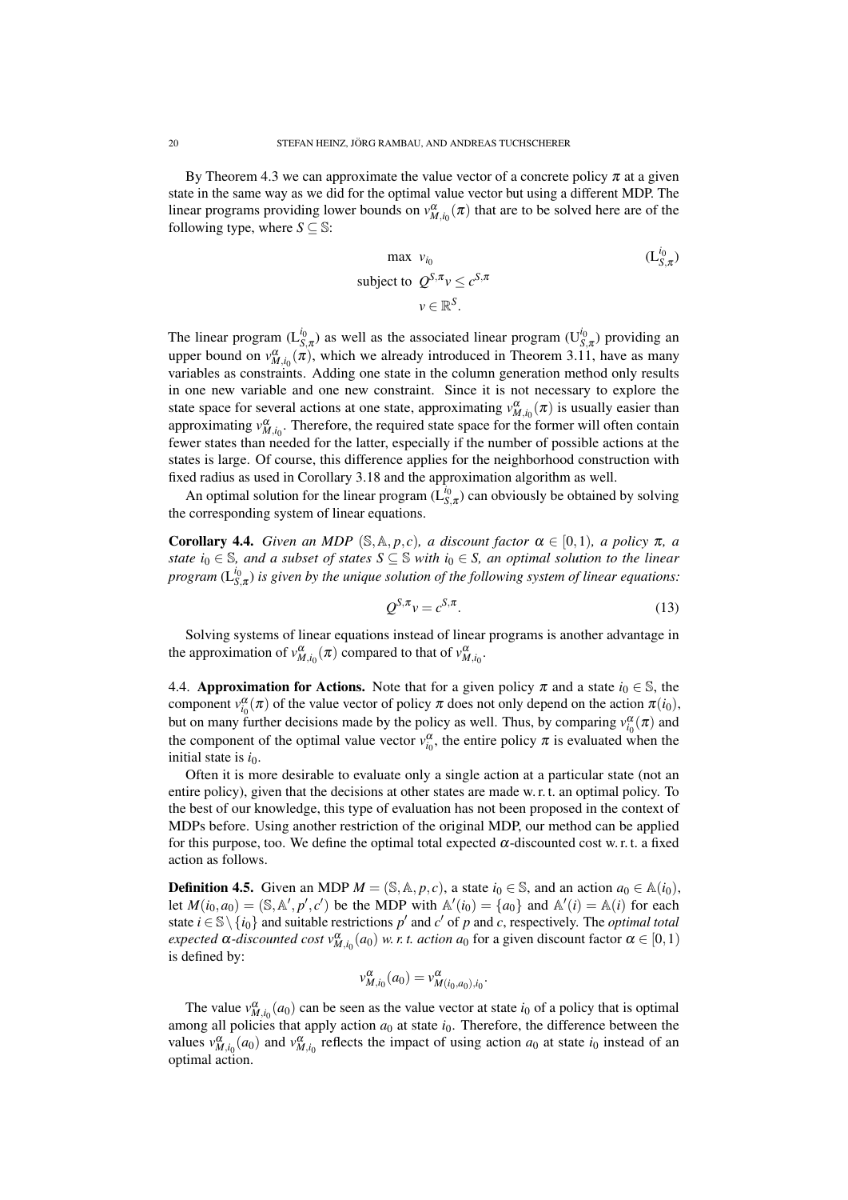By Theorem 4.3 we can approximate the value vector of a concrete policy $\pi$ at a given state in the same way as we did for the optimal value vector but using a different MDP. The linear programs providing lower bounds on $v^{\alpha}_{M,i_0}(\pi)$ that are to be solved here are of the following type, where $S \subseteq \mathbb{S}$:

$$\begin{aligned} \max\ & v_{i_0} \\ \text{subject to}\ & Q^{S,\pi} v \leq c^{S,\pi} \\ & v \in \mathbb{R}^S. \end{aligned} \qquad (\mathrm{L}^{i_0}_{S,\pi})$$

The linear program $(\mathrm{L}^{i_0}_{S,\pi})$ as well as the associated linear program $(\mathrm{U}^{i_0}_{S,\pi})$ providing an upper bound on $v^{\alpha}_{M,i_0}(\pi)$, which we already introduced in Theorem 3.11, have as many variables as constraints. Adding one state in the column generation method only results in one new variable and one new constraint. Since it is not necessary to explore the state space for several actions at one state, approximating $v^{\alpha}_{M,i_0}(\pi)$ is usually easier than approximating $v^{\alpha}_{M,i_0}$. Therefore, the required state space for the former will often contain fewer states than needed for the latter, especially if the number of possible actions at the states is large. Of course, this difference applies for the neighborhood construction with fixed radius as used in Corollary 3.18 and the approximation algorithm as well.

An optimal solution for the linear program $(\mathrm{L}^{i_0}_{S,\pi})$ can obviously be obtained by solving the corresponding system of linear equations.

**Corollary 4.4.** *Given an MDP $(\mathbb{S}, \mathbb{A}, p, c)$, a discount factor $\alpha \in [0,1)$, a policy $\pi$, a state $i_0 \in \mathbb{S}$, and a subset of states $S \subseteq \mathbb{S}$ with $i_0 \in S$, an optimal solution to the linear program $(\mathrm{L}^{i_0}_{S,\pi})$ is given by the unique solution of the following system of linear equations:*

$$Q^{S,\pi} v = c^{S,\pi}. \tag{13}$$

Solving systems of linear equations instead of linear programs is another advantage in the approximation of $v^{\alpha}_{M,i_0}(\pi)$ compared to that of $v^{\alpha}_{M,i_0}$.

4.4. **Approximation for Actions.** Note that for a given policy $\pi$ and a state $i_0 \in \mathbb{S}$, the component $v^{\alpha}_{i_0}(\pi)$ of the value vector of policy $\pi$ does not only depend on the action $\pi(i_0)$, but on many further decisions made by the policy as well. Thus, by comparing $v^{\alpha}_{i_0}(\pi)$ and the component of the optimal value vector $v^{\alpha}_{i_0}$, the entire policy $\pi$ is evaluated when the initial state is $i_0$.

Often it is more desirable to evaluate only a single action at a particular state (not an entire policy), given that the decisions at other states are made w. r. t. an optimal policy. To the best of our knowledge, this type of evaluation has not been proposed in the context of MDPs before. Using another restriction of the original MDP, our method can be applied for this purpose, too. We define the optimal total expected $\alpha$-discounted cost w. r. t. a fixed action as follows.

**Definition 4.5.** Given an MDP $M = (\mathbb{S}, \mathbb{A}, p, c)$, a state $i_0 \in \mathbb{S}$, and an action $a_0 \in \mathbb{A}(i_0)$, let $M(i_0, a_0) = (\mathbb{S}, \mathbb{A}', p', c')$ be the MDP with $\mathbb{A}'(i_0) = \{a_0\}$ and $\mathbb{A}'(i) = \mathbb{A}(i)$ for each state $i \in \mathbb{S} \setminus \{i_0\}$ and suitable restrictions $p'$ and $c'$ of $p$ and $c$, respectively. The *optimal total expected $\alpha$-discounted cost $v^{\alpha}_{M,i_0}(a_0)$ w. r. t. action $a_0$* for a given discount factor $\alpha \in [0,1)$ is defined by:

$$v^{\alpha}_{M,i_0}(a_0) = v^{\alpha}_{M(i_0,a_0),i_0}.$$

The value $v^{\alpha}_{M,i_0}(a_0)$ can be seen as the value vector at state $i_0$ of a policy that is optimal among all policies that apply action $a_0$ at state $i_0$. Therefore, the difference between the values $v^{\alpha}_{M,i_0}(a_0)$ and $v^{\alpha}_{M,i_0}$ reflects the impact of using action $a_0$ at state $i_0$ instead of an optimal action.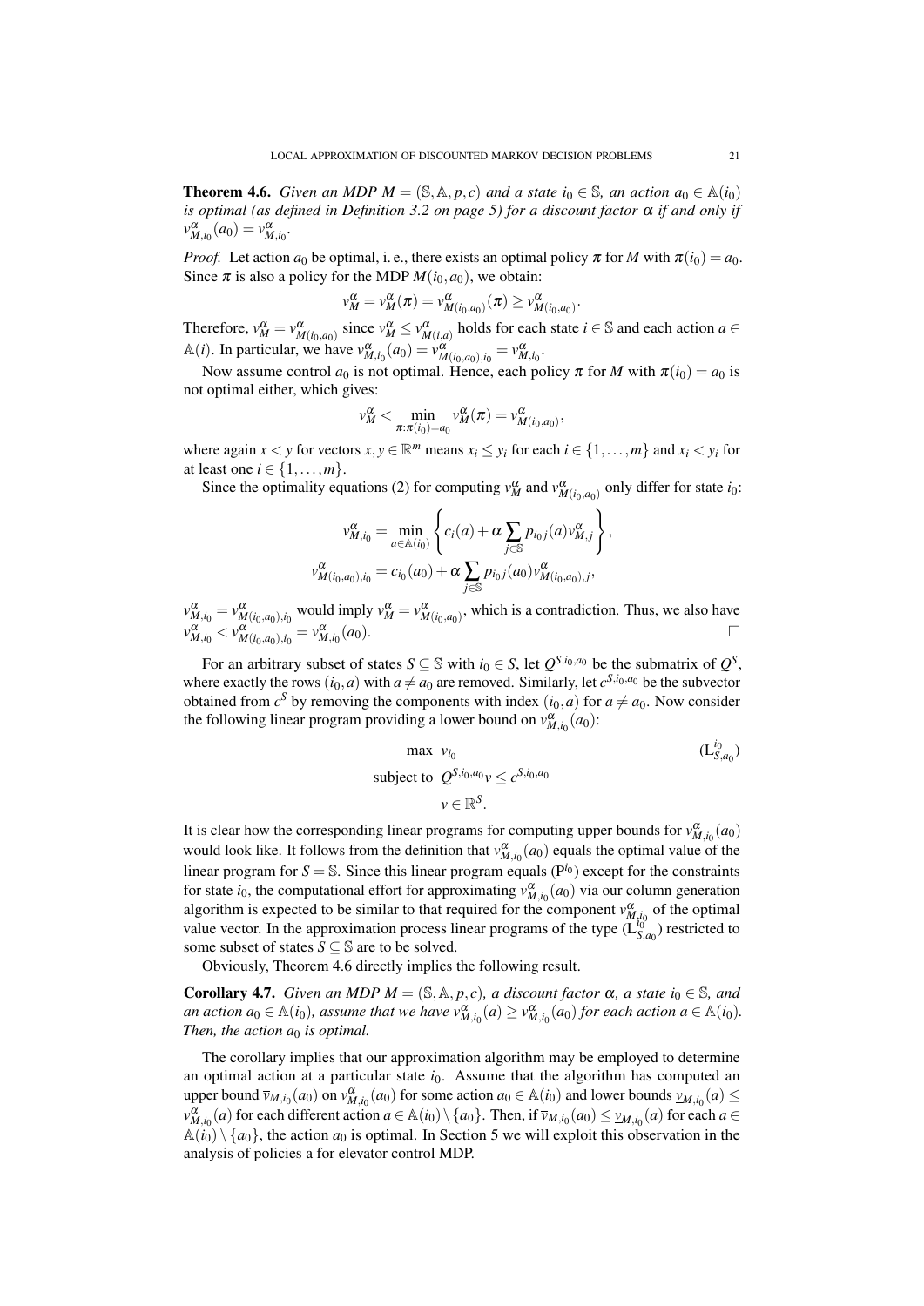**Theorem 4.6.** *Given an MDP $M = (\mathbb{S}, \mathbb{A}, p, c)$ and a state $i_0 \in \mathbb{S}$, an action $a_0 \in \mathbb{A}(i_0)$ is optimal (as defined in Definition 3.2 on page 5) for a discount factor $\alpha$ if and only if $v^{\alpha}_{M,i_0}(a_0) = v^{\alpha}_{M,i_0}$.*

*Proof.* Let action $a_0$ be optimal, i. e., there exists an optimal policy $\pi$ for $M$ with $\pi(i_0) = a_0$. Since $\pi$ is also a policy for the MDP $M(i_0, a_0)$, we obtain:

$$v^{\alpha}_{M} = v^{\alpha}_{M}(\pi) = v^{\alpha}_{M(i_0,a_0)}(\pi) \geq v^{\alpha}_{M(i_0,a_0)}.$$

Therefore, $v^{\alpha}_{M} = v^{\alpha}_{M(i_0,a_0)}$ since $v^{\alpha}_{M} \leq v^{\alpha}_{M(i,a)}$ holds for each state $i \in \mathbb{S}$ and each action $a \in \mathbb{A}(i)$. In particular, we have $v^{\alpha}_{M,i_0}(a_0) = v^{\alpha}_{M(i_0,a_0),i_0} = v^{\alpha}_{M,i_0}$.

Now assume control $a_0$ is not optimal. Hence, each policy $\pi$ for $M$ with $\pi(i_0) = a_0$ is not optimal either, which gives:

$$v^{\alpha}_{M} < \min_{\pi:\pi(i_0)=a_0} v^{\alpha}_{M}(\pi) = v^{\alpha}_{M(i_0,a_0)},$$

where again $x < y$ for vectors $x, y \in \mathbb{R}^m$ means $x_i \leq y_i$ for each $i \in \{1, \dots, m\}$ and $x_i < y_i$ for at least one $i \in \{1, \dots, m\}$.

Since the optimality equations (2) for computing $v^{\alpha}_{M}$ and $v^{\alpha}_{M(i_0,a_0)}$ only differ for state $i_0$:

$$v^{\alpha}_{M,i_0} = \min_{a \in \mathbb{A}(i_0)} \left\{ c_i(a) + \alpha \sum_{j \in \mathbb{S}} p_{i_0 j}(a) v^{\alpha}_{M,j} \right\},$$

$$v^{\alpha}_{M(i_0,a_0),i_0} = c_{i_0}(a_0) + \alpha \sum_{j \in \mathbb{S}} p_{i_0 j}(a_0) v^{\alpha}_{M(i_0,a_0),j},$$

$v^{\alpha}_{M,i_0} = v^{\alpha}_{M(i_0,a_0),i_0}$ would imply $v^{\alpha}_{M} = v^{\alpha}_{M(i_0,a_0)}$, which is a contradiction. Thus, we also have $v^{\alpha}_{M,i_0} < v^{\alpha}_{M(i_0,a_0),i_0} = v^{\alpha}_{M,i_0}(a_0)$. $\square$

For an arbitrary subset of states $S \subseteq \mathbb{S}$ with $i_0 \in S$, let $Q^{S,i_0,a_0}$ be the submatrix of $Q^S$, where exactly the rows $(i_0, a)$ with $a \neq a_0$ are removed. Similarly, let $c^{S,i_0,a_0}$ be the subvector obtained from $c^S$ by removing the components with index $(i_0, a)$ for $a \neq a_0$. Now consider the following linear program providing a lower bound on $v^{\alpha}_{M,i_0}(a_0)$:

$$\begin{aligned} \max\ & v_{i_0} && (\mathrm{L}^{i_0}_{S,a_0}) \\ \text{subject to}\ & Q^{S,i_0,a_0} v \leq c^{S,i_0,a_0} \\ & v \in \mathbb{R}^S. \end{aligned}$$

It is clear how the corresponding linear programs for computing upper bounds for $v^{\alpha}_{M,i_0}(a_0)$ would look like. It follows from the definition that $v^{\alpha}_{M,i_0}(a_0)$ equals the optimal value of the linear program for $S = \mathbb{S}$. Since this linear program equals ($\mathrm{P}^{i_0}$) except for the constraints for state $i_0$, the computational effort for approximating $v^{\alpha}_{M,i_0}(a_0)$ via our column generation algorithm is expected to be similar to that required for the component $v^{\alpha}_{M,i_0}$ of the optimal value vector. In the approximation process linear programs of the type ($\mathrm{L}^{i_0}_{S,a_0}$) restricted to some subset of states $S \subseteq \mathbb{S}$ are to be solved.

Obviously, Theorem 4.6 directly implies the following result.

**Corollary 4.7.** *Given an MDP $M = (\mathbb{S}, \mathbb{A}, p, c)$, a discount factor $\alpha$, a state $i_0 \in \mathbb{S}$, and an action $a_0 \in \mathbb{A}(i_0)$, assume that we have $v^{\alpha}_{M,i_0}(a) \geq v^{\alpha}_{M,i_0}(a_0)$ for each action $a \in \mathbb{A}(i_0)$. Then, the action $a_0$ is optimal.*

The corollary implies that our approximation algorithm may be employed to determine an optimal action at a particular state $i_0$. Assume that the algorithm has computed an upper bound $\overline{v}_{M,i_0}(a_0)$ on $v^{\alpha}_{M,i_0}(a_0)$ for some action $a_0 \in \mathbb{A}(i_0)$ and lower bounds $\underline{v}_{M,i_0}(a) \leq v^{\alpha}_{M,i_0}(a)$ for each different action $a \in \mathbb{A}(i_0) \setminus \{a_0\}$. Then, if $\overline{v}_{M,i_0}(a_0) \leq \underline{v}_{M,i_0}(a)$ for each $a \in \mathbb{A}(i_0) \setminus \{a_0\}$, the action $a_0$ is optimal. In Section 5 we will exploit this observation in the analysis of policies a for elevator control MDP.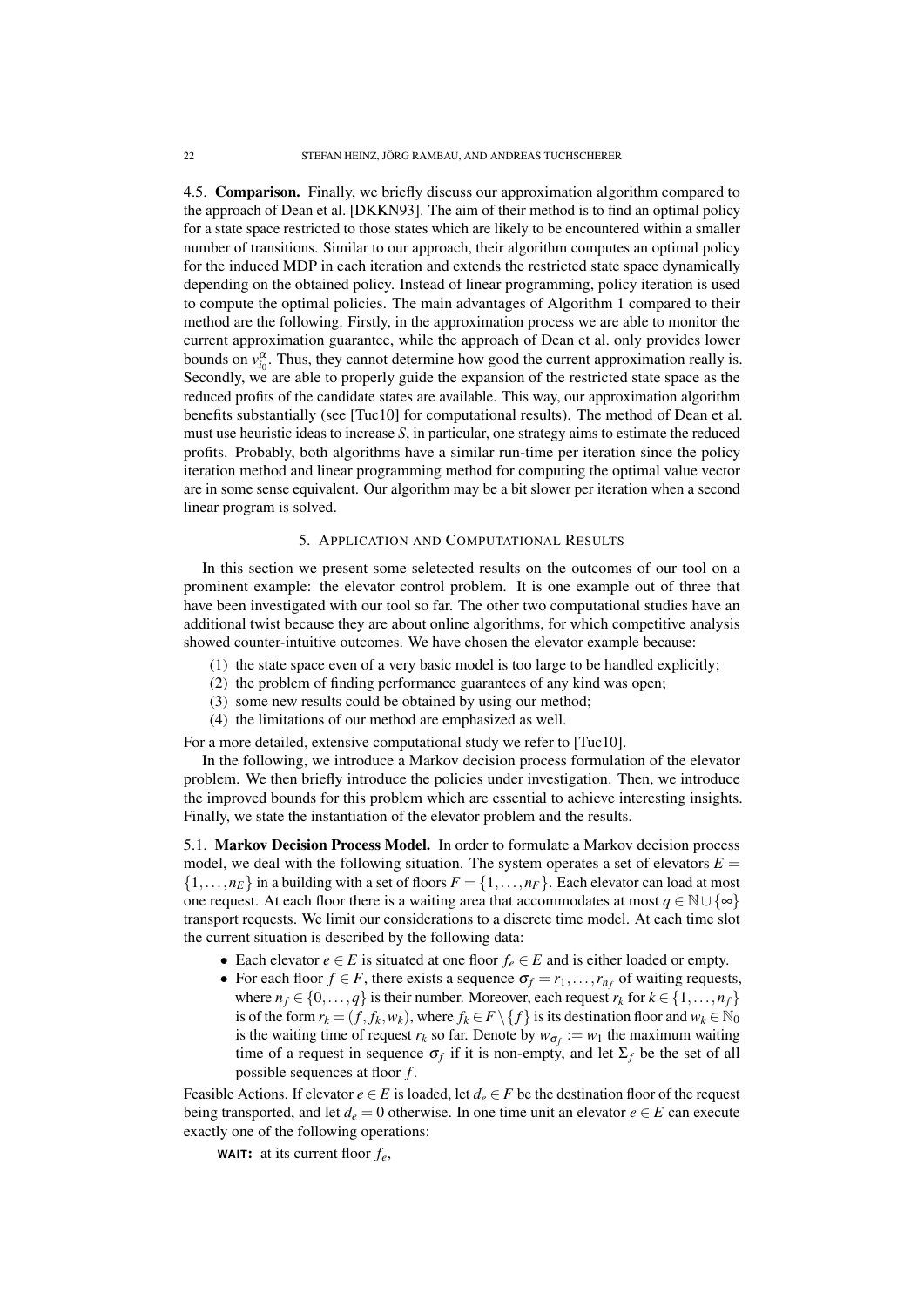4.5. **Comparison.** Finally, we briefly discuss our approximation algorithm compared to the approach of Dean et al. [DKKN93]. The aim of their method is to find an optimal policy for a state space restricted to those states which are likely to be encountered within a smaller number of transitions. Similar to our approach, their algorithm computes an optimal policy for the induced MDP in each iteration and extends the restricted state space dynamically depending on the obtained policy. Instead of linear programming, policy iteration is used to compute the optimal policies. The main advantages of Algorithm 1 compared to their method are the following. Firstly, in the approximation process we are able to monitor the current approximation guarantee, while the approach of Dean et al. only provides lower bounds on $v^{\alpha}_{i_0}$. Thus, they cannot determine how good the current approximation really is. Secondly, we are able to properly guide the expansion of the restricted state space as the reduced profits of the candidate states are available. This way, our approximation algorithm benefits substantially (see [Tuc10] for computational results). The method of Dean et al. must use heuristic ideas to increase $S$, in particular, one strategy aims to estimate the reduced profits. Probably, both algorithms have a similar run-time per iteration since the policy iteration method and linear programming method for computing the optimal value vector are in some sense equivalent. Our algorithm may be a bit slower per iteration when a second linear program is solved.

## 5. Application and Computational Results

In this section we present some seletected results on the outcomes of our tool on a prominent example: the elevator control problem. It is one example out of three that have been investigated with our tool so far. The other two computational studies have an additional twist because they are about online algorithms, for which competitive analysis showed counter-intuitive outcomes. We have chosen the elevator example because:

1. the state space even of a very basic model is too large to be handled explicitly;
2. the problem of finding performance guarantees of any kind was open;
3. some new results could be obtained by using our method;
4. the limitations of our method are emphasized as well.

For a more detailed, extensive computational study we refer to [Tuc10].

In the following, we introduce a Markov decision process formulation of the elevator problem. We then briefly introduce the policies under investigation. Then, we introduce the improved bounds for this problem which are essential to achieve interesting insights. Finally, we state the instantiation of the elevator problem and the results.

5.1. **Markov Decision Process Model.** In order to formulate a Markov decision process model, we deal with the following situation. The system operates a set of elevators $E = \{1,\dots,n_E\}$ in a building with a set of floors $F = \{1,\dots,n_F\}$. Each elevator can load at most one request. At each floor there is a waiting area that accommodates at most $q \in \mathbb{N} \cup \{\infty\}$ transport requests. We limit our considerations to a discrete time model. At each time slot the current situation is described by the following data:

- Each elevator $e \in E$ is situated at one floor $f_e \in E$ and is either loaded or empty.
- For each floor $f \in F$, there exists a sequence $\sigma_f = r_1,\dots,r_{n_f}$ of waiting requests, where $n_f \in \{0,\dots,q\}$ is their number. Moreover, each request $r_k$ for $k \in \{1,\dots,n_f\}$ is of the form $r_k = (f, f_k, w_k)$, where $f_k \in F \setminus \{f\}$ is its destination floor and $w_k \in \mathbb{N}_0$ is the waiting time of request $r_k$ so far. Denote by $w_{\sigma_f} := w_1$ the maximum waiting time of a request in sequence $\sigma_f$ if it is non-empty, and let $\Sigma_f$ be the set of all possible sequences at floor $f$.

Feasible Actions. If elevator $e \in E$ is loaded, let $d_e \in F$ be the destination floor of the request being transported, and let $d_e = 0$ otherwise. In one time unit an elevator $e \in E$ can execute exactly one of the following operations:

**WAIT:** at its current floor $f_e$,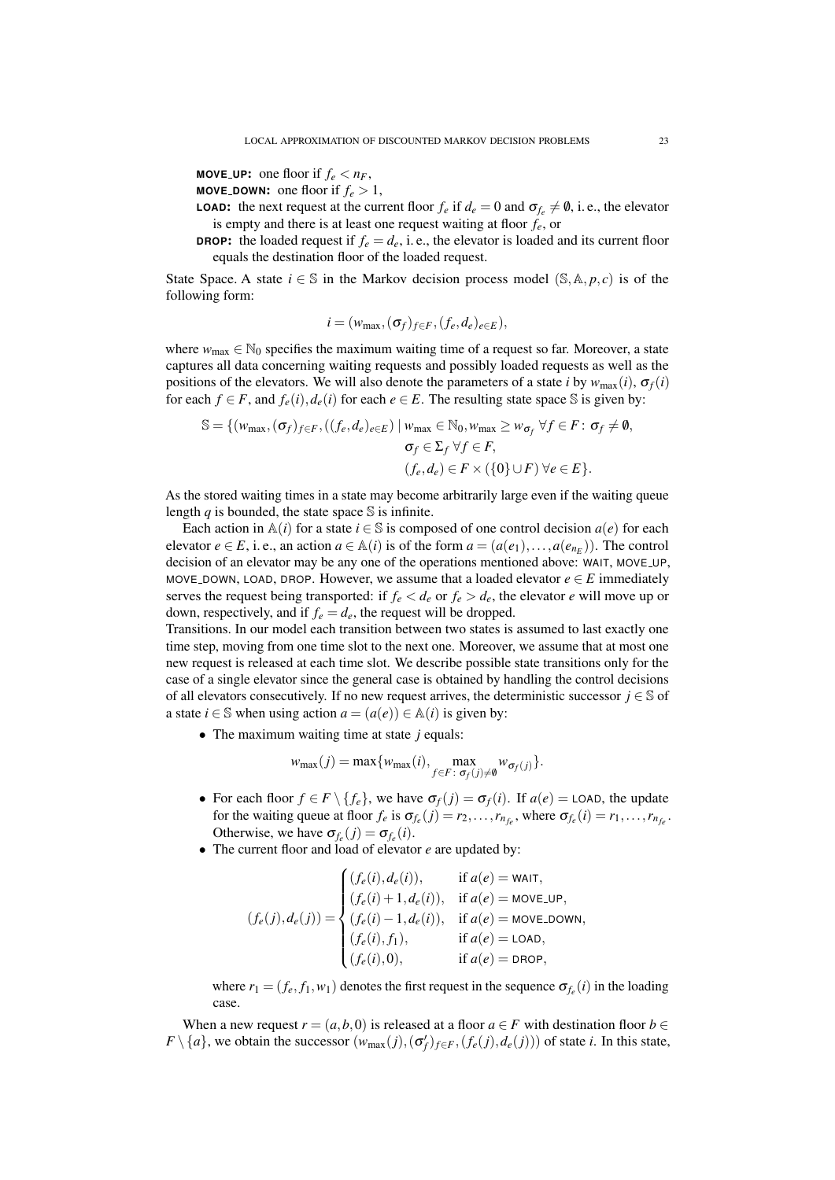**MOVE_UP:** one floor if $f_e < n_F$,

**MOVE_DOWN:** one floor if $f_e > 1$,

**LOAD:** the next request at the current floor $f_e$ if $d_e = 0$ and $\sigma_{f_e} \neq \emptyset$, i. e., the elevator is empty and there is at least one request waiting at floor $f_e$, or

**DROP:** the loaded request if $f_e = d_e$, i. e., the elevator is loaded and its current floor equals the destination floor of the loaded request.

State Space. A state $i \in \mathbb{S}$ in the Markov decision process model $(\mathbb{S}, \mathbb{A}, p, c)$ is of the following form:

$$i = (w_{\max}, (\sigma_f)_{f \in F}, (f_e, d_e)_{e \in E}),$$

where $w_{\max} \in \mathbb{N}_0$ specifies the maximum waiting time of a request so far. Moreover, a state captures all data concerning waiting requests and possibly loaded requests as well as the positions of the elevators. We will also denote the parameters of a state $i$ by $w_{\max}(i)$, $\sigma_f(i)$ for each $f \in F$, and $f_e(i), d_e(i)$ for each $e \in E$. The resulting state space $\mathbb{S}$ is given by:

$$\begin{aligned}
\mathbb{S} = \{(w_{\max}, (\sigma_f)_{f \in F}, ((f_e, d_e)_{e \in E}) \mid\ & w_{\max} \in \mathbb{N}_0, w_{\max} \geq w_{\sigma_f}\ \forall f \in F\colon \sigma_f \neq \emptyset, \\
& \sigma_f \in \Sigma_f\ \forall f \in F, \\
& (f_e, d_e) \in F \times (\{0\} \cup F)\ \forall e \in E\}.
\end{aligned}$$

As the stored waiting times in a state may become arbitrarily large even if the waiting queue length $q$ is bounded, the state space $\mathbb{S}$ is infinite.

Each action in $\mathbb{A}(i)$ for a state $i \in \mathbb{S}$ is composed of one control decision $a(e)$ for each elevator $e \in E$, i. e., an action $a \in \mathbb{A}(i)$ is of the form $a = (a(e_1), \ldots, a(e_{n_E}))$. The control decision of an elevator may be any one of the operations mentioned above: WAIT, MOVE_UP, MOVE_DOWN, LOAD, DROP. However, we assume that a loaded elevator $e \in E$ immediately serves the request being transported: if $f_e < d_e$ or $f_e > d_e$, the elevator $e$ will move up or down, respectively, and if $f_e = d_e$, the request will be dropped.

Transitions. In our model each transition between two states is assumed to last exactly one time step, moving from one time slot to the next one. Moreover, we assume that at most one new request is released at each time slot. We describe possible state transitions only for the case of a single elevator since the general case is obtained by handling the control decisions of all elevators consecutively. If no new request arrives, the deterministic successor $j \in \mathbb{S}$ of a state $i \in \mathbb{S}$ when using action $a = (a(e)) \in \mathbb{A}(i)$ is given by:

- The maximum waiting time at state $j$ equals:

$$w_{\max}(j) = \max\{w_{\max}(i), \max_{f \in F\colon \sigma_f(j) \neq \emptyset} w_{\sigma_f(j)}\}.$$

- For each floor $f \in F \setminus \{f_e\}$, we have $\sigma_f(j) = \sigma_f(i)$. If $a(e) = \text{LOAD}$, the update for the waiting queue at floor $f_e$ is $\sigma_{f_e}(j) = r_2, \ldots, r_{n_{f_e}}$, where $\sigma_{f_e}(i) = r_1, \ldots, r_{n_{f_e}}$. Otherwise, we have $\sigma_{f_e}(j) = \sigma_{f_e}(i)$.
- The current floor and load of elevator $e$ are updated by:

$$(f_e(j), d_e(j)) = \begin{cases} (f_e(i), d_e(i)), & \text{if } a(e) = \text{WAIT}, \\ (f_e(i) + 1, d_e(i)), & \text{if } a(e) = \text{MOVE\_UP}, \\ (f_e(i) - 1, d_e(i)), & \text{if } a(e) = \text{MOVE\_DOWN}, \\ (f_e(i), f_1), & \text{if } a(e) = \text{LOAD}, \\ (f_e(i), 0), & \text{if } a(e) = \text{DROP}, \end{cases}$$

  where $r_1 = (f_e, f_1, w_1)$ denotes the first request in the sequence $\sigma_{f_e}(i)$ in the loading case.

When a new request $r = (a, b, 0)$ is released at a floor $a \in F$ with destination floor $b \in F \setminus \{a\}$, we obtain the successor $(w_{\max}(j), (\sigma'_f)_{f \in F}, (f_e(j), d_e(j)))$ of state $i$. In this state,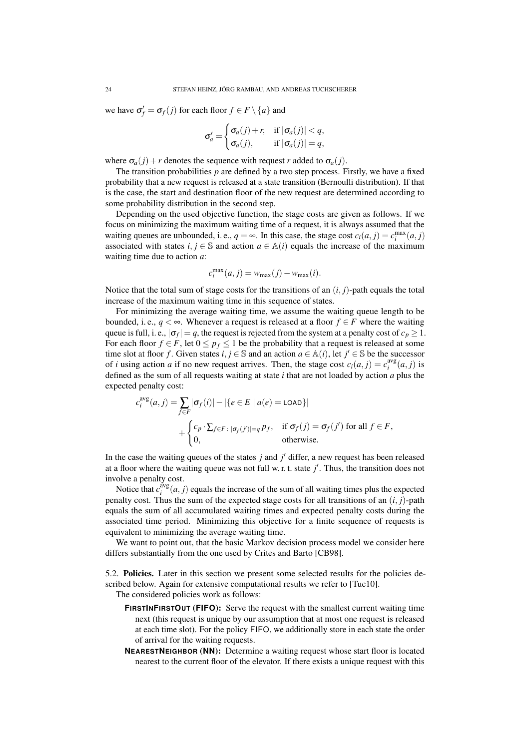we have $\sigma'_f = \sigma_f(j)$ for each floor $f \in F \setminus \{a\}$ and

$$\sigma'_a = \begin{cases} \sigma_a(j) + r, & \text{if } |\sigma_a(j)| < q, \\ \sigma_a(j), & \text{if } |\sigma_a(j)| = q, \end{cases}$$

where $\sigma_a(j) + r$ denotes the sequence with request $r$ added to $\sigma_a(j)$.

The transition probabilities $p$ are defined by a two step process. Firstly, we have a fixed probability that a new request is released at a state transition (Bernoulli distribution). If that is the case, the start and destination floor of the new request are determined according to some probability distribution in the second step.

Depending on the used objective function, the stage costs are given as follows. If we focus on minimizing the maximum waiting time of a request, it is always assumed that the waiting queues are unbounded, i. e., $q = \infty$. In this case, the stage cost $c_i(a, j) = c_i^{\max}(a, j)$ associated with states $i, j \in \mathbb{S}$ and action $a \in \mathbb{A}(i)$ equals the increase of the maximum waiting time due to action $a$:

$$c_i^{\max}(a, j) = w_{\max}(j) - w_{\max}(i).$$

Notice that the total sum of stage costs for the transitions of an $(i, j)$-path equals the total increase of the maximum waiting time in this sequence of states.

For minimizing the average waiting time, we assume the waiting queue length to be bounded, i. e., $q < \infty$. Whenever a request is released at a floor $f \in F$ where the waiting queue is full, i. e., $|\sigma_f| = q$, the request is rejected from the system at a penalty cost of $c_p \geq 1$. For each floor $f \in F$, let $0 \leq p_f \leq 1$ be the probability that a request is released at some time slot at floor $f$. Given states $i, j \in \mathbb{S}$ and an action $a \in \mathbb{A}(i)$, let $j' \in \mathbb{S}$ be the successor of $i$ using action $a$ if no new request arrives. Then, the stage cost $c_i(a, j) = c_i^{\text{avg}}(a, j)$ is defined as the sum of all requests waiting at state $i$ that are not loaded by action $a$ plus the expected penalty cost:

$$c_i^{\text{avg}}(a, j) = \sum_{f \in F} |\sigma_f(i)| - |\{e \in E \mid a(e) = \textsf{LOAD}\}| + \begin{cases} c_p \cdot \sum_{f \in F\colon |\sigma_f(j')| = q} p_f, & \text{if } \sigma_f(j) = \sigma_f(j') \text{ for all } f \in F, \\ 0, & \text{otherwise.} \end{cases}$$

In the case the waiting queues of the states $j$ and $j'$ differ, a new request has been released at a floor where the waiting queue was not full w. r. t. state $j'$. Thus, the transition does not involve a penalty cost.

Notice that $c_i^{\text{avg}}(a, j)$ equals the increase of the sum of all waiting times plus the expected penalty cost. Thus the sum of the expected stage costs for all transitions of an $(i, j)$-path equals the sum of all accumulated waiting times and expected penalty costs during the associated time period. Minimizing this objective for a finite sequence of requests is equivalent to minimizing the average waiting time.

We want to point out, that the basic Markov decision process model we consider here differs substantially from the one used by Crites and Barto [CB98].

5.2. **Policies.** Later in this section we present some selected results for the policies described below. Again for extensive computational results we refer to [Tuc10].

The considered policies work as follows:

- **FIRSTINFIRSTOUT (FIFO):** Serve the request with the smallest current waiting time next (this request is unique by our assumption that at most one request is released at each time slot). For the policy FIFO, we additionally store in each state the order of arrival for the waiting requests.
- **NEARESTNEIGHBOR (NN):** Determine a waiting request whose start floor is located nearest to the current floor of the elevator. If there exists a unique request with this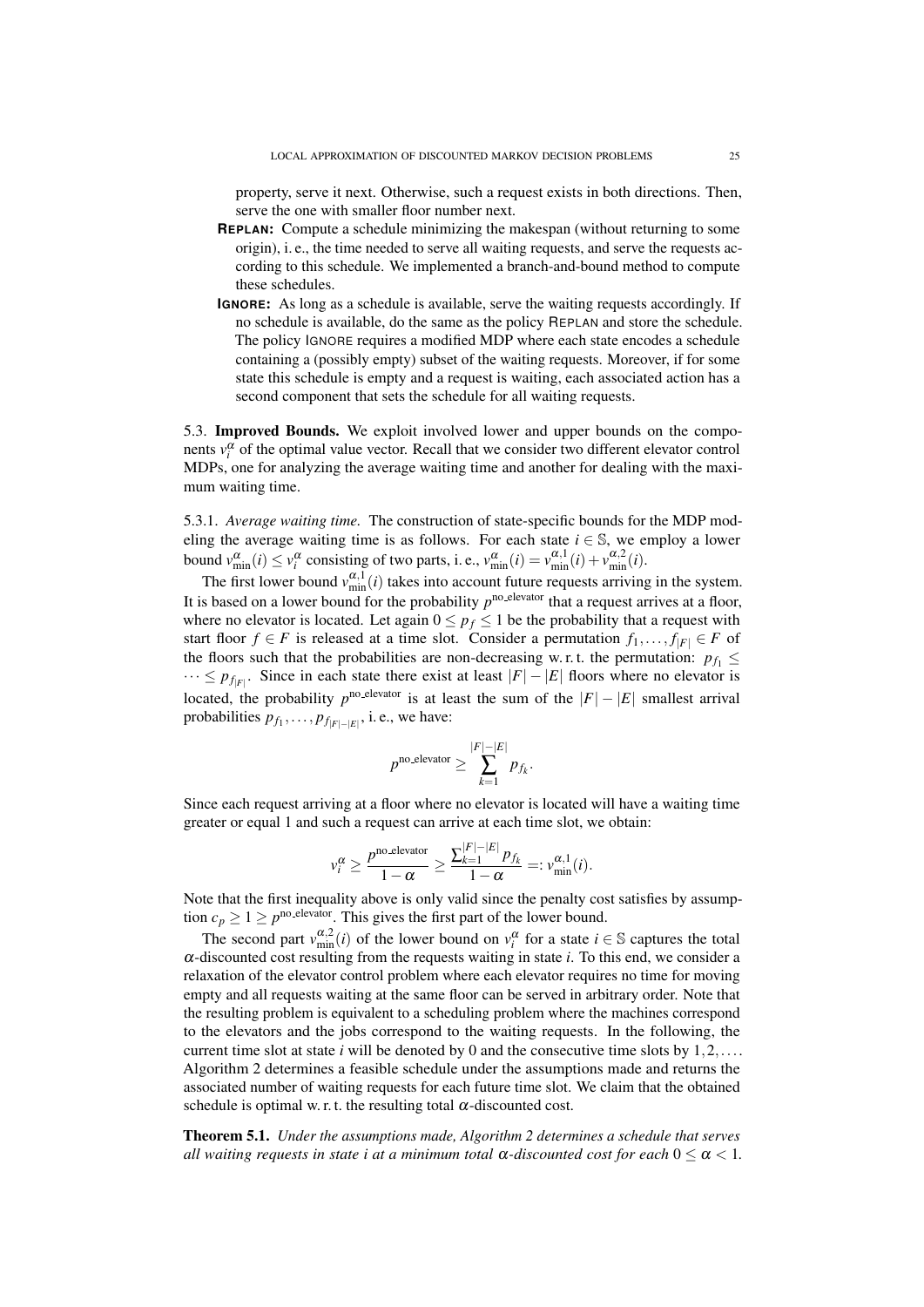property, serve it next. Otherwise, such a request exists in both directions. Then, serve the one with smaller floor number next.

**REPLAN:** Compute a schedule minimizing the makespan (without returning to some origin), i. e., the time needed to serve all waiting requests, and serve the requests according to this schedule. We implemented a branch-and-bound method to compute these schedules.

**IGNORE:** As long as a schedule is available, serve the waiting requests accordingly. If no schedule is available, do the same as the policy REPLAN and store the schedule. The policy IGNORE requires a modified MDP where each state encodes a schedule containing a (possibly empty) subset of the waiting requests. Moreover, if for some state this schedule is empty and a request is waiting, each associated action has a second component that sets the schedule for all waiting requests.

5.3. **Improved Bounds.** We exploit involved lower and upper bounds on the components $v_i^\alpha$ of the optimal value vector. Recall that we consider two different elevator control MDPs, one for analyzing the average waiting time and another for dealing with the maximum waiting time.

5.3.1. *Average waiting time.* The construction of state-specific bounds for the MDP modeling the average waiting time is as follows. For each state $i \in \mathbb{S}$, we employ a lower bound $v_{\min}^\alpha(i) \leq v_i^\alpha$ consisting of two parts, i. e., $v_{\min}^\alpha(i) = v_{\min}^{\alpha,1}(i) + v_{\min}^{\alpha,2}(i)$.

The first lower bound $v_{\min}^{\alpha,1}(i)$ takes into account future requests arriving in the system. It is based on a lower bound for the probability $p^{\text{no\_elevator}}$ that a request arrives at a floor, where no elevator is located. Let again $0 \leq p_f \leq 1$ be the probability that a request with start floor $f \in F$ is released at a time slot. Consider a permutation $f_1, \ldots, f_{|F|} \in F$ of the floors such that the probabilities are non-decreasing w. r. t. the permutation: $p_{f_1} \leq \cdots \leq p_{f_{|F|}}$. Since in each state there exist at least $|F| - |E|$ floors where no elevator is located, the probability $p^{\text{no\_elevator}}$ is at least the sum of the $|F| - |E|$ smallest arrival probabilities $p_{f_1}, \ldots, p_{f_{|F|-|E|}}$, i. e., we have:

$$p^{\text{no\_elevator}} \geq \sum_{k=1}^{|F|-|E|} p_{f_k}.$$

Since each request arriving at a floor where no elevator is located will have a waiting time greater or equal 1 and such a request can arrive at each time slot, we obtain:

$$v_i^\alpha \geq \frac{p^{\text{no\_elevator}}}{1-\alpha} \geq \frac{\sum_{k=1}^{|F|-|E|} p_{f_k}}{1-\alpha} =: v_{\min}^{\alpha,1}(i).$$

Note that the first inequality above is only valid since the penalty cost satisfies by assumption $c_p \geq 1 \geq p^{\text{no\_elevator}}$. This gives the first part of the lower bound.

The second part $v_{\min}^{\alpha,2}(i)$ of the lower bound on $v_i^\alpha$ for a state $i \in \mathbb{S}$ captures the total $\alpha$-discounted cost resulting from the requests waiting in state $i$. To this end, we consider a relaxation of the elevator control problem where each elevator requires no time for moving empty and all requests waiting at the same floor can be served in arbitrary order. Note that the resulting problem is equivalent to a scheduling problem where the machines correspond to the elevators and the jobs correspond to the waiting requests. In the following, the current time slot at state $i$ will be denoted by 0 and the consecutive time slots by $1, 2, \ldots$. Algorithm 2 determines a feasible schedule under the assumptions made and returns the associated number of waiting requests for each future time slot. We claim that the obtained schedule is optimal w. r. t. the resulting total $\alpha$-discounted cost.

**Theorem 5.1.** *Under the assumptions made, Algorithm 2 determines a schedule that serves all waiting requests in state $i$ at a minimum total $\alpha$-discounted cost for each $0 \leq \alpha < 1$.*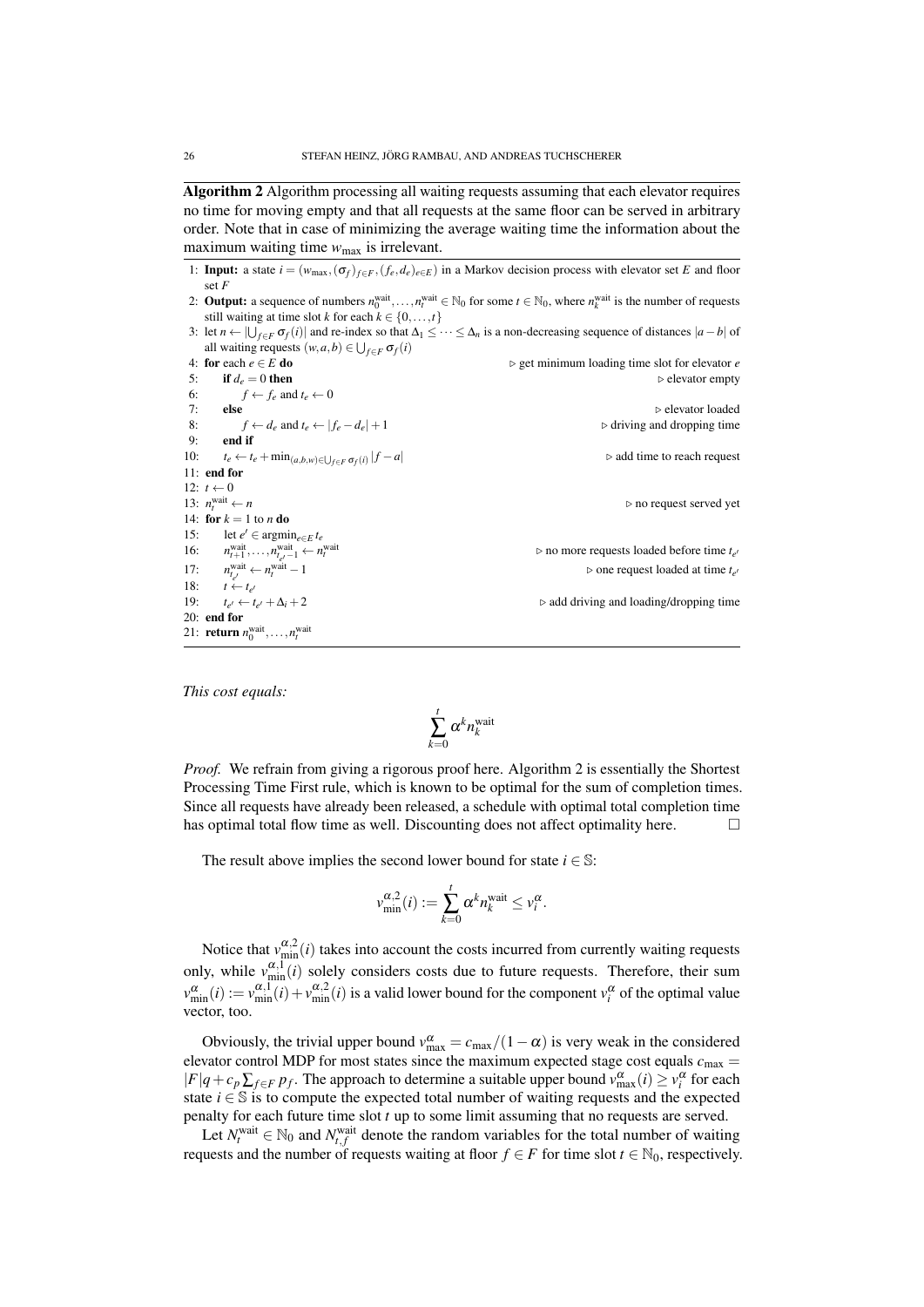**Algorithm 2** Algorithm processing all waiting requests assuming that each elevator requires no time for moving empty and that all requests at the same floor can be served in arbitrary order. Note that in case of minimizing the average waiting time the information about the maximum waiting time $w_{\max}$ is irrelevant.

```
1: Input: a state i = (w_max, (σ_f)_{f∈F}, (f_e, d_e)_{e∈E}) in a Markov decision process with elevator set E and floor set F
2: Output: a sequence of numbers n_0^wait, ..., n_t^wait ∈ ℕ_0 for some t ∈ ℕ_0, where n_k^wait is the number of requests still waiting at time slot k for each k ∈ {0, ..., t}
3: let n ← |⋃_{f∈F} σ_f(i)| and re-index so that Δ_1 ≤ ··· ≤ Δ_n is a non-decreasing sequence of distances |a − b| of all waiting requests (w, a, b) ∈ ⋃_{f∈F} σ_f(i)
4: for each e ∈ E do                                      ▷ get minimum loading time slot for elevator e
5:     if d_e = 0 then                                    ▷ elevator empty
6:         f ← f_e and t_e ← 0
7:     else                                               ▷ elevator loaded
8:         f ← d_e and t_e ← |f_e − d_e| + 1              ▷ driving and dropping time
9:     end if
10:    t_e ← t_e + min_{(a,b,w)∈⋃_{f∈F} σ_f(i)} |f − a|   ▷ add time to reach request
11: end for
12: t ← 0
13: n_t^wait ← n                                          ▷ no request served yet
14: for k = 1 to n do
15:     let e' ∈ argmin_{e∈E} t_e
16:     n_{t+1}^wait, ..., n_{t_{e'}−1}^wait ← n_t^wait   ▷ no more requests loaded before time t_{e'}
17:     n_{t_{e'}}^wait ← n_t^wait − 1                    ▷ one request loaded at time t_{e'}
18:     t ← t_{e'}
19:     t_{e'} ← t_{e'} + Δ_i + 2                         ▷ add driving and loading/dropping time
20: end for
21: return n_0^wait, ..., n_t^wait
```

*This cost equals:*

$$\sum_{k=0}^{t} \alpha^k n_k^{\text{wait}}$$

*Proof.* We refrain from giving a rigorous proof here. Algorithm 2 is essentially the Shortest Processing Time First rule, which is known to be optimal for the sum of completion times. Since all requests have already been released, a schedule with optimal total completion time has optimal total flow time as well. Discounting does not affect optimality here. □

The result above implies the second lower bound for state $i \in \mathbb{S}$:

$$v_{\min}^{\alpha,2}(i) := \sum_{k=0}^{t} \alpha^k n_k^{\text{wait}} \leq v_i^{\alpha}.$$

Notice that $v_{\min}^{\alpha,2}(i)$ takes into account the costs incurred from currently waiting requests only, while $v_{\min}^{\alpha,1}(i)$ solely considers costs due to future requests. Therefore, their sum $v_{\min}^{\alpha}(i) := v_{\min}^{\alpha,1}(i) + v_{\min}^{\alpha,2}(i)$ is a valid lower bound for the component $v_i^{\alpha}$ of the optimal value vector, too.

Obviously, the trivial upper bound $v_{\max}^{\alpha} = c_{\max}/(1-\alpha)$ is very weak in the considered elevator control MDP for most states since the maximum expected stage cost equals $c_{\max} = |F|q + c_p \sum_{f \in F} p_f$. The approach to determine a suitable upper bound $v_{\max}^{\alpha}(i) \geq v_i^{\alpha}$ for each state $i \in \mathbb{S}$ is to compute the expected total number of waiting requests and the expected penalty for each future time slot $t$ up to some limit assuming that no requests are served.

Let $N_t^{\text{wait}} \in \mathbb{N}_0$ and $N_{t,f}^{\text{wait}}$ denote the random variables for the total number of waiting requests and the number of requests waiting at floor $f \in F$ for time slot $t \in \mathbb{N}_0$, respectively.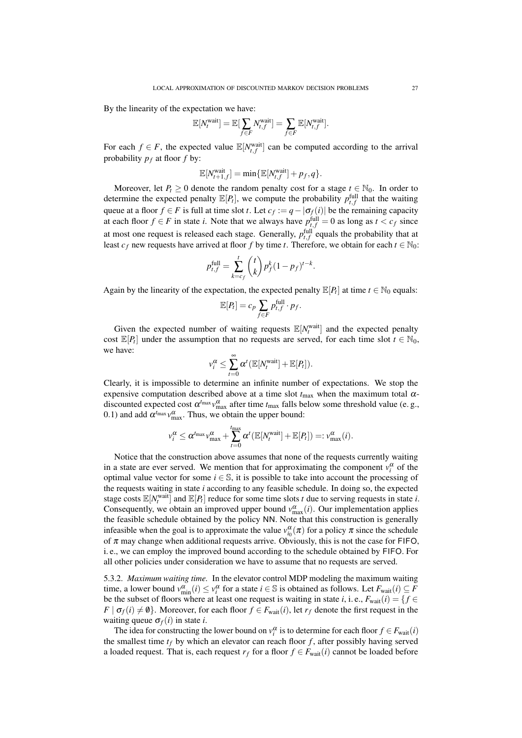By the linearity of the expectation we have:

$$\mathbb{E}[N_t^{\text{wait}}] = \mathbb{E}[\sum_{f \in F} N_{t,f}^{\text{wait}}] = \sum_{f \in F} \mathbb{E}[N_{t,f}^{\text{wait}}].$$

For each $f \in F$, the expected value $\mathbb{E}[N_{t,f}^{\text{wait}}]$ can be computed according to the arrival probability $p_f$ at floor $f$ by:

$$\mathbb{E}[N_{t+1,f}^{\text{wait}}] = \min\{\mathbb{E}[N_{t,f}^{\text{wait}}] + p_f, q\}.$$

Moreover, let $P_t \geq 0$ denote the random penalty cost for a stage $t \in \mathbb{N}_0$. In order to determine the expected penalty $\mathbb{E}[P_t]$, we compute the probability $p_{t,f}^{\text{full}}$ that the waiting queue at a floor $f \in F$ is full at time slot $t$. Let $c_f := q - |\sigma_f(i)|$ be the remaining capacity at each floor $f \in F$ in state $i$. Note that we always have $p_{t,f}^{\text{full}} = 0$ as long as $t < c_f$ since at most one request is released each stage. Generally, $p_{t,f}^{\text{full}}$ equals the probability that at least $c_f$ new requests have arrived at floor $f$ by time $t$. Therefore, we obtain for each $t \in \mathbb{N}_0$:

$$p_{t,f}^{\text{full}} = \sum_{k=c_f}^{t} \binom{t}{k} p_f^k (1-p_f)^{t-k}.$$

Again by the linearity of the expectation, the expected penalty $\mathbb{E}[P_t]$ at time $t \in \mathbb{N}_0$ equals:

$$\mathbb{E}[P_t] = c_p \sum_{f \in F} p_{t,f}^{\text{full}} \cdot p_f.$$

Given the expected number of waiting requests $\mathbb{E}[N_t^{\text{wait}}]$ and the expected penalty cost $\mathbb{E}[P_t]$ under the assumption that no requests are served, for each time slot $t \in \mathbb{N}_0$, we have:

$$v_i^\alpha \leq \sum_{t=0}^{\infty} \alpha^t (\mathbb{E}[N_t^{\text{wait}}] + \mathbb{E}[P_t]).$$

Clearly, it is impossible to determine an infinite number of expectations. We stop the expensive computation described above at a time slot $t_{\max}$ when the maximum total $\alpha$-discounted expected cost $\alpha^{t_{\max}} v_{\max}^\alpha$ after time $t_{\max}$ falls below some threshold value (e. g., 0.1) and add $\alpha^{t_{\max}} v_{\max}^\alpha$. Thus, we obtain the upper bound:

$$v_i^\alpha \leq \alpha^{t_{\max}} v_{\max}^\alpha + \sum_{t=0}^{t_{\max}} \alpha^t (\mathbb{E}[N_t^{\text{wait}}] + \mathbb{E}[P_t]) =: v_{\max}^\alpha(i).$$

Notice that the construction above assumes that none of the requests currently waiting in a state are ever served. We mention that for approximating the component $v_i^\alpha$ of the optimal value vector for some $i \in \mathbb{S}$, it is possible to take into account the processing of the requests waiting in state $i$ according to any feasible schedule. In doing so, the expected stage costs $\mathbb{E}[N_t^{\text{wait}}]$ and $\mathbb{E}[P_t]$ reduce for some time slots $t$ due to serving requests in state $i$. Consequently, we obtain an improved upper bound $v_{\max}^\alpha(i)$. Our implementation applies the feasible schedule obtained by the policy NN. Note that this construction is generally infeasible when the goal is to approximate the value $v_{i_0}^\alpha(\pi)$ for a policy $\pi$ since the schedule of $\pi$ may change when additional requests arrive. Obviously, this is not the case for FIFO, i. e., we can employ the improved bound according to the schedule obtained by FIFO. For all other policies under consideration we have to assume that no requests are served.

5.3.2. *Maximum waiting time.* In the elevator control MDP modeling the maximum waiting time, a lower bound $v_{\min}^\alpha(i) \leq v_i^\alpha$ for a state $i \in \mathbb{S}$ is obtained as follows. Let $F_{\text{wait}}(i) \subseteq F$ be the subset of floors where at least one request is waiting in state $i$, i. e., $F_{\text{wait}}(i) = \{f \in F \mid \sigma_f(i) \neq \emptyset\}$. Moreover, for each floor $f \in F_{\text{wait}}(i)$, let $r_f$ denote the first request in the waiting queue $\sigma_f(i)$ in state $i$.

The idea for constructing the lower bound on $v_i^\alpha$ is to determine for each floor $f \in F_{\text{wait}}(i)$ the smallest time $t_f$ by which an elevator can reach floor $f$, after possibly having served a loaded request. That is, each request $r_f$ for a floor $f \in F_{\text{wait}}(i)$ cannot be loaded before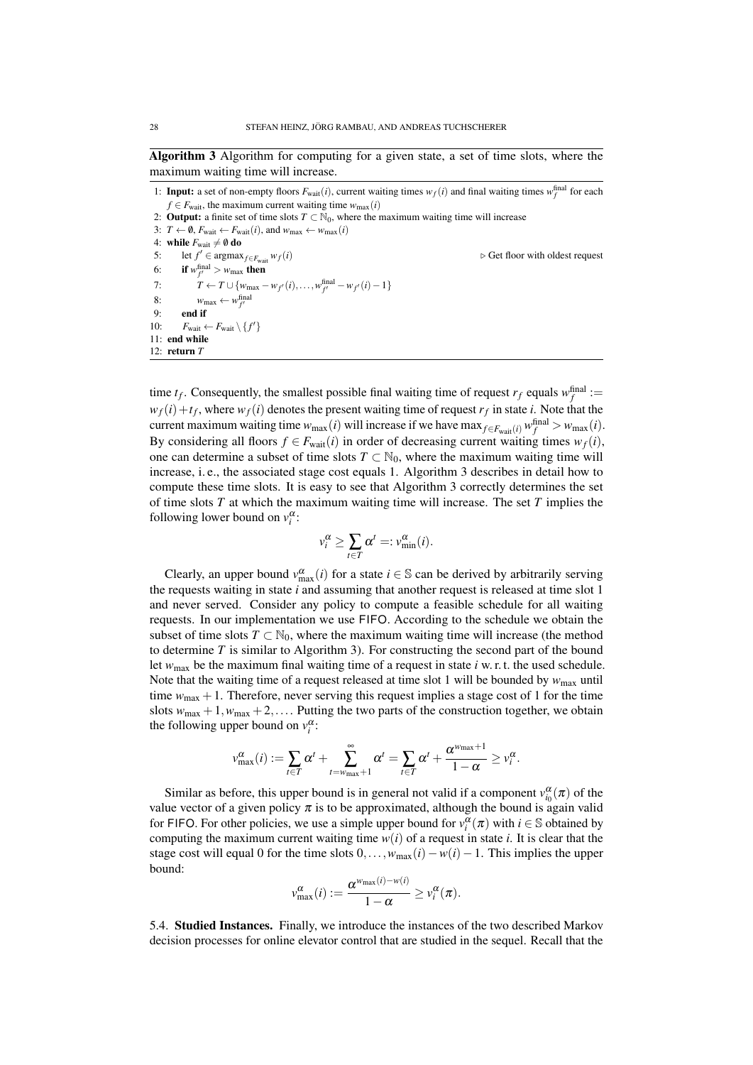**Algorithm 3** Algorithm for computing for a given state, a set of time slots, where the maximum waiting time will increase.

```
1: Input: a set of non-empty floors F_wait(i), current waiting times w_f(i) and final waiting times w_f^final for each
   f ∈ F_wait, the maximum current waiting time w_max(i)
2: Output: a finite set of time slots T ⊂ N_0, where the maximum waiting time will increase
3: T ← ∅, F_wait ← F_wait(i), and w_max ← w_max(i)
4: while F_wait ≠ ∅ do
5:     let f' ∈ argmax_{f ∈ F_wait} w_f(i)                                  ▷ Get floor with oldest request
6:     if w_{f'}^final > w_max then
7:         T ← T ∪ {w_max − w_{f'}(i), ..., w_{f'}^final − w_{f'}(i) − 1}
8:         w_max ← w_{f'}^final
9:     end if
10:    F_wait ← F_wait \ {f'}
11: end while
12: return T
```

time $t_f$. Consequently, the smallest possible final waiting time of request $r_f$ equals $w_f^{\text{final}} := w_f(i) + t_f$, where $w_f(i)$ denotes the present waiting time of request $r_f$ in state $i$. Note that the current maximum waiting time $w_{\max}(i)$ will increase if we have $\max_{f \in F_{\text{wait}}(i)} w_f^{\text{final}} > w_{\max}(i)$. By considering all floors $f \in F_{\text{wait}}(i)$ in order of decreasing current waiting times $w_f(i)$, one can determine a subset of time slots $T \subset \mathbb{N}_0$, where the maximum waiting time will increase, i. e., the associated stage cost equals 1. Algorithm 3 describes in detail how to compute these time slots. It is easy to see that Algorithm 3 correctly determines the set of time slots $T$ at which the maximum waiting time will increase. The set $T$ implies the following lower bound on $v_i^\alpha$:

$$v_i^\alpha \geq \sum_{t \in T} \alpha^t =: v_{\min}^\alpha(i).$$

Clearly, an upper bound $v_{\max}^\alpha(i)$ for a state $i \in \mathbb{S}$ can be derived by arbitrarily serving the requests waiting in state $i$ and assuming that another request is released at time slot 1 and never served. Consider any policy to compute a feasible schedule for all waiting requests. In our implementation we use FIFO. According to the schedule we obtain the subset of time slots $T \subset \mathbb{N}_0$, where the maximum waiting time will increase (the method to determine $T$ is similar to Algorithm 3). For constructing the second part of the bound let $w_{\max}$ be the maximum final waiting time of a request in state $i$ w. r. t. the used schedule. Note that the waiting time of a request released at time slot 1 will be bounded by $w_{\max}$ until time $w_{\max} + 1$. Therefore, never serving this request implies a stage cost of 1 for the time slots $w_{\max} + 1, w_{\max} + 2, \ldots$. Putting the two parts of the construction together, we obtain the following upper bound on $v_i^\alpha$:

$$v_{\max}^\alpha(i) := \sum_{t \in T} \alpha^t + \sum_{t = w_{\max}+1}^{\infty} \alpha^t = \sum_{t \in T} \alpha^t + \frac{\alpha^{w_{\max}+1}}{1 - \alpha} \geq v_i^\alpha.$$

Similar as before, this upper bound is in general not valid if a component $v_{i_0}^\alpha(\pi)$ of the value vector of a given policy $\pi$ is to be approximated, although the bound is again valid for FIFO. For other policies, we use a simple upper bound for $v_i^\alpha(\pi)$ with $i \in \mathbb{S}$ obtained by computing the maximum current waiting time $w(i)$ of a request in state $i$. It is clear that the stage cost will equal 0 for the time slots $0, \ldots, w_{\max}(i) - w(i) - 1$. This implies the upper bound:

$$v_{\max}^\alpha(i) := \frac{\alpha^{w_{\max}(i) - w(i)}}{1 - \alpha} \geq v_i^\alpha(\pi).$$

5.4. **Studied Instances.** Finally, we introduce the instances of the two described Markov decision processes for online elevator control that are studied in the sequel. Recall that the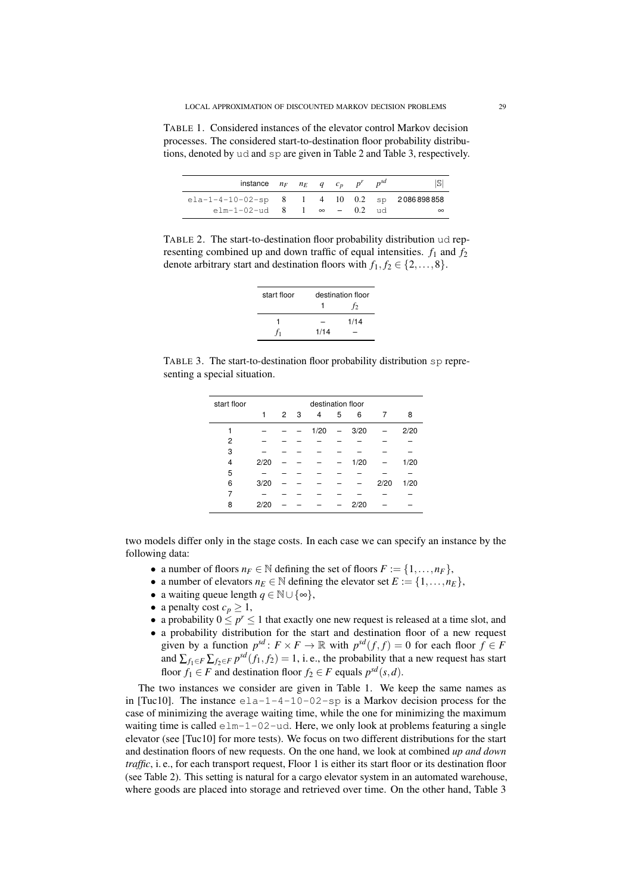TABLE 1. Considered instances of the elevator control Markov decision processes. The considered start-to-destination floor probability distributions, denoted by `ud` and `sp` are given in Table 2 and Table 3, respectively.

| instance | $n_F$ | $n_E$ | $q$ | $c_p$ | $p^r$ | $p^{sd}$ | $\lvert\mathbb{S}\rvert$ |
|---|---|---|---|---|---|---|---|
| `ela-1-4-10-02-sp` | 8 | 1 | 4 | 10 | 0.2 | `sp` | 2 086 898 858 |
| `elm-1-02-ud` | 8 | 1 | $\infty$ | – | 0.2 | `ud` | $\infty$ |

TABLE 2. The start-to-destination floor probability distribution `ud` representing combined up and down traffic of equal intensities. $f_1$ and $f_2$ denote arbitrary start and destination floors with $f_1, f_2 \in \{2,\ldots,8\}$.

| start floor | destination floor | |
|---|---|---|
| | 1 | $f_2$ |
| 1 | – | 1/14 |
| $f_1$ | 1/14 | – |

TABLE 3. The start-to-destination floor probability distribution `sp` representing a special situation.

| start floor | destination floor | | | | | | | |
|---|---|---|---|---|---|---|---|---|
| | 1 | 2 | 3 | 4 | 5 | 6 | 7 | 8 |
| 1 | – | – | – | 1/20 | – | 3/20 | – | 2/20 |
| 2 | – | – | – | – | – | – | – | – |
| 3 | – | – | – | – | – | – | – | – |
| 4 | 2/20 | – | – | – | – | 1/20 | – | 1/20 |
| 5 | – | – | – | – | – | – | – | – |
| 6 | 3/20 | – | – | – | – | – | 2/20 | 1/20 |
| 7 | – | – | – | – | – | – | – | – |
| 8 | 2/20 | – | – | – | – | 2/20 | – | – |

two models differ only in the stage costs. In each case we can specify an instance by the following data:

- a number of floors $n_F \in \mathbb{N}$ defining the set of floors $F := \{1,\ldots,n_F\}$,
- a number of elevators $n_E \in \mathbb{N}$ defining the elevator set $E := \{1,\ldots,n_E\}$,
- a waiting queue length $q \in \mathbb{N} \cup \{\infty\}$,
- a penalty cost $c_p \geq 1$,
- a probability $0 \leq p^r \leq 1$ that exactly one new request is released at a time slot, and
- a probability distribution for the start and destination floor of a new request given by a function $p^{sd} \colon F \times F \to \mathbb{R}$ with $p^{sd}(f,f) = 0$ for each floor $f \in F$ and $\sum_{f_1 \in F} \sum_{f_2 \in F} p^{sd}(f_1, f_2) = 1$, i. e., the probability that a new request has start floor $f_1 \in F$ and destination floor $f_2 \in F$ equals $p^{sd}(s,d)$.

The two instances we consider are given in Table 1. We keep the same names as in [Tuc10]. The instance `ela-1-4-10-02-sp` is a Markov decision process for the case of minimizing the average waiting time, while the one for minimizing the maximum waiting time is called `elm-1-02-ud`. Here, we only look at problems featuring a single elevator (see [Tuc10] for more tests). We focus on two different distributions for the start and destination floors of new requests. On the one hand, we look at combined *up and down traffic*, i. e., for each transport request, Floor 1 is either its start floor or its destination floor (see Table 2). This setting is natural for a cargo elevator system in an automated warehouse, where goods are placed into storage and retrieved over time. On the other hand, Table 3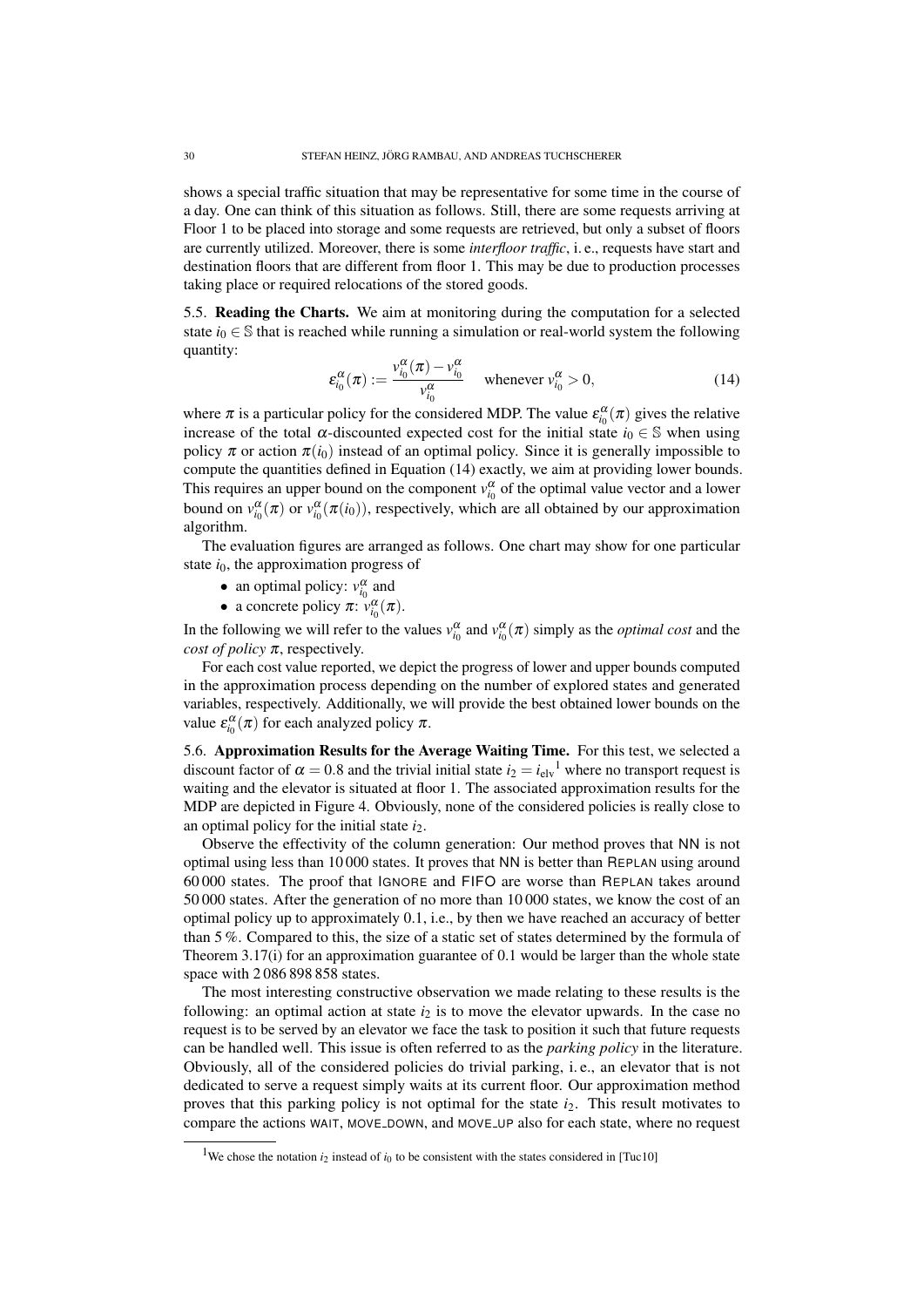shows a special traffic situation that may be representative for some time in the course of a day. One can think of this situation as follows. Still, there are some requests arriving at Floor 1 to be placed into storage and some requests are retrieved, but only a subset of floors are currently utilized. Moreover, there is some *interfloor traffic*, i. e., requests have start and destination floors that are different from floor 1. This may be due to production processes taking place or required relocations of the stored goods.

5.5. **Reading the Charts.** We aim at monitoring during the computation for a selected state $i_0 \in \mathbb{S}$ that is reached while running a simulation or real-world system the following quantity:

$$\varepsilon_{i_0}^{\alpha}(\pi) := \frac{v_{i_0}^{\alpha}(\pi) - v_{i_0}^{\alpha}}{v_{i_0}^{\alpha}} \quad \text{whenever } v_{i_0}^{\alpha} > 0, \tag{14}$$

where $\pi$ is a particular policy for the considered MDP. The value $\varepsilon_{i_0}^{\alpha}(\pi)$ gives the relative increase of the total $\alpha$-discounted expected cost for the initial state $i_0 \in \mathbb{S}$ when using policy $\pi$ or action $\pi(i_0)$ instead of an optimal policy. Since it is generally impossible to compute the quantities defined in Equation (14) exactly, we aim at providing lower bounds. This requires an upper bound on the component $v_{i_0}^{\alpha}$ of the optimal value vector and a lower bound on $v_{i_0}^{\alpha}(\pi)$ or $v_{i_0}^{\alpha}(\pi(i_0))$, respectively, which are all obtained by our approximation algorithm.

The evaluation figures are arranged as follows. One chart may show for one particular state $i_0$, the approximation progress of

- an optimal policy: $v_{i_0}^{\alpha}$ and
- a concrete policy $\pi$: $v_{i_0}^{\alpha}(\pi)$.

In the following we will refer to the values $v_{i_0}^{\alpha}$ and $v_{i_0}^{\alpha}(\pi)$ simply as the *optimal cost* and the *cost of policy* $\pi$, respectively.

For each cost value reported, we depict the progress of lower and upper bounds computed in the approximation process depending on the number of explored states and generated variables, respectively. Additionally, we will provide the best obtained lower bounds on the value $\varepsilon_{i_0}^{\alpha}(\pi)$ for each analyzed policy $\pi$.

5.6. **Approximation Results for the Average Waiting Time.** For this test, we selected a discount factor of $\alpha = 0.8$ and the trivial initial state $i_2 = i_{\text{elv}}$[1] where no transport request is waiting and the elevator is situated at floor 1. The associated approximation results for the MDP are depicted in Figure 4. Obviously, none of the considered policies is really close to an optimal policy for the initial state $i_2$.

Observe the effectivity of the column generation: Our method proves that NN is not optimal using less than 10 000 states. It proves that NN is better than REPLAN using around 60 000 states. The proof that IGNORE and FIFO are worse than REPLAN takes around 50 000 states. After the generation of no more than 10 000 states, we know the cost of an optimal policy up to approximately 0.1, i.e., by then we have reached an accuracy of better than 5 %. Compared to this, the size of a static set of states determined by the formula of Theorem 3.17(i) for an approximation guarantee of 0.1 would be larger than the whole state space with 2 086 898 858 states.

The most interesting constructive observation we made relating to these results is the following: an optimal action at state $i_2$ is to move the elevator upwards. In the case no request is to be served by an elevator we face the task to position it such that future requests can be handled well. This issue is often referred to as the *parking policy* in the literature. Obviously, all of the considered policies do trivial parking, i. e., an elevator that is not dedicated to serve a request simply waits at its current floor. Our approximation method proves that this parking policy is not optimal for the state $i_2$. This result motivates to compare the actions WAIT, MOVE_DOWN, and MOVE_UP also for each state, where no request

[1] We chose the notation $i_2$ instead of $i_0$ to be consistent with the states considered in [Tuc10]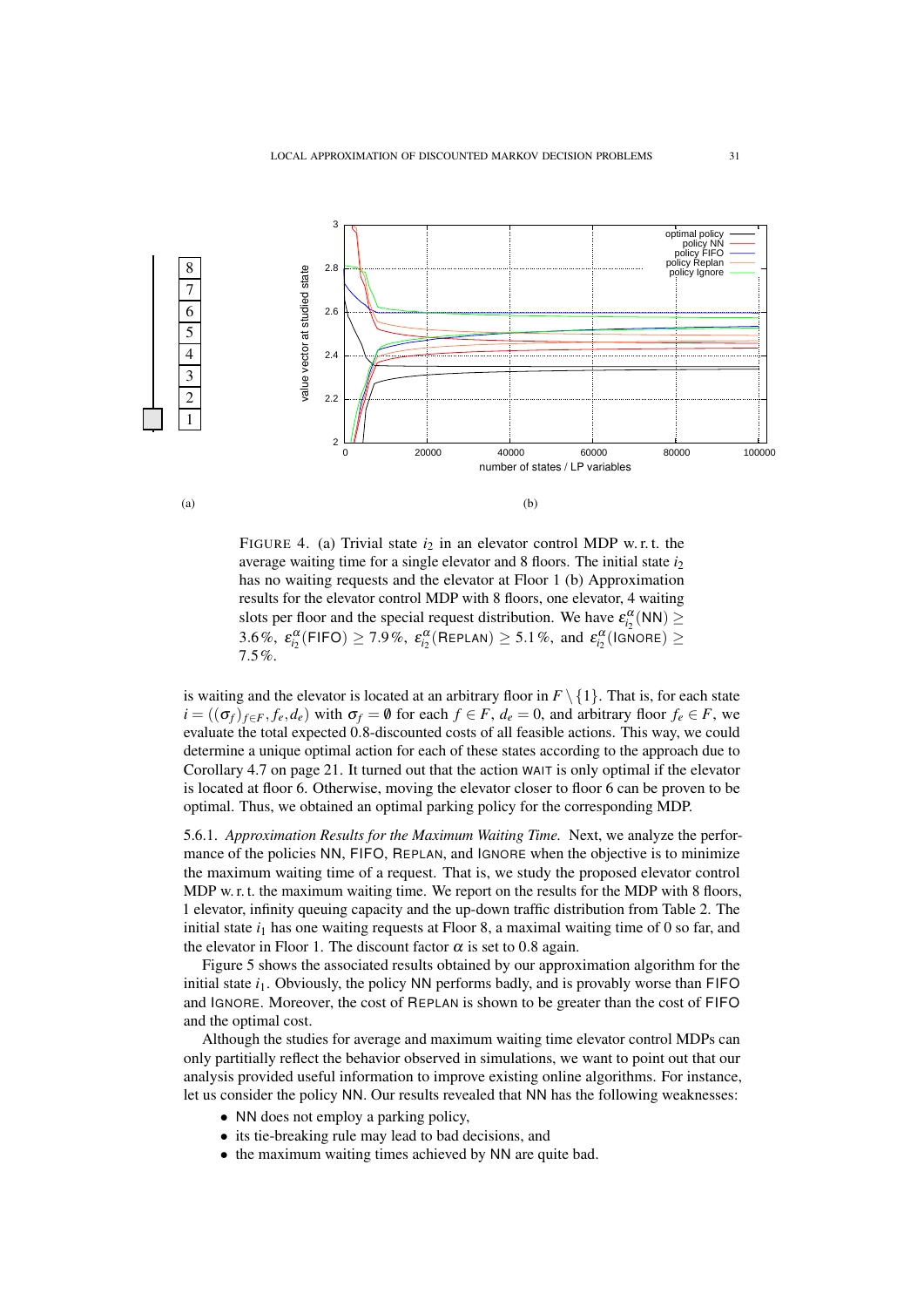FIGURE 4. (a) Trivial state $i_2$ in an elevator control MDP w. r. t. the average waiting time for a single elevator and 8 floors. The initial state $i_2$ has no waiting requests and the elevator at Floor 1 (b) Approximation results for the elevator control MDP with 8 floors, one elevator, 4 waiting slots per floor and the special request distribution. We have $\varepsilon_{i_2}^{\alpha}(\mathsf{NN}) \geq 3.6\%$, $\varepsilon_{i_2}^{\alpha}(\mathsf{FIFO}) \geq 7.9\%$, $\varepsilon_{i_2}^{\alpha}(\mathsf{REPLAN}) \geq 5.1\%$, and $\varepsilon_{i_2}^{\alpha}(\mathsf{IGNORE}) \geq 7.5\%$.

is waiting and the elevator is located at an arbitrary floor in $F \setminus \{1\}$. That is, for each state $i = ((\sigma_f)_{f \in F}, f_e, d_e)$ with $\sigma_f = \emptyset$ for each $f \in F$, $d_e = 0$, and arbitrary floor $f_e \in F$, we evaluate the total expected 0.8-discounted costs of all feasible actions. This way, we could determine a unique optimal action for each of these states according to the approach due to Corollary 4.7 on page 21. It turned out that the action WAIT is only optimal if the elevator is located at floor 6. Otherwise, moving the elevator closer to floor 6 can be proven to be optimal. Thus, we obtained an optimal parking policy for the corresponding MDP.

5.6.1. *Approximation Results for the Maximum Waiting Time.* Next, we analyze the performance of the policies NN, FIFO, REPLAN, and IGNORE when the objective is to minimize the maximum waiting time of a request. That is, we study the proposed elevator control MDP w. r. t. the maximum waiting time. We report on the results for the MDP with 8 floors, 1 elevator, infinity queuing capacity and the up-down traffic distribution from Table 2. The initial state $i_1$ has one waiting requests at Floor 8, a maximal waiting time of 0 so far, and the elevator in Floor 1. The discount factor $\alpha$ is set to 0.8 again.

Figure 5 shows the associated results obtained by our approximation algorithm for the initial state $i_1$. Obviously, the policy NN performs badly, and is provably worse than FIFO and IGNORE. Moreover, the cost of REPLAN is shown to be greater than the cost of FIFO and the optimal cost.

Although the studies for average and maximum waiting time elevator control MDPs can only partitially reflect the behavior observed in simulations, we want to point out that our analysis provided useful information to improve existing online algorithms. For instance, let us consider the policy NN. Our results revealed that NN has the following weaknesses:

- NN does not employ a parking policy,
- its tie-breaking rule may lead to bad decisions, and
- the maximum waiting times achieved by NN are quite bad.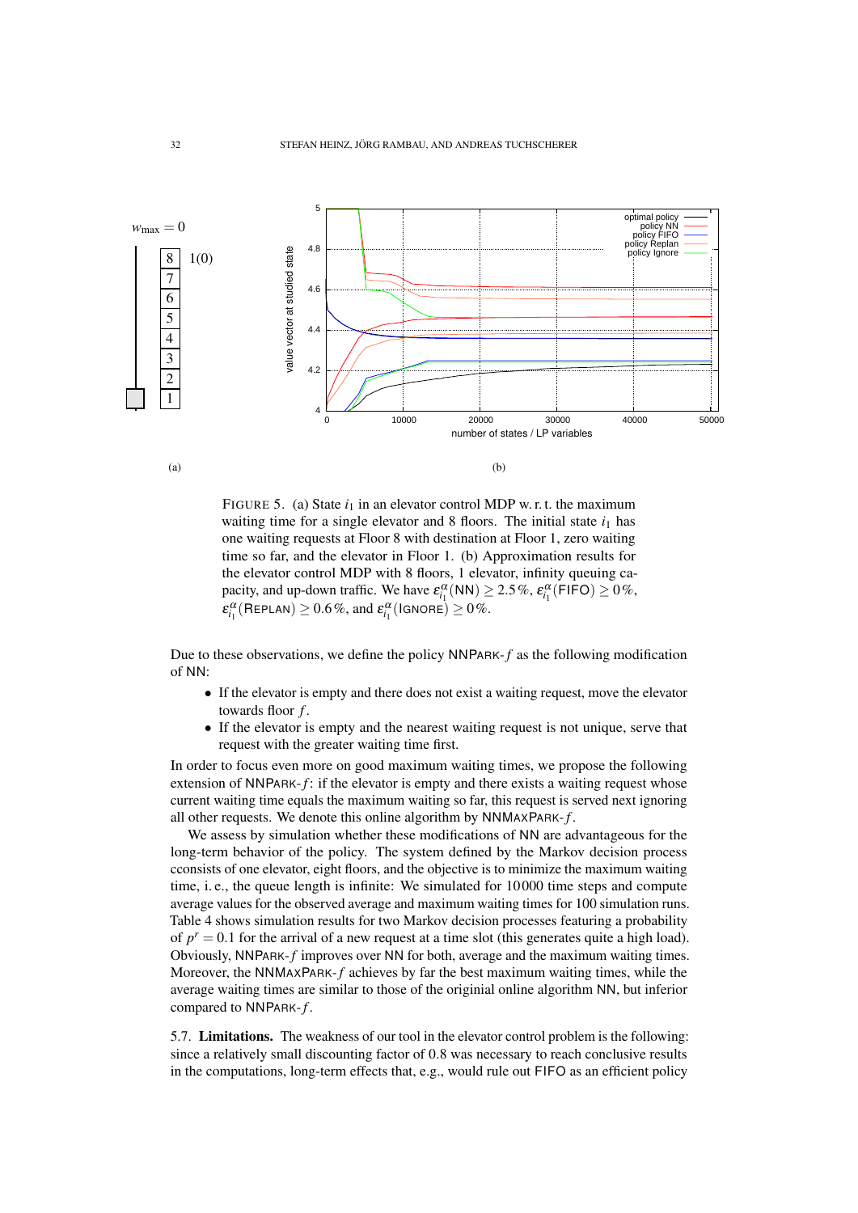FIGURE 5. (a) State $i_1$ in an elevator control MDP w. r. t. the maximum waiting time for a single elevator and 8 floors. The initial state $i_1$ has one waiting requests at Floor 8 with destination at Floor 1, zero waiting time so far, and the elevator in Floor 1. (b) Approximation results for the elevator control MDP with 8 floors, 1 elevator, infinity queuing capacity, and up-down traffic. We have $\varepsilon^{\alpha}_{i_1}(\mathsf{NN}) \geq 2.5\,\%$, $\varepsilon^{\alpha}_{i_1}(\mathsf{FIFO}) \geq 0\,\%$, $\varepsilon^{\alpha}_{i_1}(\mathsf{REPLAN}) \geq 0.6\,\%$, and $\varepsilon^{\alpha}_{i_1}(\mathsf{IGNORE}) \geq 0\,\%$.

Due to these observations, we define the policy NNPARK-$f$ as the following modification of NN:

- If the elevator is empty and there does not exist a waiting request, move the elevator towards floor $f$.
- If the elevator is empty and the nearest waiting request is not unique, serve that request with the greater waiting time first.

In order to focus even more on good maximum waiting times, we propose the following extension of NNPARK-$f$: if the elevator is empty and there exists a waiting request whose current waiting time equals the maximum waiting so far, this request is served next ignoring all other requests. We denote this online algorithm by NNMAXPARK-$f$.

We assess by simulation whether these modifications of NN are advantageous for the long-term behavior of the policy. The system defined by the Markov decision process ccnsists of one elevator, eight floors, and the objective is to minimize the maximum waiting time, i. e., the queue length is infinite: We simulated for 10000 time steps and compute average values for the observed average and maximum waiting times for 100 simulation runs. Table 4 shows simulation results for two Markov decision processes featuring a probability of $p^r = 0.1$ for the arrival of a new request at a time slot (this generates quite a high load). Obviously, NNPARK-$f$ improves over NN for both, average and the maximum waiting times. Moreover, the NNMAXPARK-$f$ achieves by far the best maximum waiting times, while the average waiting times are similar to those of the originial online algorithm NN, but inferior compared to NNPARK-$f$.

5.7. **Limitations.** The weakness of our tool in the elevator control problem is the following: since a relatively small discounting factor of 0.8 was necessary to reach conclusive results in the computations, long-term effects that, e.g., would rule out FIFO as an efficient policy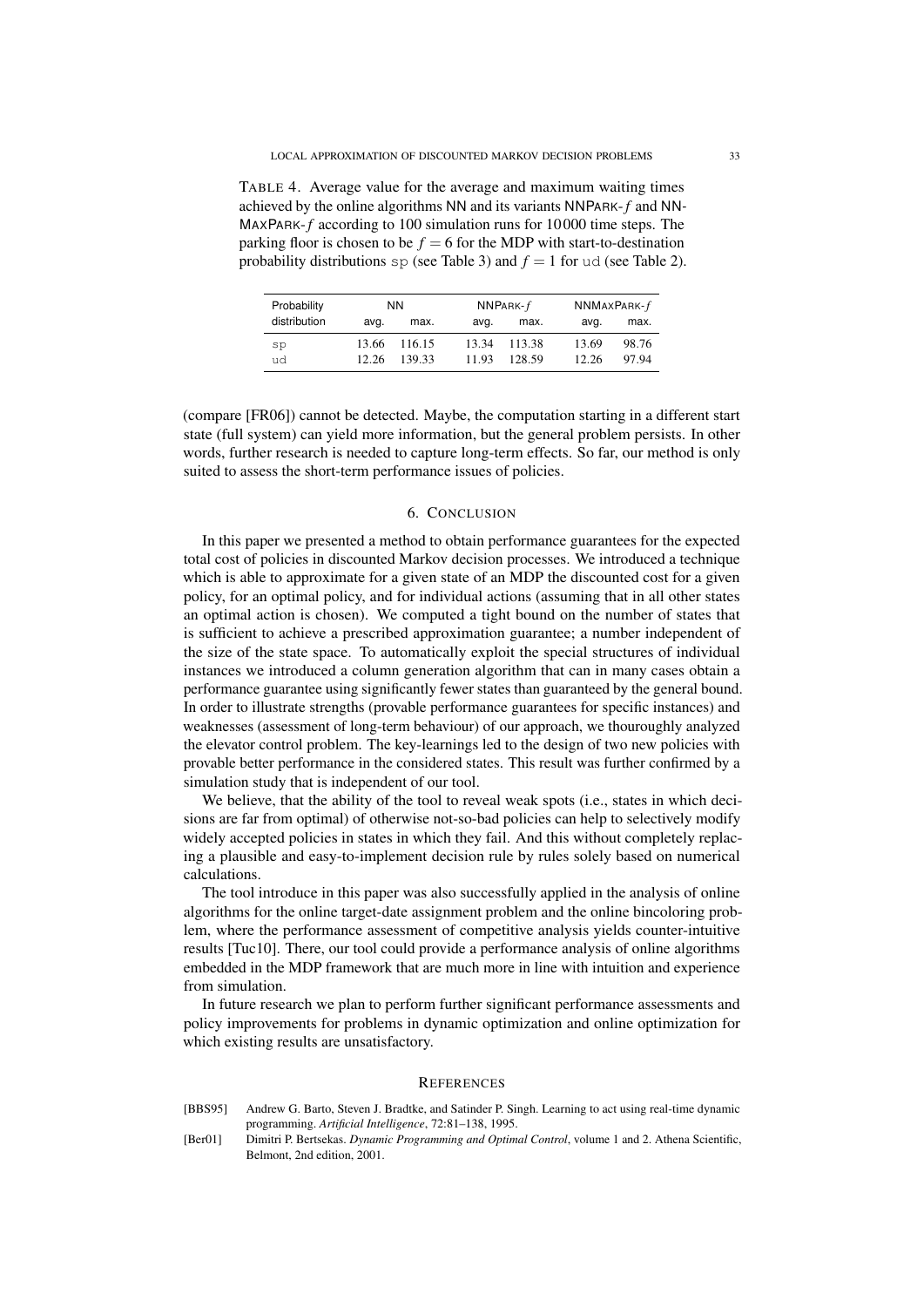TABLE 4. Average value for the average and maximum waiting times achieved by the online algorithms NN and its variants NNPARK-$f$ and NN-MAXPARK-$f$ according to 100 simulation runs for 10 000 time steps. The parking floor is chosen to be $f = 6$ for the MDP with start-to-destination probability distributions sp (see Table 3) and $f = 1$ for ud (see Table 2).

| Probability | NN | | NNPARK-$f$ | | NNMAXPARK-$f$ | |
|---|---|---|---|---|---|---|
| distribution | avg. | max. | avg. | max. | avg. | max. |
| sp | 13.66 | 116.15 | 13.34 | 113.38 | 13.69 | 98.76 |
| ud | 12.26 | 139.33 | 11.93 | 128.59 | 12.26 | 97.94 |

(compare [FR06]) cannot be detected. Maybe, the computation starting in a different start state (full system) can yield more information, but the general problem persists. In other words, further research is needed to capture long-term effects. So far, our method is only suited to assess the short-term performance issues of policies.

## 6. CONCLUSION

In this paper we presented a method to obtain performance guarantees for the expected total cost of policies in discounted Markov decision processes. We introduced a technique which is able to approximate for a given state of an MDP the discounted cost for a given policy, for an optimal policy, and for individual actions (assuming that in all other states an optimal action is chosen). We computed a tight bound on the number of states that is sufficient to achieve a prescribed approximation guarantee; a number independent of the size of the state space. To automatically exploit the special structures of individual instances we introduced a column generation algorithm that can in many cases obtain a performance guarantee using significantly fewer states than guaranteed by the general bound. In order to illustrate strengths (provable performance guarantees for specific instances) and weaknesses (assessment of long-term behaviour) of our approach, we thouroughly analyzed the elevator control problem. The key-learnings led to the design of two new policies with provable better performance in the considered states. This result was further confirmed by a simulation study that is independent of our tool.

We believe, that the ability of the tool to reveal weak spots (i.e., states in which decisions are far from optimal) of otherwise not-so-bad policies can help to selectively modify widely accepted policies in states in which they fail. And this without completely replacing a plausible and easy-to-implement decision rule by rules solely based on numerical calculations.

The tool introduce in this paper was also successfully applied in the analysis of online algorithms for the online target-date assignment problem and the online bincoloring problem, where the performance assessment of competitive analysis yields counter-intuitive results [Tuc10]. There, our tool could provide a performance analysis of online algorithms embedded in the MDP framework that are much more in line with intuition and experience from simulation.

In future research we plan to perform further significant performance assessments and policy improvements for problems in dynamic optimization and online optimization for which existing results are unsatisfactory.

## REFERENCES

[BBS95] Andrew G. Barto, Steven J. Bradtke, and Satinder P. Singh. Learning to act using real-time dynamic programming. *Artificial Intelligence*, 72:81–138, 1995.

[Ber01] Dimitri P. Bertsekas. *Dynamic Programming and Optimal Control*, volume 1 and 2. Athena Scientific, Belmont, 2nd edition, 2001.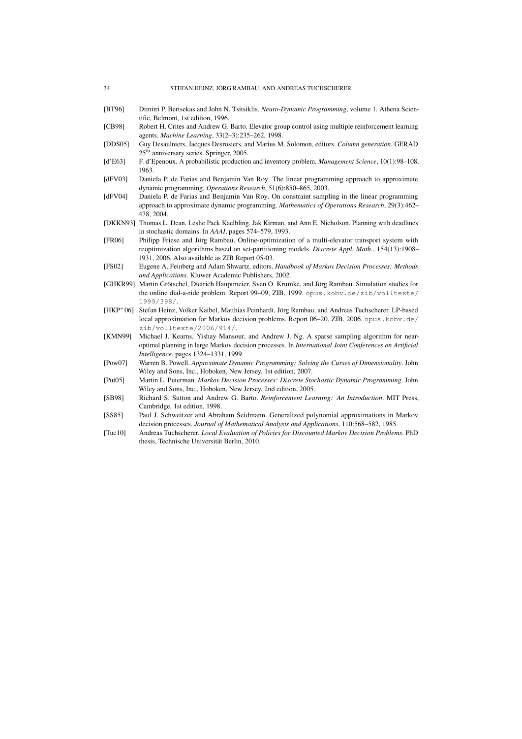[BT96] Dimitri P. Bertsekas and John N. Tsitsiklis. *Neuro-Dynamic Programming*, volume 1. Athena Scientific, Belmont, 1st edition, 1996.

[CB98] Robert H. Crites and Andrew G. Barto. Elevator group control using multiple reinforcement learning agents. *Machine Learning*, 33(2–3):235–262, 1998.

[DDS05] Guy Desaulniers, Jacques Desrosiers, and Marius M. Solomon, editors. *Column generation*. GERAD $25^{\text{th}}$ anniversary series. Springer, 2005.

[d'E63] F. d'Epenoux. A probabilistic production and inventory problem. *Management Science*, 10(1):98–108, 1963.

[dFV03] Daniela P. de Farias and Benjamin Van Roy. The linear programming approach to approximate dynamic programming. *Operations Research*, 51(6):850–865, 2003.

[dFV04] Daniela P. de Farias and Benjamin Van Roy. On constraint sampling in the linear programming approach to approximate dynamic programming. *Mathematics of Operations Research*, 29(3):462–478, 2004.

[DKKN93] Thomas L. Dean, Leslie Pack Kaelbling, Jak Kirman, and Ann E. Nicholson. Planning with deadlines in stochastic domains. In *AAAI*, pages 574–579, 1993.

[FR06] Philipp Friese and Jörg Rambau. Online-optimization of a multi-elevator transport system with reoptimization algorithms based on set-partitioning models. *Discrete Appl. Math.*, 154(13):1908–1931, 2006. Also available as ZIB Report 05-03.

[FS02] Eugene A. Feinberg and Adam Shwartz, editors. *Handbook of Markov Decision Processes: Methods and Applications*. Kluwer Academic Publishers, 2002.

[GHKR99] Martin Grötschel, Dietrich Hauptmeier, Sven O. Krumke, and Jörg Rambau. Simulation studies for the online dial-a-ride problem. Report 99–09, ZIB, 1999. `opus.kobv.de/zib/volltexte/1999/398/`.

[HKP$^+$06] Stefan Heinz, Volker Kaibel, Matthias Peinhardt, Jörg Rambau, and Andreas Tuchscherer. LP-based local approximation for Markov decision problems. Report 06–20, ZIB, 2006. `opus.kobv.de/zib/volltexte/2006/914/`.

[KMN99] Michael J. Kearns, Yishay Mansour, and Andrew J. Ng. A sparse sampling algorithm for near-optimal planning in large Markov decision processes. In *International Joint Conferences on Artificial Intelligence*, pages 1324–1331, 1999.

[Pow07] Warren B. Powell. *Approximate Dynamic Programming: Solving the Curses of Dimensionality*. John Wiley and Sons, Inc., Hoboken, New Jersey, 1st edition, 2007.

[Put05] Martin L. Puterman. *Markov Decision Processes: Discrete Stochastic Dynamic Programming*. John Wiley and Sons, Inc., Hoboken, New Jersey, 2nd edition, 2005.

[SB98] Richard S. Sutton and Andrew G. Barto. *Reinforcement Learning: An Introduction*. MIT Press, Cambridge, 1st edition, 1998.

[SS85] Paul J. Schweitzer and Abraham Seidmann. Generalized polynomial approximations in Markov decision processes. *Journal of Mathematical Analysis and Applications*, 110:568–582, 1985.

[Tuc10] Andreas Tuchscherer. *Local Evaluation of Policies for Discounted Markov Decision Problems*. PhD thesis, Technische Universität Berlin, 2010.